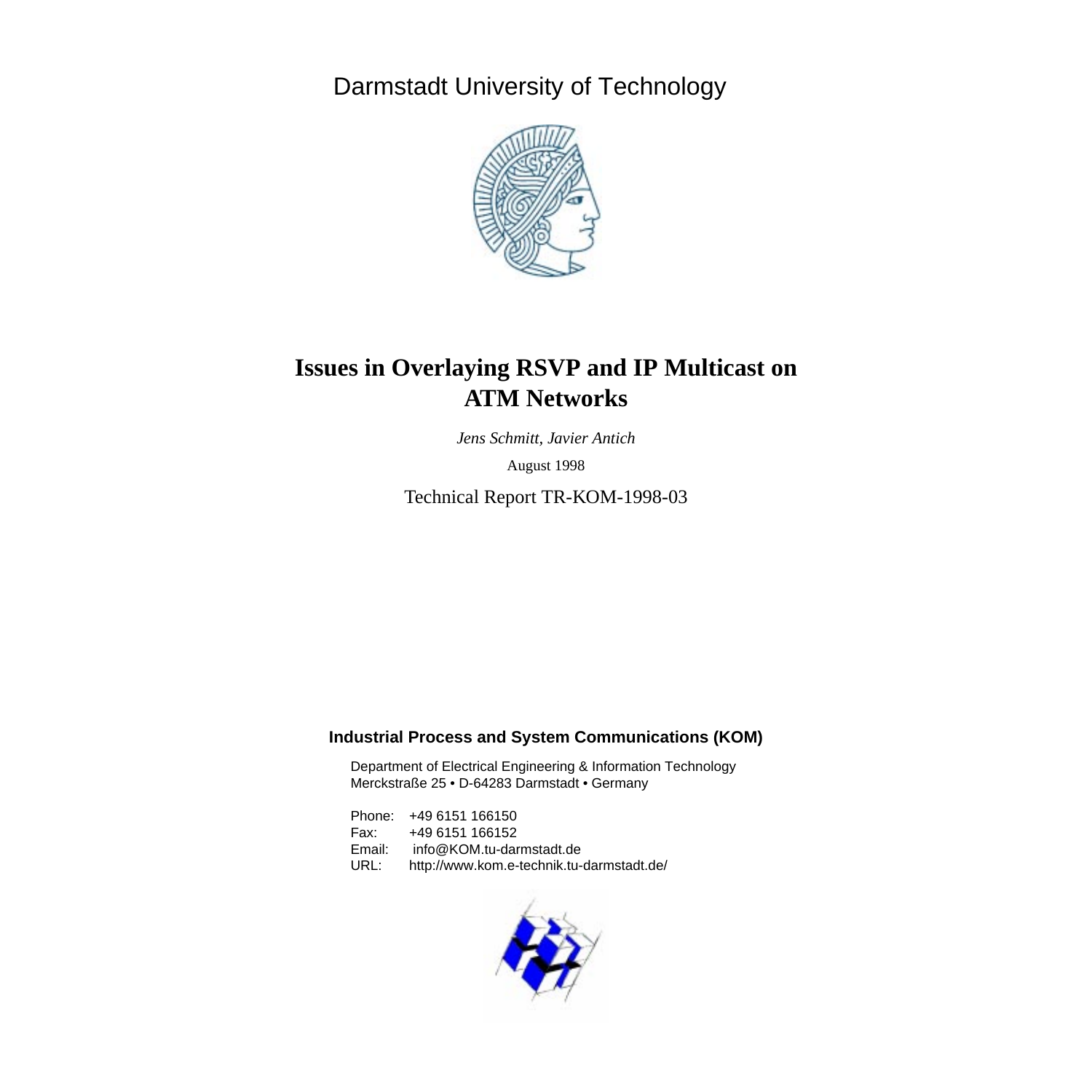Darmstadt University of Technology

# Issues in Overlaying RSVP and IP Multicast on ATM Networks

*Jens Schmitt, Javier Antich*

August 1998

Technical Report TR-KOM-1998-03

**Industrial Process and System Communications (KOM)**

Department of Electrical Engineering & Information Technology
Merckstraße 25 • D-64283 Darmstadt • Germany

Phone: +49 6151 166150
Fax: +49 6151 166152
Email: info@KOM.tu-darmstadt.de
URL: http://www.kom.e-technik.tu-darmstadt.de/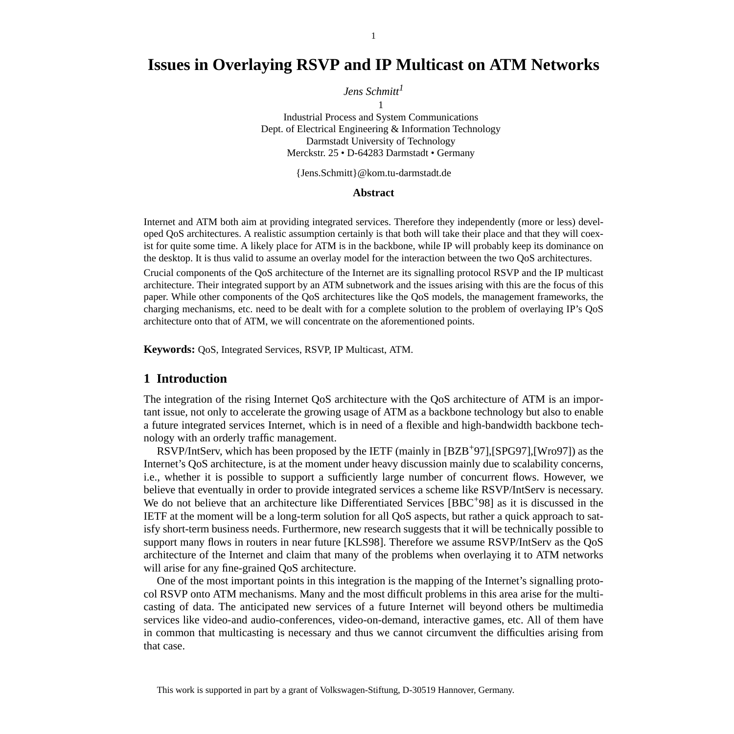# Issues in Overlaying RSVP and IP Multicast on ATM Networks

*Jens Schmitt*[1]

1

Industrial Process and System Communications
Dept. of Electrical Engineering & Information Technology
Darmstadt University of Technology
Merckstr. 25 • D-64283 Darmstadt • Germany

{Jens.Schmitt}@kom.tu-darmstadt.de

**Abstract**

Internet and ATM both aim at providing integrated services. Therefore they independently (more or less) developed QoS architectures. A realistic assumption certainly is that both will take their place and that they will coexist for quite some time. A likely place for ATM is in the backbone, while IP will probably keep its dominance on the desktop. It is thus valid to assume an overlay model for the interaction between the two QoS architectures.

Crucial components of the QoS architecture of the Internet are its signalling protocol RSVP and the IP multicast architecture. Their integrated support by an ATM subnetwork and the issues arising with this are the focus of this paper. While other components of the QoS architectures like the QoS models, the management frameworks, the charging mechanisms, etc. need to be dealt with for a complete solution to the problem of overlaying IP's QoS architecture onto that of ATM, we will concentrate on the aforementioned points.

**Keywords:** QoS, Integrated Services, RSVP, IP Multicast, ATM.

## 1 Introduction

The integration of the rising Internet QoS architecture with the QoS architecture of ATM is an important issue, not only to accelerate the growing usage of ATM as a backbone technology but also to enable a future integrated services Internet, which is in need of a flexible and high-bandwidth backbone technology with an orderly traffic management.

RSVP/IntServ, which has been proposed by the IETF (mainly in [BZB+97],[SPG97],[Wro97]) as the Internet's QoS architecture, is at the moment under heavy discussion mainly due to scalability concerns, i.e., whether it is possible to support a sufficiently large number of concurrent flows. However, we believe that eventually in order to provide integrated services a scheme like RSVP/IntServ is necessary. We do not believe that an architecture like Differentiated Services [BBC+98] as it is discussed in the IETF at the moment will be a long-term solution for all QoS aspects, but rather a quick approach to satisfy short-term business needs. Furthermore, new research suggests that it will be technically possible to support many flows in routers in near future [KLS98]. Therefore we assume RSVP/IntServ as the QoS architecture of the Internet and claim that many of the problems when overlaying it to ATM networks will arise for any fine-grained QoS architecture.

One of the most important points in this integration is the mapping of the Internet's signalling protocol RSVP onto ATM mechanisms. Many and the most difficult problems in this area arise for the multicasting of data. The anticipated new services of a future Internet will beyond others be multimedia services like video-and audio-conferences, video-on-demand, interactive games, etc. All of them have in common that multicasting is necessary and thus we cannot circumvent the difficulties arising from that case.

This work is supported in part by a grant of Volkswagen-Stiftung, D-30519 Hannover, Germany.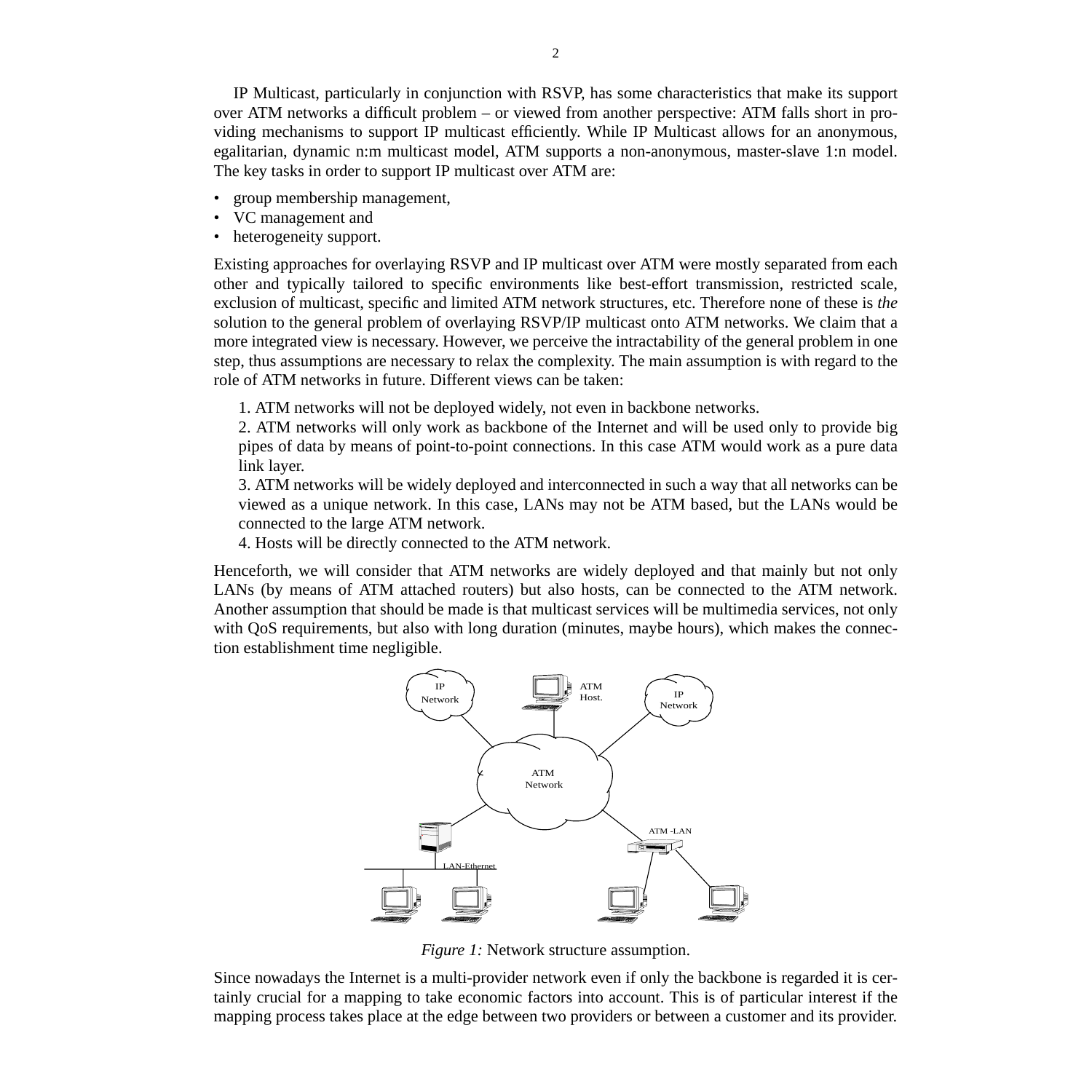IP Multicast, particularly in conjunction with RSVP, has some characteristics that make its support over ATM networks a difficult problem – or viewed from another perspective: ATM falls short in providing mechanisms to support IP multicast efficiently. While IP Multicast allows for an anonymous, egalitarian, dynamic n:m multicast model, ATM supports a non-anonymous, master-slave 1:n model. The key tasks in order to support IP multicast over ATM are:

- group membership management,
- VC management and
- heterogeneity support.

Existing approaches for overlaying RSVP and IP multicast over ATM were mostly separated from each other and typically tailored to specific environments like best-effort transmission, restricted scale, exclusion of multicast, specific and limited ATM network structures, etc. Therefore none of these is *the* solution to the general problem of overlaying RSVP/IP multicast onto ATM networks. We claim that a more integrated view is necessary. However, we perceive the intractability of the general problem in one step, thus assumptions are necessary to relax the complexity. The main assumption is with regard to the role of ATM networks in future. Different views can be taken:

1. ATM networks will not be deployed widely, not even in backbone networks.
2. ATM networks will only work as backbone of the Internet and will be used only to provide big pipes of data by means of point-to-point connections. In this case ATM would work as a pure data link layer.
3. ATM networks will be widely deployed and interconnected in such a way that all networks can be viewed as a unique network. In this case, LANs may not be ATM based, but the LANs would be connected to the large ATM network.
4. Hosts will be directly connected to the ATM network.

Henceforth, we will consider that ATM networks are widely deployed and that mainly but not only LANs (by means of ATM attached routers) but also hosts, can be connected to the ATM network. Another assumption that should be made is that multicast services will be multimedia services, not only with QoS requirements, but also with long duration (minutes, maybe hours), which makes the connection establishment time negligible.

*Figure 1:* Network structure assumption.

Since nowadays the Internet is a multi-provider network even if only the backbone is regarded it is certainly crucial for a mapping to take economic factors into account. This is of particular interest if the mapping process takes place at the edge between two providers or between a customer and its provider.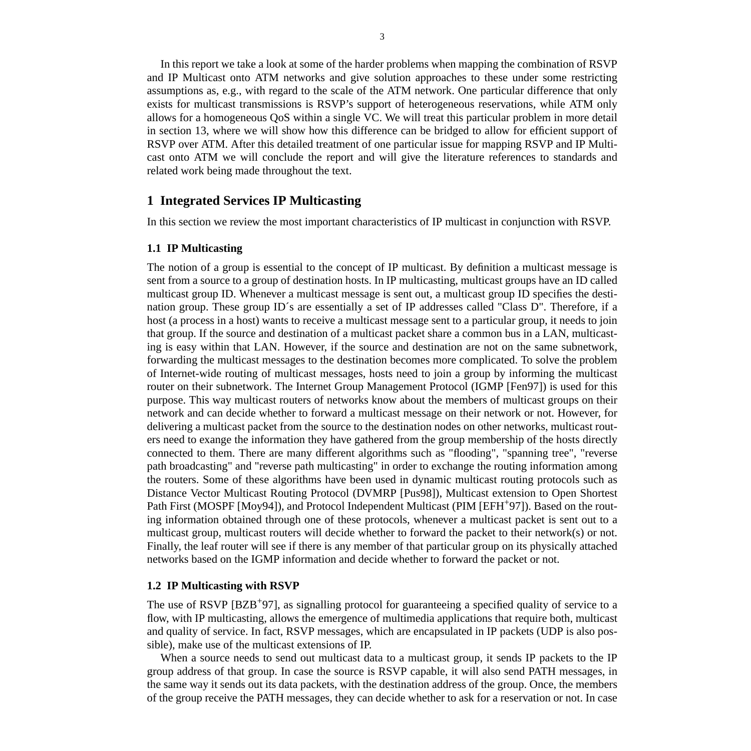In this report we take a look at some of the harder problems when mapping the combination of RSVP and IP Multicast onto ATM networks and give solution approaches to these under some restricting assumptions as, e.g., with regard to the scale of the ATM network. One particular difference that only exists for multicast transmissions is RSVP's support of heterogeneous reservations, while ATM only allows for a homogeneous QoS within a single VC. We will treat this particular problem in more detail in section 13, where we will show how this difference can be bridged to allow for efficient support of RSVP over ATM. After this detailed treatment of one particular issue for mapping RSVP and IP Multicast onto ATM we will conclude the report and will give the literature references to standards and related work being made throughout the text.

# 1 Integrated Services IP Multicasting

In this section we review the most important characteristics of IP multicast in conjunction with RSVP.

## 1.1 IP Multicasting

The notion of a group is essential to the concept of IP multicast. By definition a multicast message is sent from a source to a group of destination hosts. In IP multicasting, multicast groups have an ID called multicast group ID. Whenever a multicast message is sent out, a multicast group ID specifies the destination group. These group ID´s are essentially a set of IP addresses called "Class D". Therefore, if a host (a process in a host) wants to receive a multicast message sent to a particular group, it needs to join that group. If the source and destination of a multicast packet share a common bus in a LAN, multicasting is easy within that LAN. However, if the source and destination are not on the same subnetwork, forwarding the multicast messages to the destination becomes more complicated. To solve the problem of Internet-wide routing of multicast messages, hosts need to join a group by informing the multicast router on their subnetwork. The Internet Group Management Protocol (IGMP [Fen97]) is used for this purpose. This way multicast routers of networks know about the members of multicast groups on their network and can decide whether to forward a multicast message on their network or not. However, for delivering a multicast packet from the source to the destination nodes on other networks, multicast routers need to exange the information they have gathered from the group membership of the hosts directly connected to them. There are many different algorithms such as "flooding", "spanning tree", "reverse path broadcasting" and "reverse path multicasting" in order to exchange the routing information among the routers. Some of these algorithms have been used in dynamic multicast routing protocols such as Distance Vector Multicast Routing Protocol (DVMRP [Pus98]), Multicast extension to Open Shortest Path First (MOSPF [Moy94]), and Protocol Independent Multicast (PIM [EFH+97]). Based on the routing information obtained through one of these protocols, whenever a multicast packet is sent out to a multicast group, multicast routers will decide whether to forward the packet to their network(s) or not. Finally, the leaf router will see if there is any member of that particular group on its physically attached networks based on the IGMP information and decide whether to forward the packet or not.

## 1.2 IP Multicasting with RSVP

The use of RSVP [BZB+97], as signalling protocol for guaranteeing a specified quality of service to a flow, with IP multicasting, allows the emergence of multimedia applications that require both, multicast and quality of service. In fact, RSVP messages, which are encapsulated in IP packets (UDP is also possible), make use of the multicast extensions of IP.

When a source needs to send out multicast data to a multicast group, it sends IP packets to the IP group address of that group. In case the source is RSVP capable, it will also send PATH messages, in the same way it sends out its data packets, with the destination address of the group. Once, the members of the group receive the PATH messages, they can decide whether to ask for a reservation or not. In case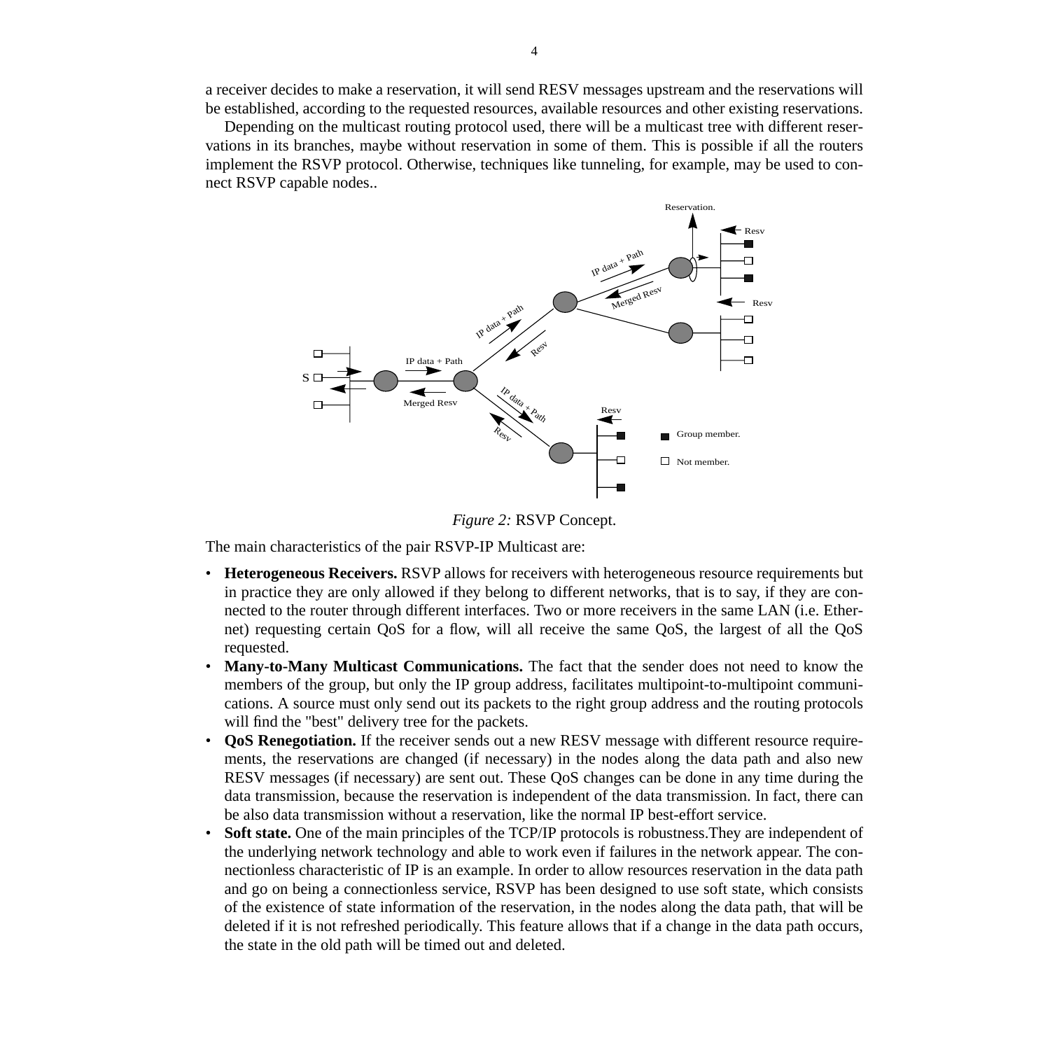a receiver decides to make a reservation, it will send RESV messages upstream and the reservations will be established, according to the requested resources, available resources and other existing reservations.

Depending on the multicast routing protocol used, there will be a multicast tree with different reservations in its branches, maybe without reservation in some of them. This is possible if all the routers implement the RSVP protocol. Otherwise, techniques like tunneling, for example, may be used to connect RSVP capable nodes..

*Figure 2:* RSVP Concept.

The main characteristics of the pair RSVP-IP Multicast are:

- **Heterogeneous Receivers.** RSVP allows for receivers with heterogeneous resource requirements but in practice they are only allowed if they belong to different networks, that is to say, if they are connected to the router through different interfaces. Two or more receivers in the same LAN (i.e. Ethernet) requesting certain QoS for a flow, will all receive the same QoS, the largest of all the QoS requested.
- **Many-to-Many Multicast Communications.** The fact that the sender does not need to know the members of the group, but only the IP group address, facilitates multipoint-to-multipoint communications. A source must only send out its packets to the right group address and the routing protocols will find the "best" delivery tree for the packets.
- **QoS Renegotiation.** If the receiver sends out a new RESV message with different resource requirements, the reservations are changed (if necessary) in the nodes along the data path and also new RESV messages (if necessary) are sent out. These QoS changes can be done in any time during the data transmission, because the reservation is independent of the data transmission. In fact, there can be also data transmission without a reservation, like the normal IP best-effort service.
- **Soft state.** One of the main principles of the TCP/IP protocols is robustness.They are independent of the underlying network technology and able to work even if failures in the network appear. The connectionless characteristic of IP is an example. In order to allow resources reservation in the data path and go on being a connectionless service, RSVP has been designed to use soft state, which consists of the existence of state information of the reservation, in the nodes along the data path, that will be deleted if it is not refreshed periodically. This feature allows that if a change in the data path occurs, the state in the old path will be timed out and deleted.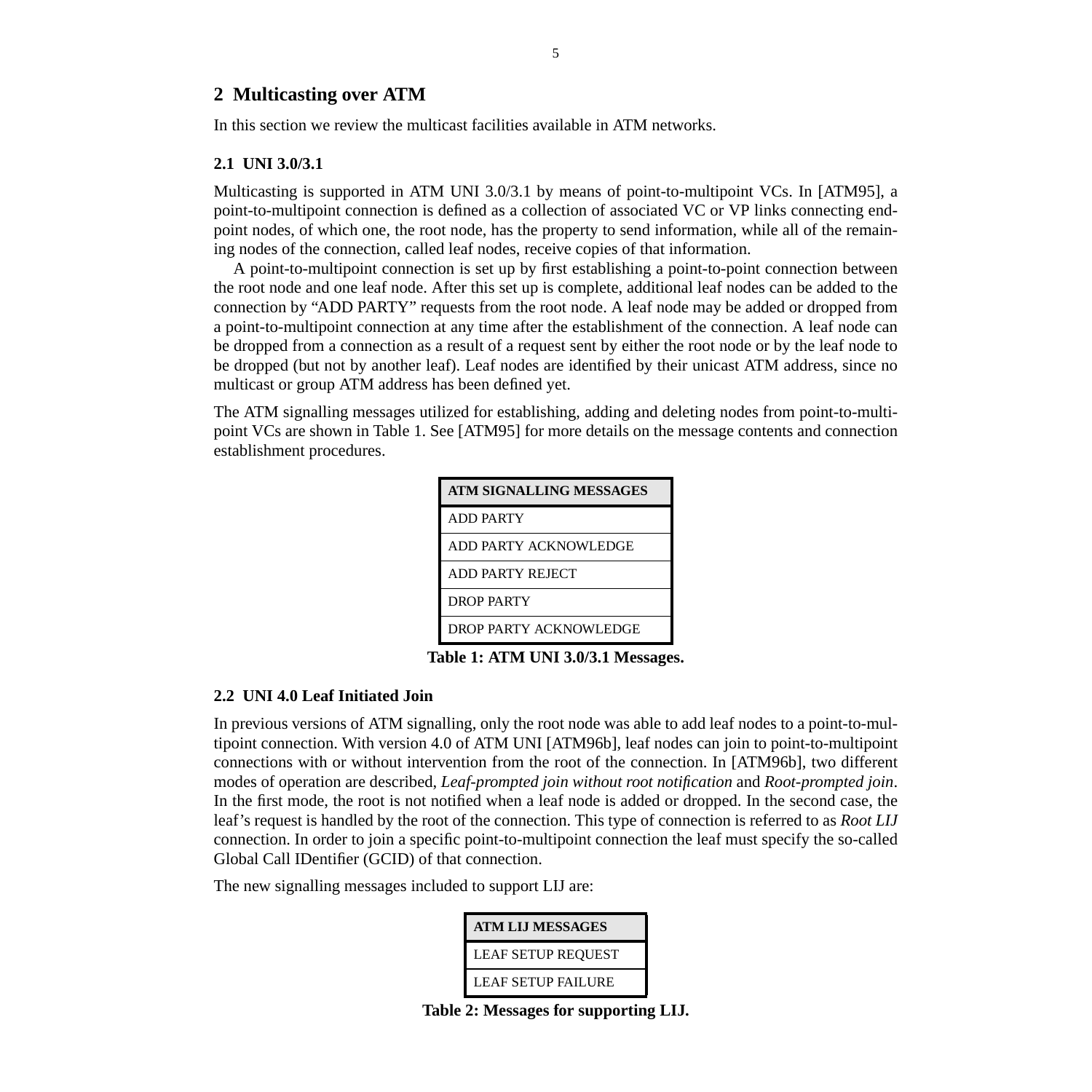## 2 Multicasting over ATM

In this section we review the multicast facilities available in ATM networks.

### 2.1 UNI 3.0/3.1

Multicasting is supported in ATM UNI 3.0/3.1 by means of point-to-multipoint VCs. In [ATM95], a point-to-multipoint connection is defined as a collection of associated VC or VP links connecting endpoint nodes, of which one, the root node, has the property to send information, while all of the remaining nodes of the connection, called leaf nodes, receive copies of that information.

A point-to-multipoint connection is set up by first establishing a point-to-point connection between the root node and one leaf node. After this set up is complete, additional leaf nodes can be added to the connection by "ADD PARTY" requests from the root node. A leaf node may be added or dropped from a point-to-multipoint connection at any time after the establishment of the connection. A leaf node can be dropped from a connection as a result of a request sent by either the root node or by the leaf node to be dropped (but not by another leaf). Leaf nodes are identified by their unicast ATM address, since no multicast or group ATM address has been defined yet.

The ATM signalling messages utilized for establishing, adding and deleting nodes from point-to-multipoint VCs are shown in Table 1. See [ATM95] for more details on the message contents and connection establishment procedures.

| ATM SIGNALLING MESSAGES |
|---|
| ADD PARTY |
| ADD PARTY ACKNOWLEDGE |
| ADD PARTY REJECT |
| DROP PARTY |
| DROP PARTY ACKNOWLEDGE |

**Table 1: ATM UNI 3.0/3.1 Messages.**

### 2.2 UNI 4.0 Leaf Initiated Join

In previous versions of ATM signalling, only the root node was able to add leaf nodes to a point-to-multipoint connection. With version 4.0 of ATM UNI [ATM96b], leaf nodes can join to point-to-multipoint connections with or without intervention from the root of the connection. In [ATM96b], two different modes of operation are described, *Leaf-prompted join without root notification* and *Root-prompted join*. In the first mode, the root is not notified when a leaf node is added or dropped. In the second case, the leaf's request is handled by the root of the connection. This type of connection is referred to as *Root LIJ* connection. In order to join a specific point-to-multipoint connection the leaf must specify the so-called Global Call IDentifier (GCID) of that connection.

The new signalling messages included to support LIJ are:

| ATM LIJ MESSAGES |
|---|
| LEAF SETUP REQUEST |
| LEAF SETUP FAILURE |

**Table 2: Messages for supporting LIJ.**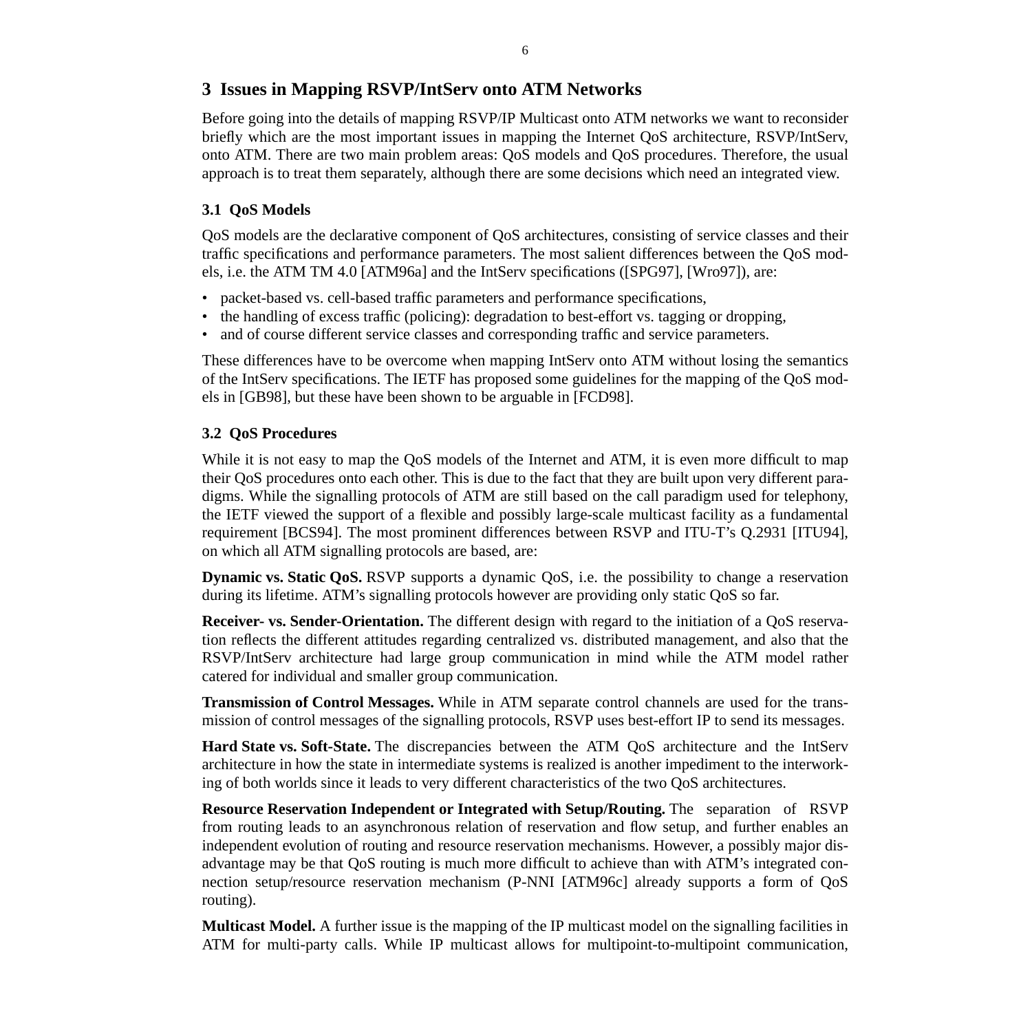## 3 Issues in Mapping RSVP/IntServ onto ATM Networks

Before going into the details of mapping RSVP/IP Multicast onto ATM networks we want to reconsider briefly which are the most important issues in mapping the Internet QoS architecture, RSVP/IntServ, onto ATM. There are two main problem areas: QoS models and QoS procedures. Therefore, the usual approach is to treat them separately, although there are some decisions which need an integrated view.

### 3.1 QoS Models

QoS models are the declarative component of QoS architectures, consisting of service classes and their traffic specifications and performance parameters. The most salient differences between the QoS models, i.e. the ATM TM 4.0 [ATM96a] and the IntServ specifications ([SPG97], [Wro97]), are:

- packet-based vs. cell-based traffic parameters and performance specifications,
- the handling of excess traffic (policing): degradation to best-effort vs. tagging or dropping,
- and of course different service classes and corresponding traffic and service parameters.

These differences have to be overcome when mapping IntServ onto ATM without losing the semantics of the IntServ specifications. The IETF has proposed some guidelines for the mapping of the QoS models in [GB98], but these have been shown to be arguable in [FCD98].

### 3.2 QoS Procedures

While it is not easy to map the QoS models of the Internet and ATM, it is even more difficult to map their QoS procedures onto each other. This is due to the fact that they are built upon very different paradigms. While the signalling protocols of ATM are still based on the call paradigm used for telephony, the IETF viewed the support of a flexible and possibly large-scale multicast facility as a fundamental requirement [BCS94]. The most prominent differences between RSVP and ITU-T's Q.2931 [ITU94], on which all ATM signalling protocols are based, are:

**Dynamic vs. Static QoS.** RSVP supports a dynamic QoS, i.e. the possibility to change a reservation during its lifetime. ATM's signalling protocols however are providing only static QoS so far.

**Receiver- vs. Sender-Orientation.** The different design with regard to the initiation of a QoS reservation reflects the different attitudes regarding centralized vs. distributed management, and also that the RSVP/IntServ architecture had large group communication in mind while the ATM model rather catered for individual and smaller group communication.

**Transmission of Control Messages.** While in ATM separate control channels are used for the transmission of control messages of the signalling protocols, RSVP uses best-effort IP to send its messages.

**Hard State vs. Soft-State.** The discrepancies between the ATM QoS architecture and the IntServ architecture in how the state in intermediate systems is realized is another impediment to the interworking of both worlds since it leads to very different characteristics of the two QoS architectures.

**Resource Reservation Independent or Integrated with Setup/Routing.** The separation of RSVP from routing leads to an asynchronous relation of reservation and flow setup, and further enables an independent evolution of routing and resource reservation mechanisms. However, a possibly major disadvantage may be that QoS routing is much more difficult to achieve than with ATM's integrated connection setup/resource reservation mechanism (P-NNI [ATM96c] already supports a form of QoS routing).

**Multicast Model.** A further issue is the mapping of the IP multicast model on the signalling facilities in ATM for multi-party calls. While IP multicast allows for multipoint-to-multipoint communication,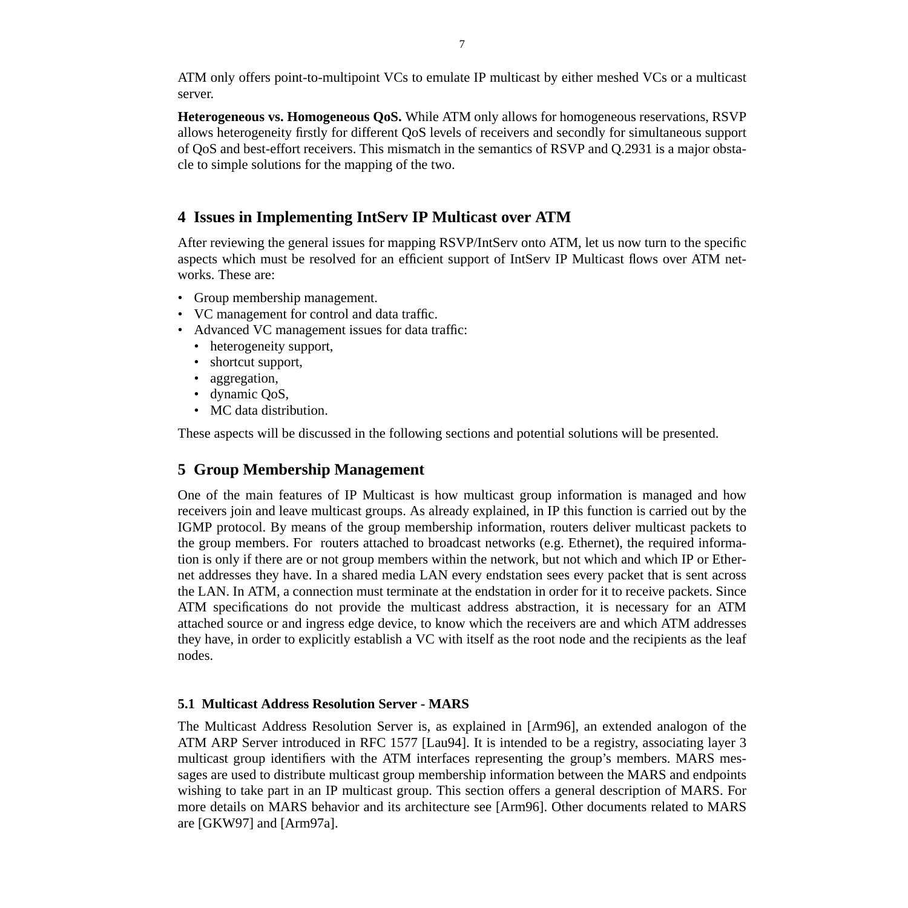ATM only offers point-to-multipoint VCs to emulate IP multicast by either meshed VCs or a multicast server.

**Heterogeneous vs. Homogeneous QoS.** While ATM only allows for homogeneous reservations, RSVP allows heterogeneity firstly for different QoS levels of receivers and secondly for simultaneous support of QoS and best-effort receivers. This mismatch in the semantics of RSVP and Q.2931 is a major obstacle to simple solutions for the mapping of the two.

## 4 Issues in Implementing IntServ IP Multicast over ATM

After reviewing the general issues for mapping RSVP/IntServ onto ATM, let us now turn to the specific aspects which must be resolved for an efficient support of IntServ IP Multicast flows over ATM networks. These are:

- Group membership management.
- VC management for control and data traffic.
- Advanced VC management issues for data traffic:
  - heterogeneity support,
  - shortcut support,
  - aggregation,
  - dynamic QoS,
  - MC data distribution.

These aspects will be discussed in the following sections and potential solutions will be presented.

## 5 Group Membership Management

One of the main features of IP Multicast is how multicast group information is managed and how receivers join and leave multicast groups. As already explained, in IP this function is carried out by the IGMP protocol. By means of the group membership information, routers deliver multicast packets to the group members. For routers attached to broadcast networks (e.g. Ethernet), the required information is only if there are or not group members within the network, but not which and which IP or Ethernet addresses they have. In a shared media LAN every endstation sees every packet that is sent across the LAN. In ATM, a connection must terminate at the endstation in order for it to receive packets. Since ATM specifications do not provide the multicast address abstraction, it is necessary for an ATM attached source or and ingress edge device, to know which the receivers are and which ATM addresses they have, in order to explicitly establish a VC with itself as the root node and the recipients as the leaf nodes.

### 5.1 Multicast Address Resolution Server - MARS

The Multicast Address Resolution Server is, as explained in [Arm96], an extended analogon of the ATM ARP Server introduced in RFC 1577 [Lau94]. It is intended to be a registry, associating layer 3 multicast group identifiers with the ATM interfaces representing the group's members. MARS messages are used to distribute multicast group membership information between the MARS and endpoints wishing to take part in an IP multicast group. This section offers a general description of MARS. For more details on MARS behavior and its architecture see [Arm96]. Other documents related to MARS are [GKW97] and [Arm97a].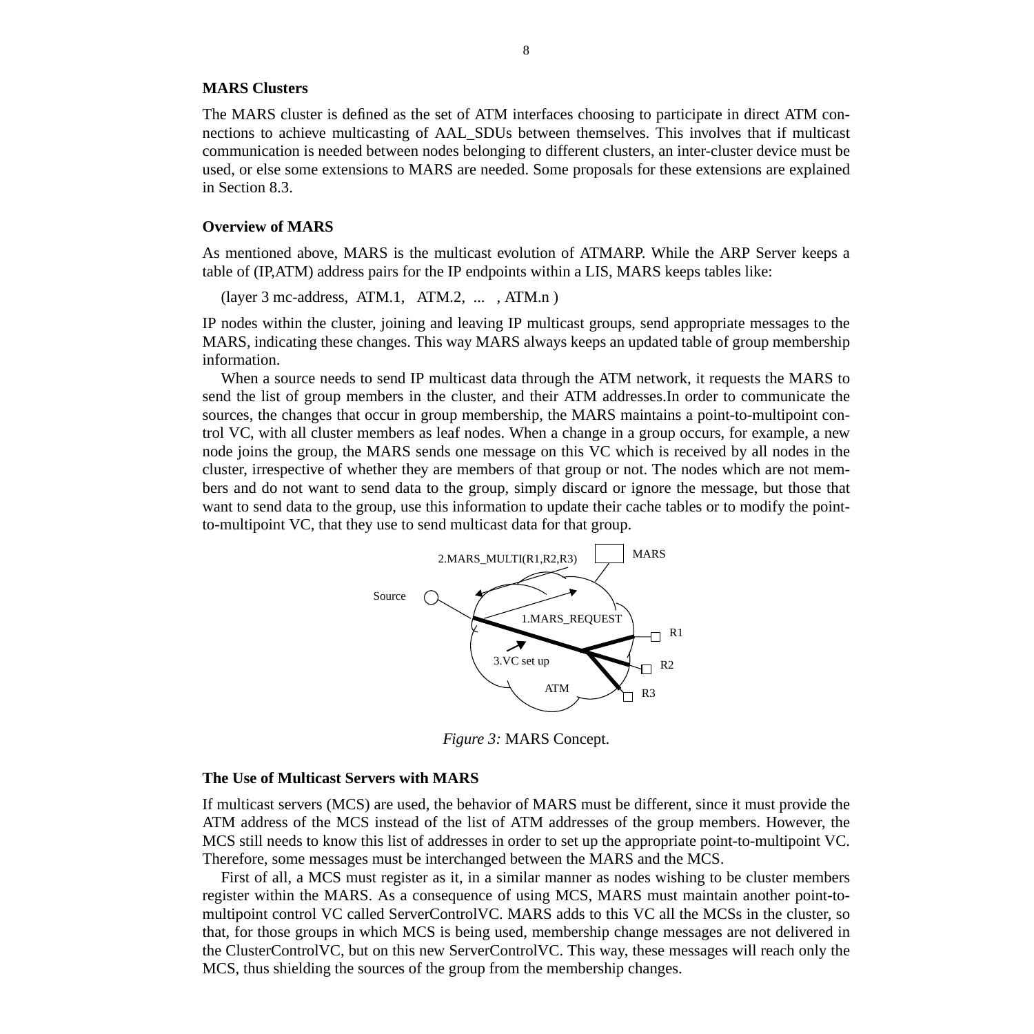### MARS Clusters

The MARS cluster is defined as the set of ATM interfaces choosing to participate in direct ATM connections to achieve multicasting of AAL_SDUs between themselves. This involves that if multicast communication is needed between nodes belonging to different clusters, an inter-cluster device must be used, or else some extensions to MARS are needed. Some proposals for these extensions are explained in Section 8.3.

### Overview of MARS

As mentioned above, MARS is the multicast evolution of ATMARP. While the ARP Server keeps a table of (IP,ATM) address pairs for the IP endpoints within a LIS, MARS keeps tables like:

(layer 3 mc-address, ATM.1, ATM.2, ... , ATM.n )

IP nodes within the cluster, joining and leaving IP multicast groups, send appropriate messages to the MARS, indicating these changes. This way MARS always keeps an updated table of group membership information.

When a source needs to send IP multicast data through the ATM network, it requests the MARS to send the list of group members in the cluster, and their ATM addresses.In order to communicate the sources, the changes that occur in group membership, the MARS maintains a point-to-multipoint control VC, with all cluster members as leaf nodes. When a change in a group occurs, for example, a new node joins the group, the MARS sends one message on this VC which is received by all nodes in the cluster, irrespective of whether they are members of that group or not. The nodes which are not members and do not want to send data to the group, simply discard or ignore the message, but those that want to send data to the group, use this information to update their cache tables or to modify the point-to-multipoint VC, that they use to send multicast data for that group.

2.MARS_MULTI(R1,R2,R3) MARS Source 1.MARS_REQUEST R1 3.VC set up R2 ATM R3

*Figure 3:* MARS Concept.

### The Use of Multicast Servers with MARS

If multicast servers (MCS) are used, the behavior of MARS must be different, since it must provide the ATM address of the MCS instead of the list of ATM addresses of the group members. However, the MCS still needs to know this list of addresses in order to set up the appropriate point-to-multipoint VC. Therefore, some messages must be interchanged between the MARS and the MCS.

First of all, a MCS must register as it, in a similar manner as nodes wishing to be cluster members register within the MARS. As a consequence of using MCS, MARS must maintain another point-to-multipoint control VC called ServerControlVC. MARS adds to this VC all the MCSs in the cluster, so that, for those groups in which MCS is being used, membership change messages are not delivered in the ClusterControlVC, but on this new ServerControlVC. This way, these messages will reach only the MCS, thus shielding the sources of the group from the membership changes.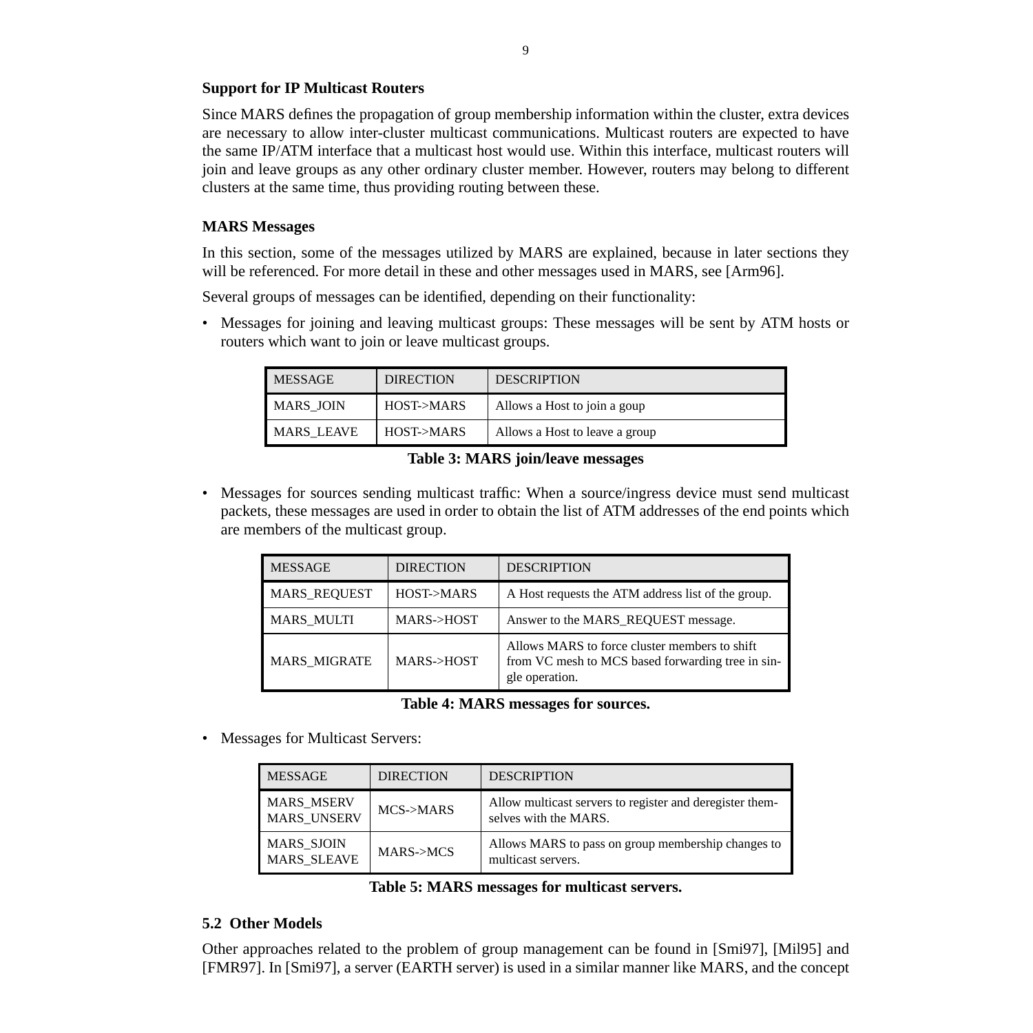**Support for IP Multicast Routers**

Since MARS defines the propagation of group membership information within the cluster, extra devices are necessary to allow inter-cluster multicast communications. Multicast routers are expected to have the same IP/ATM interface that a multicast host would use. Within this interface, multicast routers will join and leave groups as any other ordinary cluster member. However, routers may belong to different clusters at the same time, thus providing routing between these.

**MARS Messages**

In this section, some of the messages utilized by MARS are explained, because in later sections they will be referenced. For more detail in these and other messages used in MARS, see [Arm96].

Several groups of messages can be identified, depending on their functionality:

- Messages for joining and leaving multicast groups: These messages will be sent by ATM hosts or routers which want to join or leave multicast groups.

| MESSAGE | DIRECTION | DESCRIPTION |
|---|---|---|
| MARS_JOIN | HOST->MARS | Allows a Host to join a goup |
| MARS_LEAVE | HOST->MARS | Allows a Host to leave a group |

**Table 3: MARS join/leave messages**

- Messages for sources sending multicast traffic: When a source/ingress device must send multicast packets, these messages are used in order to obtain the list of ATM addresses of the end points which are members of the multicast group.

| MESSAGE | DIRECTION | DESCRIPTION |
|---|---|---|
| MARS_REQUEST | HOST->MARS | A Host requests the ATM address list of the group. |
| MARS_MULTI | MARS->HOST | Answer to the MARS_REQUEST message. |
| MARS_MIGRATE | MARS->HOST | Allows MARS to force cluster members to shift from VC mesh to MCS based forwarding tree in single operation. |

**Table 4: MARS messages for sources.**

- Messages for Multicast Servers:

| MESSAGE | DIRECTION | DESCRIPTION |
|---|---|---|
| MARS_MSERV MARS_UNSERV | MCS->MARS | Allow multicast servers to register and deregister themselves with the MARS. |
| MARS_SJOIN MARS_SLEAVE | MARS->MCS | Allows MARS to pass on group membership changes to multicast servers. |

**Table 5: MARS messages for multicast servers.**

## 5.2 Other Models

Other approaches related to the problem of group management can be found in [Smi97], [Mil95] and [FMR97]. In [Smi97], a server (EARTH server) is used in a similar manner like MARS, and the concept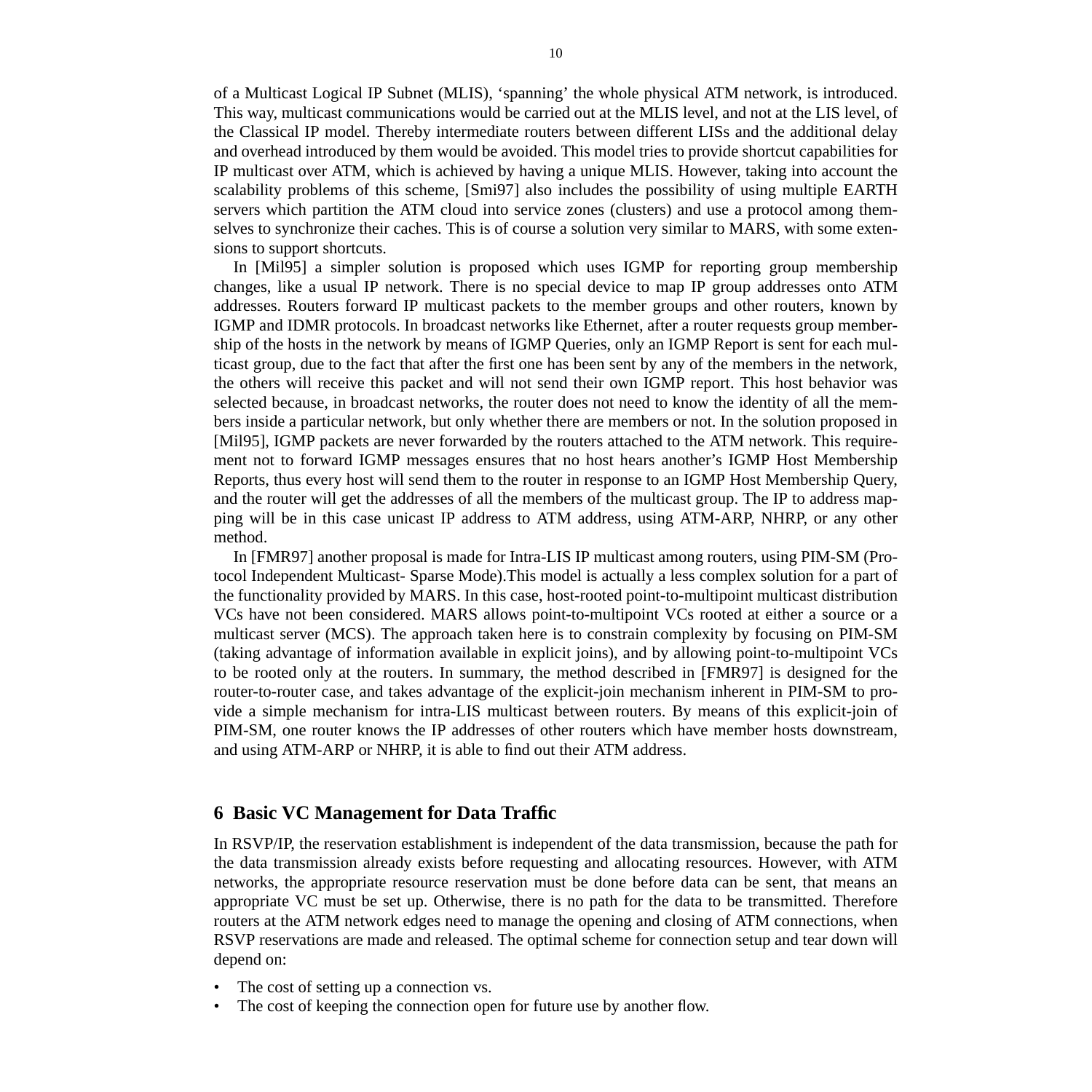of a Multicast Logical IP Subnet (MLIS), 'spanning' the whole physical ATM network, is introduced. This way, multicast communications would be carried out at the MLIS level, and not at the LIS level, of the Classical IP model. Thereby intermediate routers between different LISs and the additional delay and overhead introduced by them would be avoided. This model tries to provide shortcut capabilities for IP multicast over ATM, which is achieved by having a unique MLIS. However, taking into account the scalability problems of this scheme, [Smi97] also includes the possibility of using multiple EARTH servers which partition the ATM cloud into service zones (clusters) and use a protocol among themselves to synchronize their caches. This is of course a solution very similar to MARS, with some extensions to support shortcuts.

In [Mil95] a simpler solution is proposed which uses IGMP for reporting group membership changes, like a usual IP network. There is no special device to map IP group addresses onto ATM addresses. Routers forward IP multicast packets to the member groups and other routers, known by IGMP and IDMR protocols. In broadcast networks like Ethernet, after a router requests group membership of the hosts in the network by means of IGMP Queries, only an IGMP Report is sent for each multicast group, due to the fact that after the first one has been sent by any of the members in the network, the others will receive this packet and will not send their own IGMP report. This host behavior was selected because, in broadcast networks, the router does not need to know the identity of all the members inside a particular network, but only whether there are members or not. In the solution proposed in [Mil95], IGMP packets are never forwarded by the routers attached to the ATM network. This requirement not to forward IGMP messages ensures that no host hears another's IGMP Host Membership Reports, thus every host will send them to the router in response to an IGMP Host Membership Query, and the router will get the addresses of all the members of the multicast group. The IP to address mapping will be in this case unicast IP address to ATM address, using ATM-ARP, NHRP, or any other method.

In [FMR97] another proposal is made for Intra-LIS IP multicast among routers, using PIM-SM (Protocol Independent Multicast- Sparse Mode).This model is actually a less complex solution for a part of the functionality provided by MARS. In this case, host-rooted point-to-multipoint multicast distribution VCs have not been considered. MARS allows point-to-multipoint VCs rooted at either a source or a multicast server (MCS). The approach taken here is to constrain complexity by focusing on PIM-SM (taking advantage of information available in explicit joins), and by allowing point-to-multipoint VCs to be rooted only at the routers. In summary, the method described in [FMR97] is designed for the router-to-router case, and takes advantage of the explicit-join mechanism inherent in PIM-SM to provide a simple mechanism for intra-LIS multicast between routers. By means of this explicit-join of PIM-SM, one router knows the IP addresses of other routers which have member hosts downstream, and using ATM-ARP or NHRP, it is able to find out their ATM address.

## 6 Basic VC Management for Data Traffic

In RSVP/IP, the reservation establishment is independent of the data transmission, because the path for the data transmission already exists before requesting and allocating resources. However, with ATM networks, the appropriate resource reservation must be done before data can be sent, that means an appropriate VC must be set up. Otherwise, there is no path for the data to be transmitted. Therefore routers at the ATM network edges need to manage the opening and closing of ATM connections, when RSVP reservations are made and released. The optimal scheme for connection setup and tear down will depend on:

- The cost of setting up a connection vs.
- The cost of keeping the connection open for future use by another flow.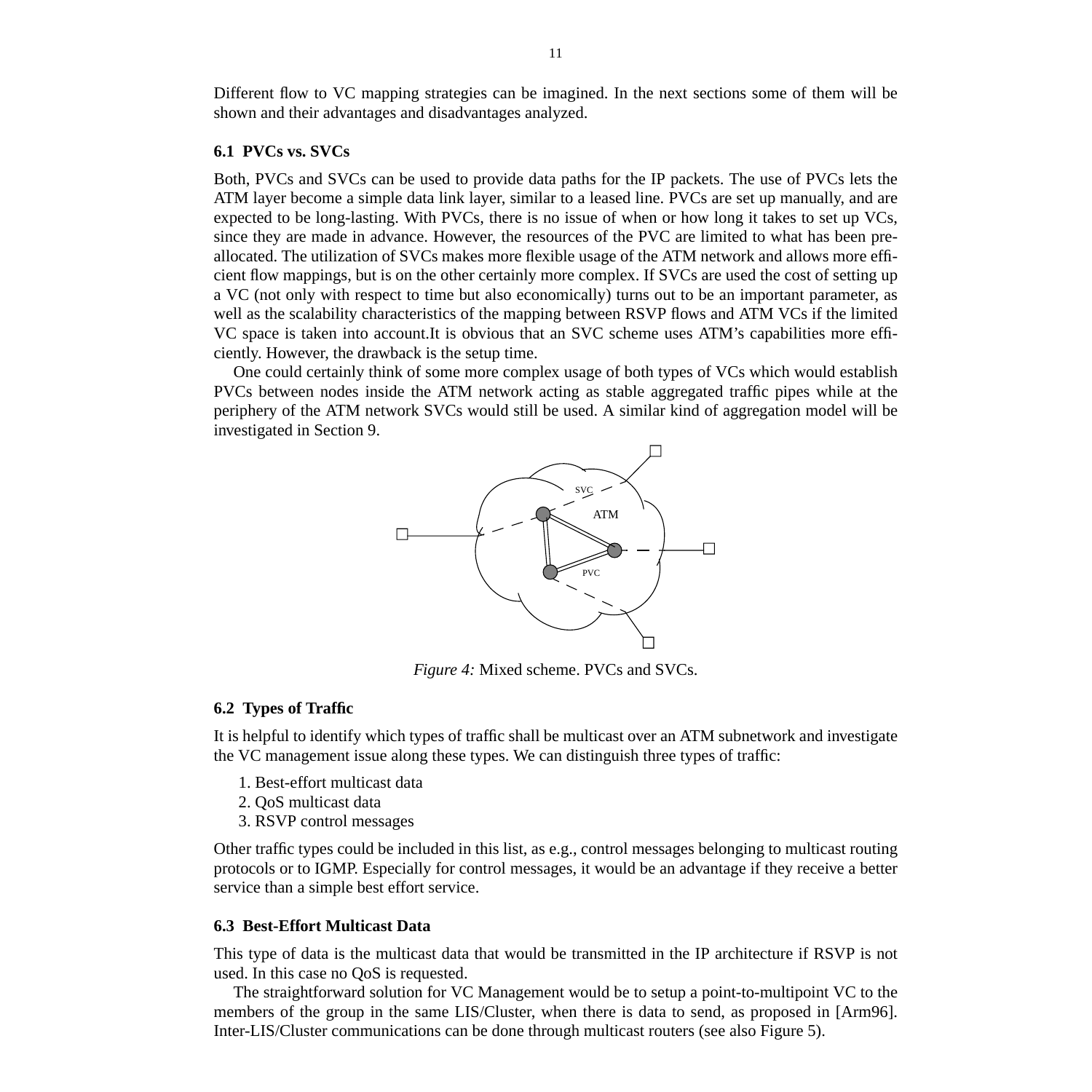Different flow to VC mapping strategies can be imagined. In the next sections some of them will be shown and their advantages and disadvantages analyzed.

### 6.1 PVCs vs. SVCs

Both, PVCs and SVCs can be used to provide data paths for the IP packets. The use of PVCs lets the ATM layer become a simple data link layer, similar to a leased line. PVCs are set up manually, and are expected to be long-lasting. With PVCs, there is no issue of when or how long it takes to set up VCs, since they are made in advance. However, the resources of the PVC are limited to what has been pre-allocated. The utilization of SVCs makes more flexible usage of the ATM network and allows more efficient flow mappings, but is on the other certainly more complex. If SVCs are used the cost of setting up a VC (not only with respect to time but also economically) turns out to be an important parameter, as well as the scalability characteristics of the mapping between RSVP flows and ATM VCs if the limited VC space is taken into account.It is obvious that an SVC scheme uses ATM's capabilities more efficiently. However, the drawback is the setup time.

One could certainly think of some more complex usage of both types of VCs which would establish PVCs between nodes inside the ATM network acting as stable aggregated traffic pipes while at the periphery of the ATM network SVCs would still be used. A similar kind of aggregation model will be investigated in Section 9.

*Figure 4:* Mixed scheme. PVCs and SVCs.

### 6.2 Types of Traffic

It is helpful to identify which types of traffic shall be multicast over an ATM subnetwork and investigate the VC management issue along these types. We can distinguish three types of traffic:

1. Best-effort multicast data
2. QoS multicast data
3. RSVP control messages

Other traffic types could be included in this list, as e.g., control messages belonging to multicast routing protocols or to IGMP. Especially for control messages, it would be an advantage if they receive a better service than a simple best effort service.

### 6.3 Best-Effort Multicast Data

This type of data is the multicast data that would be transmitted in the IP architecture if RSVP is not used. In this case no QoS is requested.

The straightforward solution for VC Management would be to setup a point-to-multipoint VC to the members of the group in the same LIS/Cluster, when there is data to send, as proposed in [Arm96]. Inter-LIS/Cluster communications can be done through multicast routers (see also Figure 5).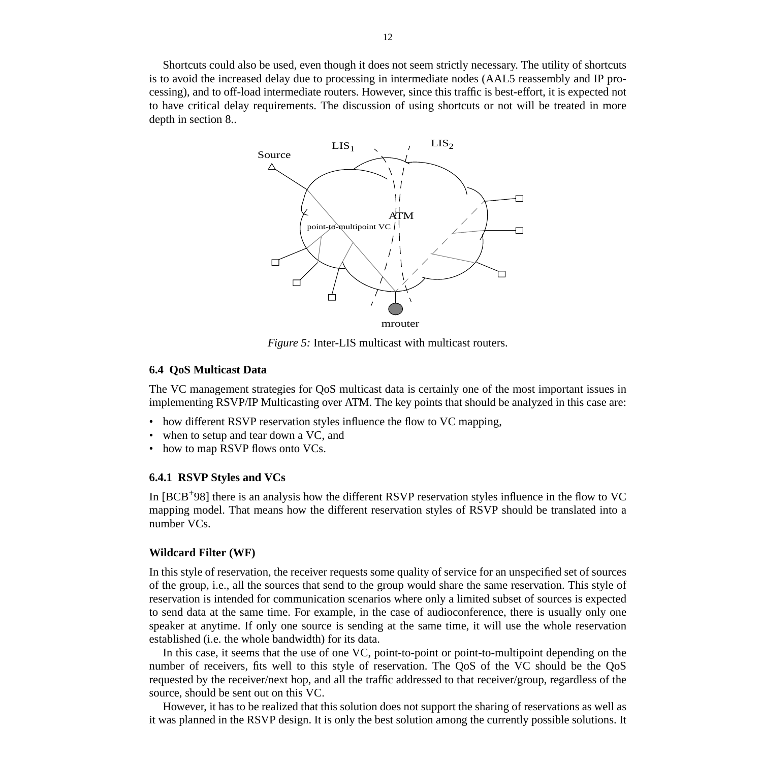Shortcuts could also be used, even though it does not seem strictly necessary. The utility of shortcuts is to avoid the increased delay due to processing in intermediate nodes (AAL5 reassembly and IP processing), and to off-load intermediate routers. However, since this traffic is best-effort, it is expected not to have critical delay requirements. The discussion of using shortcuts or not will be treated in more depth in section 8..

*Figure 5:* Inter-LIS multicast with multicast routers.

### 6.4 QoS Multicast Data

The VC management strategies for QoS multicast data is certainly one of the most important issues in implementing RSVP/IP Multicasting over ATM. The key points that should be analyzed in this case are:

- how different RSVP reservation styles influence the flow to VC mapping,
- when to setup and tear down a VC, and
- how to map RSVP flows onto VCs.

#### 6.4.1 RSVP Styles and VCs

In [BCB+98] there is an analysis how the different RSVP reservation styles influence in the flow to VC mapping model. That means how the different reservation styles of RSVP should be translated into a number VCs.

**Wildcard Filter (WF)**

In this style of reservation, the receiver requests some quality of service for an unspecified set of sources of the group, i.e., all the sources that send to the group would share the same reservation. This style of reservation is intended for communication scenarios where only a limited subset of sources is expected to send data at the same time. For example, in the case of audioconference, there is usually only one speaker at anytime. If only one source is sending at the same time, it will use the whole reservation established (i.e. the whole bandwidth) for its data.

In this case, it seems that the use of one VC, point-to-point or point-to-multipoint depending on the number of receivers, fits well to this style of reservation. The QoS of the VC should be the QoS requested by the receiver/next hop, and all the traffic addressed to that receiver/group, regardless of the source, should be sent out on this VC.

However, it has to be realized that this solution does not support the sharing of reservations as well as it was planned in the RSVP design. It is only the best solution among the currently possible solutions. It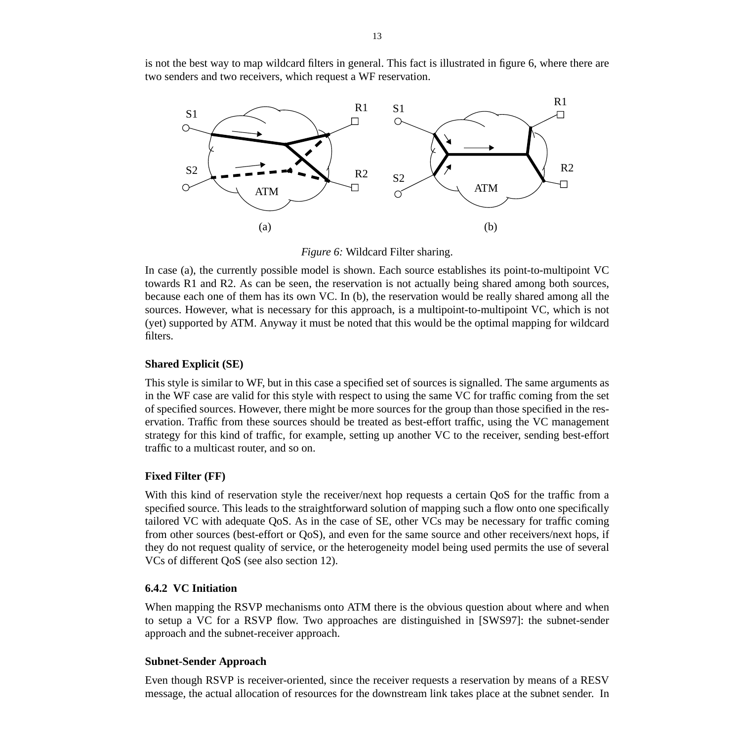is not the best way to map wildcard filters in general. This fact is illustrated in figure 6, where there are two senders and two receivers, which request a WF reservation.

*Figure 6:* Wildcard Filter sharing.

In case (a), the currently possible model is shown. Each source establishes its point-to-multipoint VC towards R1 and R2. As can be seen, the reservation is not actually being shared among both sources, because each one of them has its own VC. In (b), the reservation would be really shared among all the sources. However, what is necessary for this approach, is a multipoint-to-multipoint VC, which is not (yet) supported by ATM. Anyway it must be noted that this would be the optimal mapping for wildcard filters.

### Shared Explicit (SE)

This style is similar to WF, but in this case a specified set of sources is signalled. The same arguments as in the WF case are valid for this style with respect to using the same VC for traffic coming from the set of specified sources. However, there might be more sources for the group than those specified in the reservation. Traffic from these sources should be treated as best-effort traffic, using the VC management strategy for this kind of traffic, for example, setting up another VC to the receiver, sending best-effort traffic to a multicast router, and so on.

### Fixed Filter (FF)

With this kind of reservation style the receiver/next hop requests a certain QoS for the traffic from a specified source. This leads to the straightforward solution of mapping such a flow onto one specifically tailored VC with adequate QoS. As in the case of SE, other VCs may be necessary for traffic coming from other sources (best-effort or QoS), and even for the same source and other receivers/next hops, if they do not request quality of service, or the heterogeneity model being used permits the use of several VCs of different QoS (see also section 12).

### 6.4.2 VC Initiation

When mapping the RSVP mechanisms onto ATM there is the obvious question about where and when to setup a VC for a RSVP flow. Two approaches are distinguished in [SWS97]: the subnet-sender approach and the subnet-receiver approach.

### Subnet-Sender Approach

Even though RSVP is receiver-oriented, since the receiver requests a reservation by means of a RESV message, the actual allocation of resources for the downstream link takes place at the subnet sender. In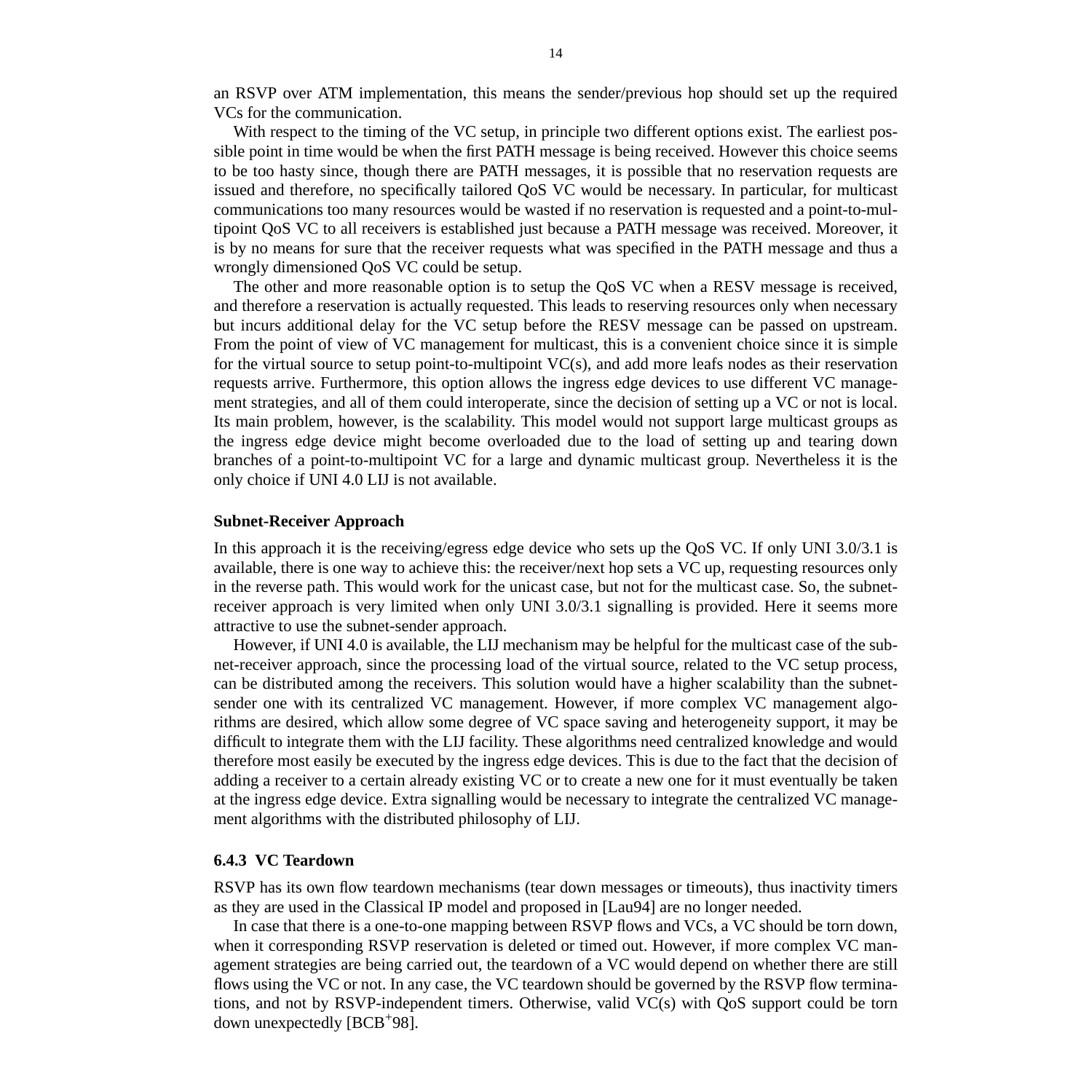an RSVP over ATM implementation, this means the sender/previous hop should set up the required VCs for the communication.

With respect to the timing of the VC setup, in principle two different options exist. The earliest possible point in time would be when the first PATH message is being received. However this choice seems to be too hasty since, though there are PATH messages, it is possible that no reservation requests are issued and therefore, no specifically tailored QoS VC would be necessary. In particular, for multicast communications too many resources would be wasted if no reservation is requested and a point-to-multipoint QoS VC to all receivers is established just because a PATH message was received. Moreover, it is by no means for sure that the receiver requests what was specified in the PATH message and thus a wrongly dimensioned QoS VC could be setup.

The other and more reasonable option is to setup the QoS VC when a RESV message is received, and therefore a reservation is actually requested. This leads to reserving resources only when necessary but incurs additional delay for the VC setup before the RESV message can be passed on upstream. From the point of view of VC management for multicast, this is a convenient choice since it is simple for the virtual source to setup point-to-multipoint VC(s), and add more leafs nodes as their reservation requests arrive. Furthermore, this option allows the ingress edge devices to use different VC management strategies, and all of them could interoperate, since the decision of setting up a VC or not is local. Its main problem, however, is the scalability. This model would not support large multicast groups as the ingress edge device might become overloaded due to the load of setting up and tearing down branches of a point-to-multipoint VC for a large and dynamic multicast group. Nevertheless it is the only choice if UNI 4.0 LIJ is not available.

**Subnet-Receiver Approach**

In this approach it is the receiving/egress edge device who sets up the QoS VC. If only UNI 3.0/3.1 is available, there is one way to achieve this: the receiver/next hop sets a VC up, requesting resources only in the reverse path. This would work for the unicast case, but not for the multicast case. So, the subnet-receiver approach is very limited when only UNI 3.0/3.1 signalling is provided. Here it seems more attractive to use the subnet-sender approach.

However, if UNI 4.0 is available, the LIJ mechanism may be helpful for the multicast case of the subnet-receiver approach, since the processing load of the virtual source, related to the VC setup process, can be distributed among the receivers. This solution would have a higher scalability than the subnet-sender one with its centralized VC management. However, if more complex VC management algorithms are desired, which allow some degree of VC space saving and heterogeneity support, it may be difficult to integrate them with the LIJ facility. These algorithms need centralized knowledge and would therefore most easily be executed by the ingress edge devices. This is due to the fact that the decision of adding a receiver to a certain already existing VC or to create a new one for it must eventually be taken at the ingress edge device. Extra signalling would be necessary to integrate the centralized VC management algorithms with the distributed philosophy of LIJ.

### 6.4.3 VC Teardown

RSVP has its own flow teardown mechanisms (tear down messages or timeouts), thus inactivity timers as they are used in the Classical IP model and proposed in [Lau94] are no longer needed.

In case that there is a one-to-one mapping between RSVP flows and VCs, a VC should be torn down, when it corresponding RSVP reservation is deleted or timed out. However, if more complex VC management strategies are being carried out, the teardown of a VC would depend on whether there are still flows using the VC or not. In any case, the VC teardown should be governed by the RSVP flow terminations, and not by RSVP-independent timers. Otherwise, valid VC(s) with QoS support could be torn down unexpectedly [BCB+98].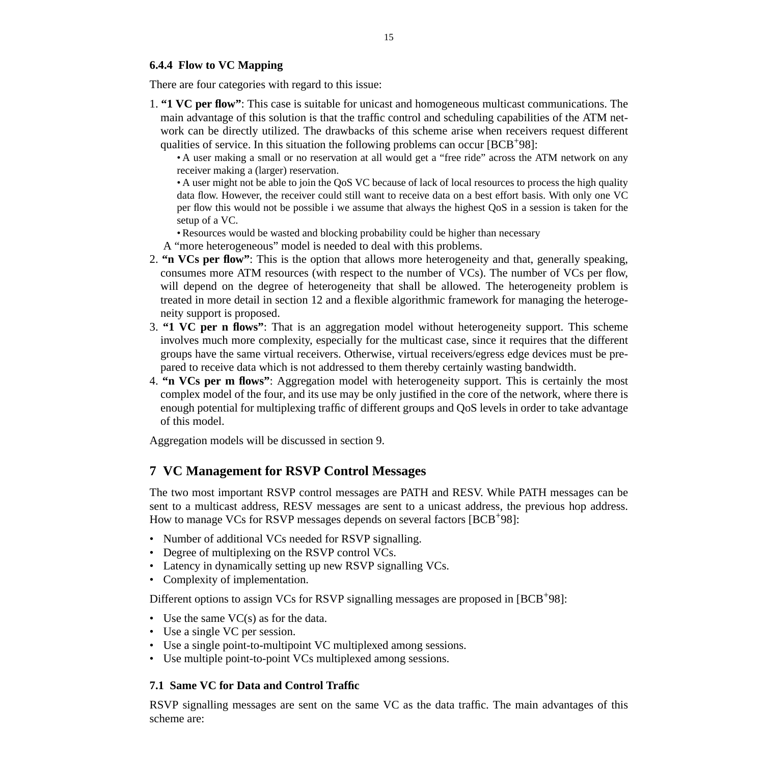### 6.4.4 Flow to VC Mapping

There are four categories with regard to this issue:

1. **"1 VC per flow"**: This case is suitable for unicast and homogeneous multicast communications. The main advantage of this solution is that the traffic control and scheduling capabilities of the ATM network can be directly utilized. The drawbacks of this scheme arise when receivers request different qualities of service. In this situation the following problems can occur [BCB+98]:
   - A user making a small or no reservation at all would get a "free ride" across the ATM network on any receiver making a (larger) reservation.
   - A user might not be able to join the QoS VC because of lack of local resources to process the high quality data flow. However, the receiver could still want to receive data on a best effort basis. With only one VC per flow this would not be possible i we assume that always the highest QoS in a session is taken for the setup of a VC.
   - Resources would be wasted and blocking probability could be higher than necessary

   A "more heterogeneous" model is needed to deal with this problems.
2. **"n VCs per flow"**: This is the option that allows more heterogeneity and that, generally speaking, consumes more ATM resources (with respect to the number of VCs). The number of VCs per flow, will depend on the degree of heterogeneity that shall be allowed. The heterogeneity problem is treated in more detail in section 12 and a flexible algorithmic framework for managing the heterogeneity support is proposed.
3. **"1 VC per n flows"**: That is an aggregation model without heterogeneity support. This scheme involves much more complexity, especially for the multicast case, since it requires that the different groups have the same virtual receivers. Otherwise, virtual receivers/egress edge devices must be prepared to receive data which is not addressed to them thereby certainly wasting bandwidth.
4. **"n VCs per m flows"**: Aggregation model with heterogeneity support. This is certainly the most complex model of the four, and its use may be only justified in the core of the network, where there is enough potential for multiplexing traffic of different groups and QoS levels in order to take advantage of this model.

Aggregation models will be discussed in section 9.

## 7 VC Management for RSVP Control Messages

The two most important RSVP control messages are PATH and RESV. While PATH messages can be sent to a multicast address, RESV messages are sent to a unicast address, the previous hop address. How to manage VCs for RSVP messages depends on several factors [BCB+98]:

- Number of additional VCs needed for RSVP signalling.
- Degree of multiplexing on the RSVP control VCs.
- Latency in dynamically setting up new RSVP signalling VCs.
- Complexity of implementation.

Different options to assign VCs for RSVP signalling messages are proposed in [BCB+98]:

- Use the same VC(s) as for the data.
- Use a single VC per session.
- Use a single point-to-multipoint VC multiplexed among sessions.
- Use multiple point-to-point VCs multiplexed among sessions.

### 7.1 Same VC for Data and Control Traffic

RSVP signalling messages are sent on the same VC as the data traffic. The main advantages of this scheme are: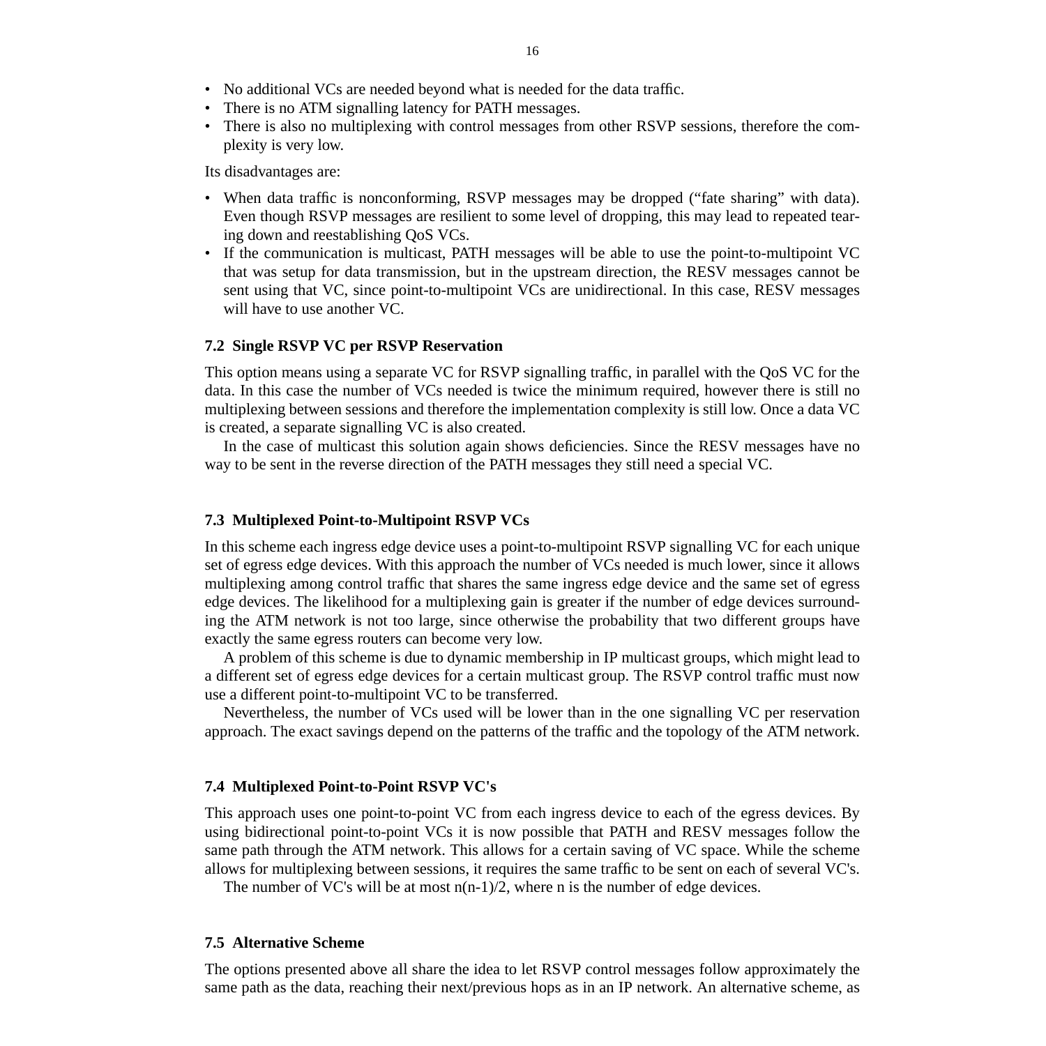- No additional VCs are needed beyond what is needed for the data traffic.
- There is no ATM signalling latency for PATH messages.
- There is also no multiplexing with control messages from other RSVP sessions, therefore the complexity is very low.

Its disadvantages are:

- When data traffic is nonconforming, RSVP messages may be dropped ("fate sharing" with data). Even though RSVP messages are resilient to some level of dropping, this may lead to repeated tearing down and reestablishing QoS VCs.
- If the communication is multicast, PATH messages will be able to use the point-to-multipoint VC that was setup for data transmission, but in the upstream direction, the RESV messages cannot be sent using that VC, since point-to-multipoint VCs are unidirectional. In this case, RESV messages will have to use another VC.

### 7.2 Single RSVP VC per RSVP Reservation

This option means using a separate VC for RSVP signalling traffic, in parallel with the QoS VC for the data. In this case the number of VCs needed is twice the minimum required, however there is still no multiplexing between sessions and therefore the implementation complexity is still low. Once a data VC is created, a separate signalling VC is also created.

In the case of multicast this solution again shows deficiencies. Since the RESV messages have no way to be sent in the reverse direction of the PATH messages they still need a special VC.

### 7.3 Multiplexed Point-to-Multipoint RSVP VCs

In this scheme each ingress edge device uses a point-to-multipoint RSVP signalling VC for each unique set of egress edge devices. With this approach the number of VCs needed is much lower, since it allows multiplexing among control traffic that shares the same ingress edge device and the same set of egress edge devices. The likelihood for a multiplexing gain is greater if the number of edge devices surrounding the ATM network is not too large, since otherwise the probability that two different groups have exactly the same egress routers can become very low.

A problem of this scheme is due to dynamic membership in IP multicast groups, which might lead to a different set of egress edge devices for a certain multicast group. The RSVP control traffic must now use a different point-to-multipoint VC to be transferred.

Nevertheless, the number of VCs used will be lower than in the one signalling VC per reservation approach. The exact savings depend on the patterns of the traffic and the topology of the ATM network.

### 7.4 Multiplexed Point-to-Point RSVP VC's

This approach uses one point-to-point VC from each ingress device to each of the egress devices. By using bidirectional point-to-point VCs it is now possible that PATH and RESV messages follow the same path through the ATM network. This allows for a certain saving of VC space. While the scheme allows for multiplexing between sessions, it requires the same traffic to be sent on each of several VC's.

The number of VC's will be at most $n(n-1)/2$, where n is the number of edge devices.

### 7.5 Alternative Scheme

The options presented above all share the idea to let RSVP control messages follow approximately the same path as the data, reaching their next/previous hops as in an IP network. An alternative scheme, as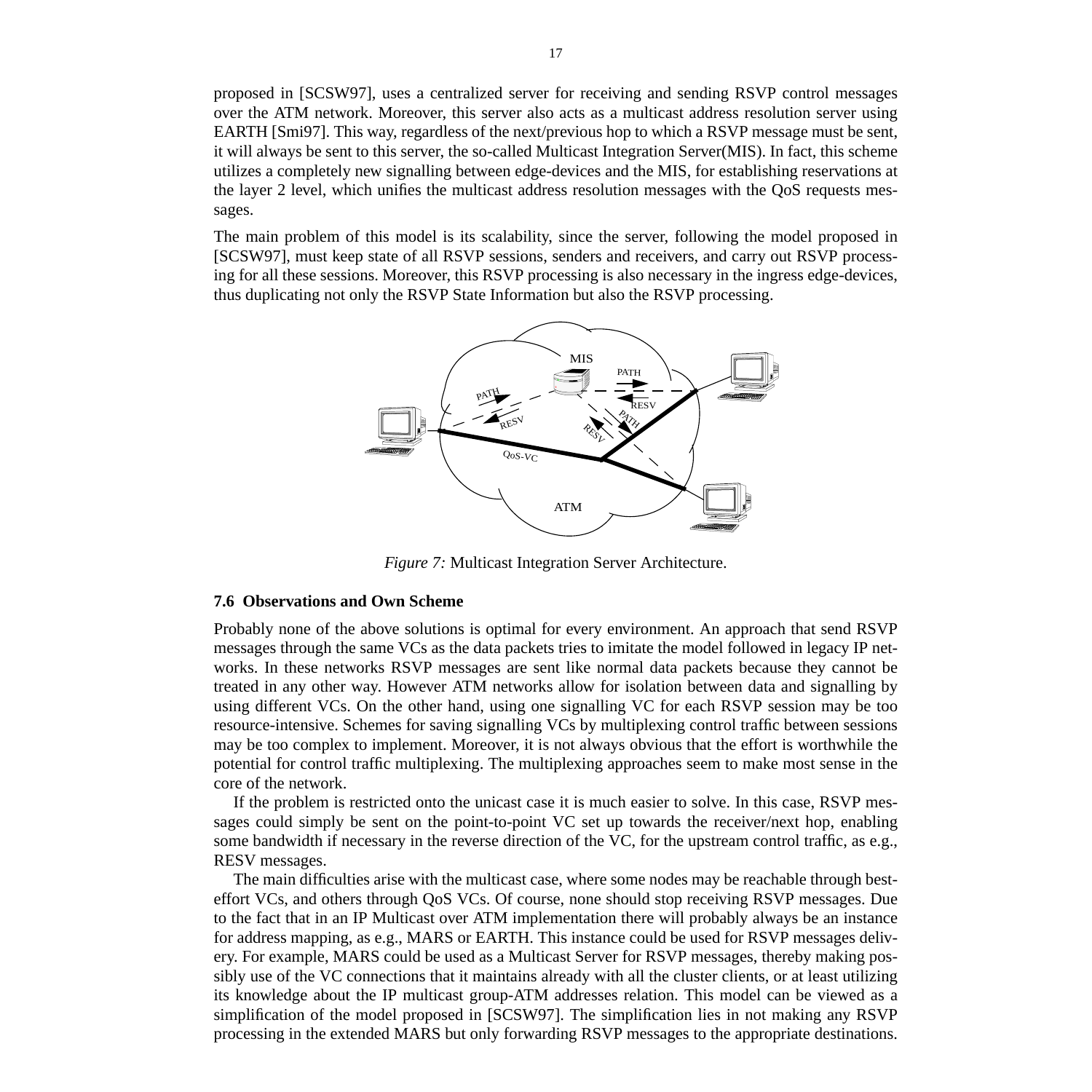proposed in [SCSW97], uses a centralized server for receiving and sending RSVP control messages over the ATM network. Moreover, this server also acts as a multicast address resolution server using EARTH [Smi97]. This way, regardless of the next/previous hop to which a RSVP message must be sent, it will always be sent to this server, the so-called Multicast Integration Server(MIS). In fact, this scheme utilizes a completely new signalling between edge-devices and the MIS, for establishing reservations at the layer 2 level, which unifies the multicast address resolution messages with the QoS requests messages.

The main problem of this model is its scalability, since the server, following the model proposed in [SCSW97], must keep state of all RSVP sessions, senders and receivers, and carry out RSVP processing for all these sessions. Moreover, this RSVP processing is also necessary in the ingress edge-devices, thus duplicating not only the RSVP State Information but also the RSVP processing.

*Figure 7:* Multicast Integration Server Architecture.

### 7.6 Observations and Own Scheme

Probably none of the above solutions is optimal for every environment. An approach that send RSVP messages through the same VCs as the data packets tries to imitate the model followed in legacy IP networks. In these networks RSVP messages are sent like normal data packets because they cannot be treated in any other way. However ATM networks allow for isolation between data and signalling by using different VCs. On the other hand, using one signalling VC for each RSVP session may be too resource-intensive. Schemes for saving signalling VCs by multiplexing control traffic between sessions may be too complex to implement. Moreover, it is not always obvious that the effort is worthwhile the potential for control traffic multiplexing. The multiplexing approaches seem to make most sense in the core of the network.

If the problem is restricted onto the unicast case it is much easier to solve. In this case, RSVP messages could simply be sent on the point-to-point VC set up towards the receiver/next hop, enabling some bandwidth if necessary in the reverse direction of the VC, for the upstream control traffic, as e.g., RESV messages.

The main difficulties arise with the multicast case, where some nodes may be reachable through best-effort VCs, and others through QoS VCs. Of course, none should stop receiving RSVP messages. Due to the fact that in an IP Multicast over ATM implementation there will probably always be an instance for address mapping, as e.g., MARS or EARTH. This instance could be used for RSVP messages delivery. For example, MARS could be used as a Multicast Server for RSVP messages, thereby making possibly use of the VC connections that it maintains already with all the cluster clients, or at least utilizing its knowledge about the IP multicast group-ATM addresses relation. This model can be viewed as a simplification of the model proposed in [SCSW97]. The simplification lies in not making any RSVP processing in the extended MARS but only forwarding RSVP messages to the appropriate destinations.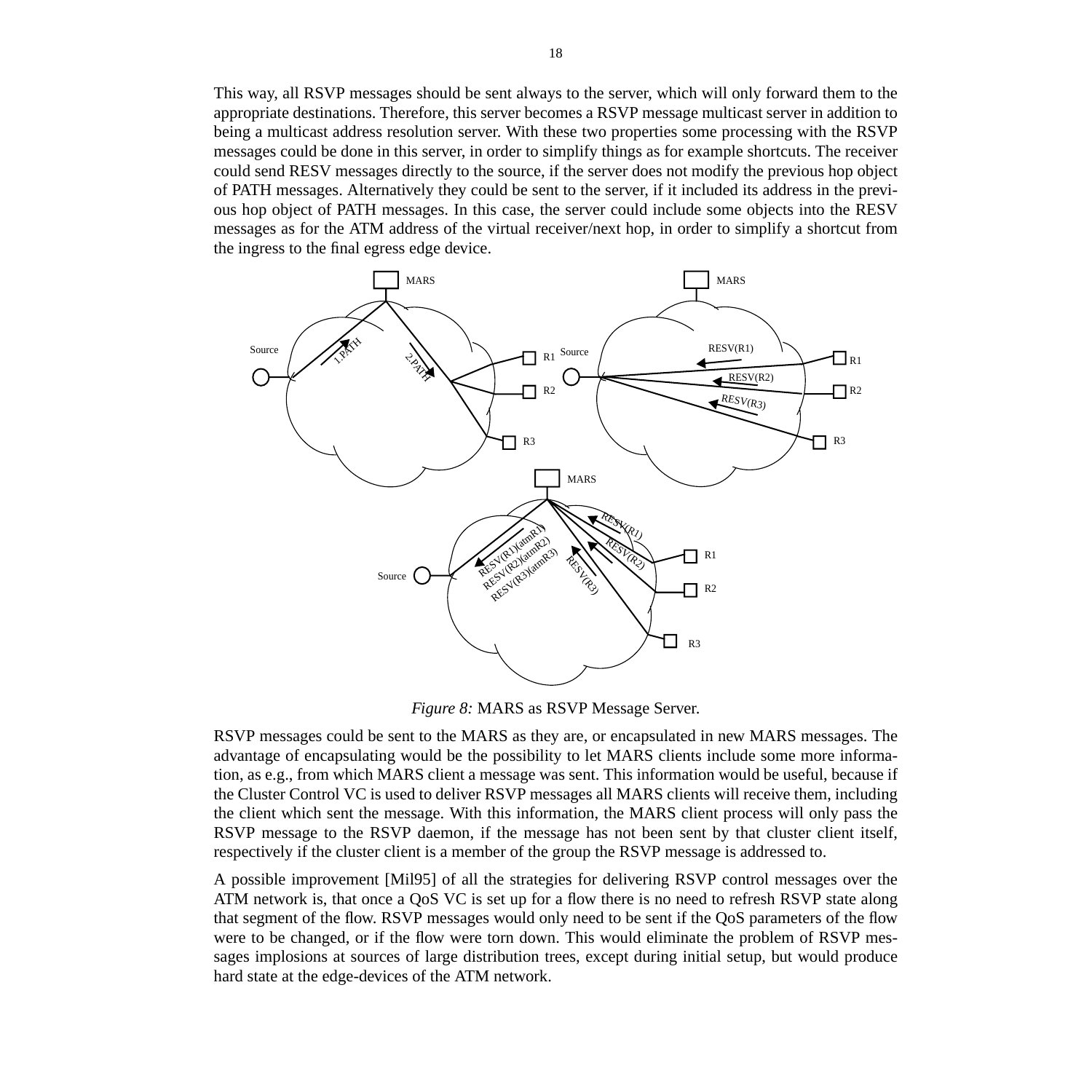This way, all RSVP messages should be sent always to the server, which will only forward them to the appropriate destinations. Therefore, this server becomes a RSVP message multicast server in addition to being a multicast address resolution server. With these two properties some processing with the RSVP messages could be done in this server, in order to simplify things as for example shortcuts. The receiver could send RESV messages directly to the source, if the server does not modify the previous hop object of PATH messages. Alternatively they could be sent to the server, if it included its address in the previous hop object of PATH messages. In this case, the server could include some objects into the RESV messages as for the ATM address of the virtual receiver/next hop, in order to simplify a shortcut from the ingress to the final egress edge device.

*Figure 8:* MARS as RSVP Message Server.

RSVP messages could be sent to the MARS as they are, or encapsulated in new MARS messages. The advantage of encapsulating would be the possibility to let MARS clients include some more information, as e.g., from which MARS client a message was sent. This information would be useful, because if the Cluster Control VC is used to deliver RSVP messages all MARS clients will receive them, including the client which sent the message. With this information, the MARS client process will only pass the RSVP message to the RSVP daemon, if the message has not been sent by that cluster client itself, respectively if the cluster client is a member of the group the RSVP message is addressed to.

A possible improvement [Mil95] of all the strategies for delivering RSVP control messages over the ATM network is, that once a QoS VC is set up for a flow there is no need to refresh RSVP state along that segment of the flow. RSVP messages would only need to be sent if the QoS parameters of the flow were to be changed, or if the flow were torn down. This would eliminate the problem of RSVP messages implosions at sources of large distribution trees, except during initial setup, but would produce hard state at the edge-devices of the ATM network.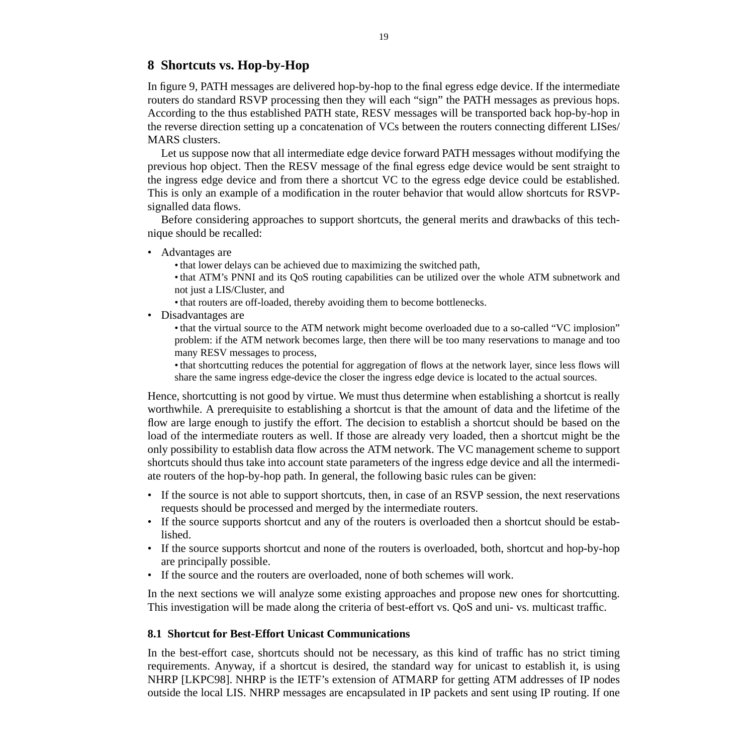## 8 Shortcuts vs. Hop-by-Hop

In figure 9, PATH messages are delivered hop-by-hop to the final egress edge device. If the intermediate routers do standard RSVP processing then they will each "sign" the PATH messages as previous hops. According to the thus established PATH state, RESV messages will be transported back hop-by-hop in the reverse direction setting up a concatenation of VCs between the routers connecting different LISes/ MARS clusters.

Let us suppose now that all intermediate edge device forward PATH messages without modifying the previous hop object. Then the RESV message of the final egress edge device would be sent straight to the ingress edge device and from there a shortcut VC to the egress edge device could be established. This is only an example of a modification in the router behavior that would allow shortcuts for RSVP-signalled data flows.

Before considering approaches to support shortcuts, the general merits and drawbacks of this technique should be recalled:

- Advantages are
  - that lower delays can be achieved due to maximizing the switched path,
  - that ATM's PNNI and its QoS routing capabilities can be utilized over the whole ATM subnetwork and not just a LIS/Cluster, and
  - that routers are off-loaded, thereby avoiding them to become bottlenecks.
- Disadvantages are
  - that the virtual source to the ATM network might become overloaded due to a so-called "VC implosion" problem: if the ATM network becomes large, then there will be too many reservations to manage and too many RESV messages to process,
  - that shortcutting reduces the potential for aggregation of flows at the network layer, since less flows will share the same ingress edge-device the closer the ingress edge device is located to the actual sources.

Hence, shortcutting is not good by virtue. We must thus determine when establishing a shortcut is really worthwhile. A prerequisite to establishing a shortcut is that the amount of data and the lifetime of the flow are large enough to justify the effort. The decision to establish a shortcut should be based on the load of the intermediate routers as well. If those are already very loaded, then a shortcut might be the only possibility to establish data flow across the ATM network. The VC management scheme to support shortcuts should thus take into account state parameters of the ingress edge device and all the intermediate routers of the hop-by-hop path. In general, the following basic rules can be given:

- If the source is not able to support shortcuts, then, in case of an RSVP session, the next reservations requests should be processed and merged by the intermediate routers.
- If the source supports shortcut and any of the routers is overloaded then a shortcut should be established.
- If the source supports shortcut and none of the routers is overloaded, both, shortcut and hop-by-hop are principally possible.
- If the source and the routers are overloaded, none of both schemes will work.

In the next sections we will analyze some existing approaches and propose new ones for shortcutting. This investigation will be made along the criteria of best-effort vs. QoS and uni- vs. multicast traffic.

### 8.1 Shortcut for Best-Effort Unicast Communications

In the best-effort case, shortcuts should not be necessary, as this kind of traffic has no strict timing requirements. Anyway, if a shortcut is desired, the standard way for unicast to establish it, is using NHRP [LKPC98]. NHRP is the IETF's extension of ATMARP for getting ATM addresses of IP nodes outside the local LIS. NHRP messages are encapsulated in IP packets and sent using IP routing. If one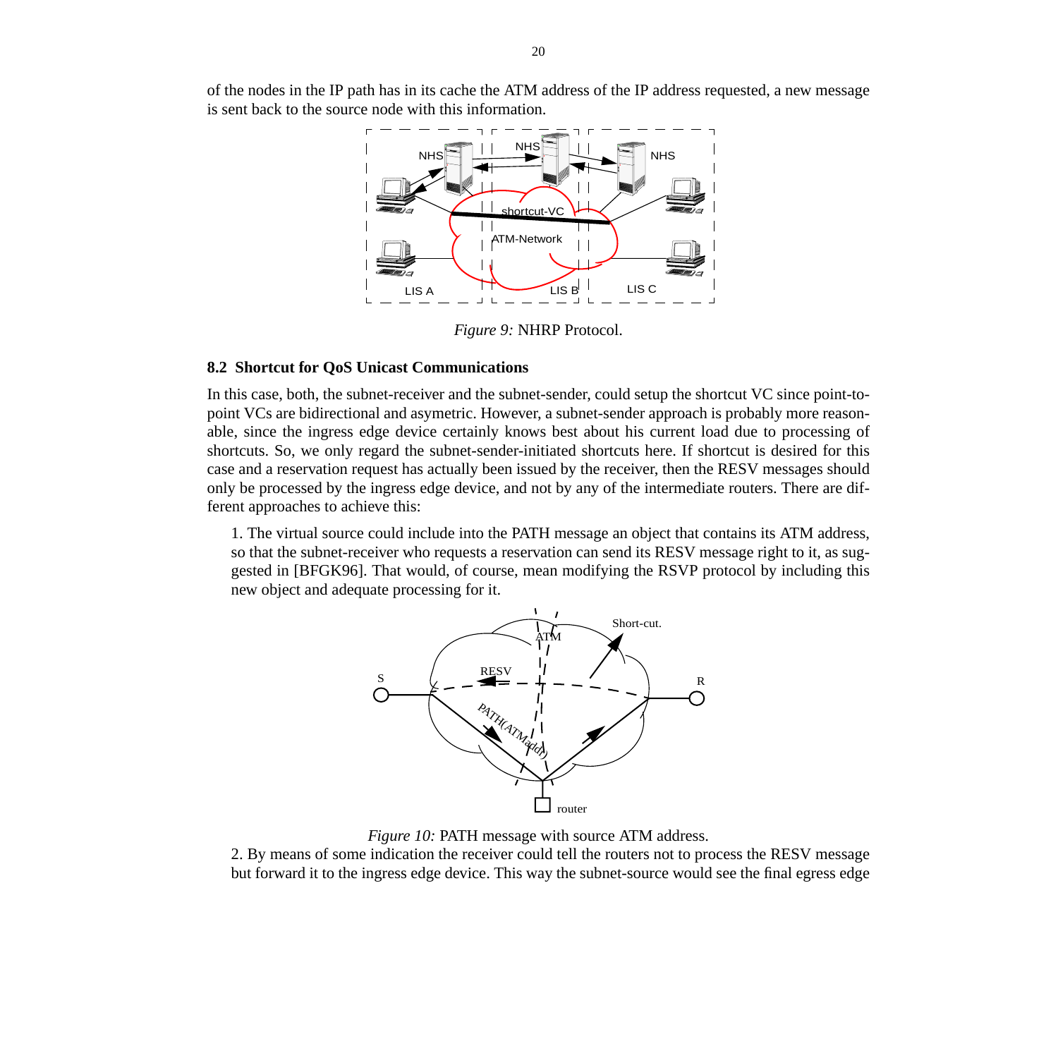of the nodes in the IP path has in its cache the ATM address of the IP address requested, a new message is sent back to the source node with this information.

*Figure 9:* NHRP Protocol.

### 8.2 Shortcut for QoS Unicast Communications

In this case, both, the subnet-receiver and the subnet-sender, could setup the shortcut VC since point-to-point VCs are bidirectional and asymetric. However, a subnet-sender approach is probably more reasonable, since the ingress edge device certainly knows best about his current load due to processing of shortcuts. So, we only regard the subnet-sender-initiated shortcuts here. If shortcut is desired for this case and a reservation request has actually been issued by the receiver, then the RESV messages should only be processed by the ingress edge device, and not by any of the intermediate routers. There are different approaches to achieve this:

1. The virtual source could include into the PATH message an object that contains its ATM address, so that the subnet-receiver who requests a reservation can send its RESV message right to it, as suggested in [BFGK96]. That would, of course, mean modifying the RSVP protocol by including this new object and adequate processing for it.

*Figure 10:* PATH message with source ATM address.

2. By means of some indication the receiver could tell the routers not to process the RESV message but forward it to the ingress edge device. This way the subnet-source would see the final egress edge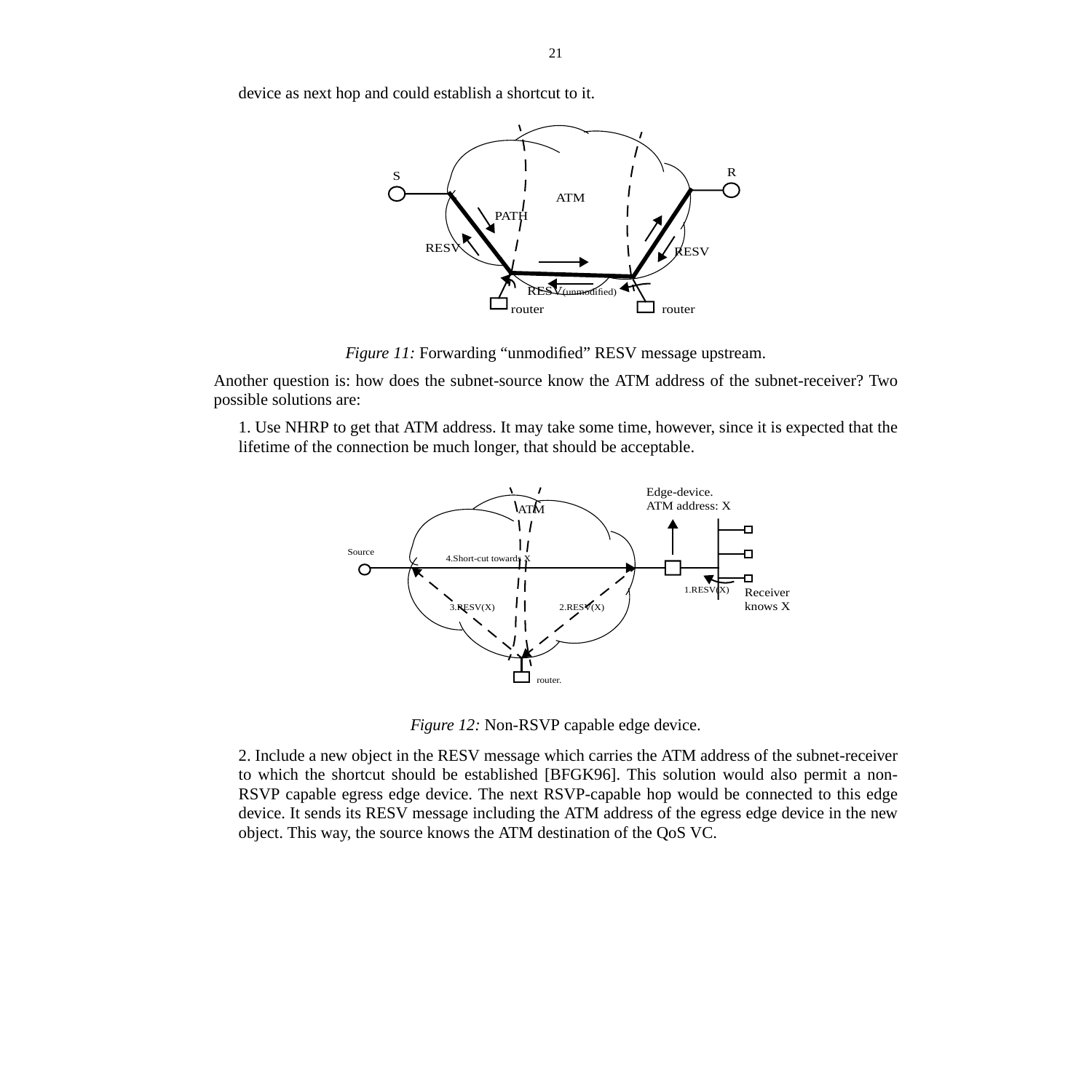device as next hop and could establish a shortcut to it.

*Figure 11:* Forwarding “unmodified” RESV message upstream.

Another question is: how does the subnet-source know the ATM address of the subnet-receiver? Two possible solutions are:

1. Use NHRP to get that ATM address. It may take some time, however, since it is expected that the lifetime of the connection be much longer, that should be acceptable.

*Figure 12:* Non-RSVP capable edge device.

2. Include a new object in the RESV message which carries the ATM address of the subnet-receiver to which the shortcut should be established [BFGK96]. This solution would also permit a non-RSVP capable egress edge device. The next RSVP-capable hop would be connected to this edge device. It sends its RESV message including the ATM address of the egress edge device in the new object. This way, the source knows the ATM destination of the QoS VC.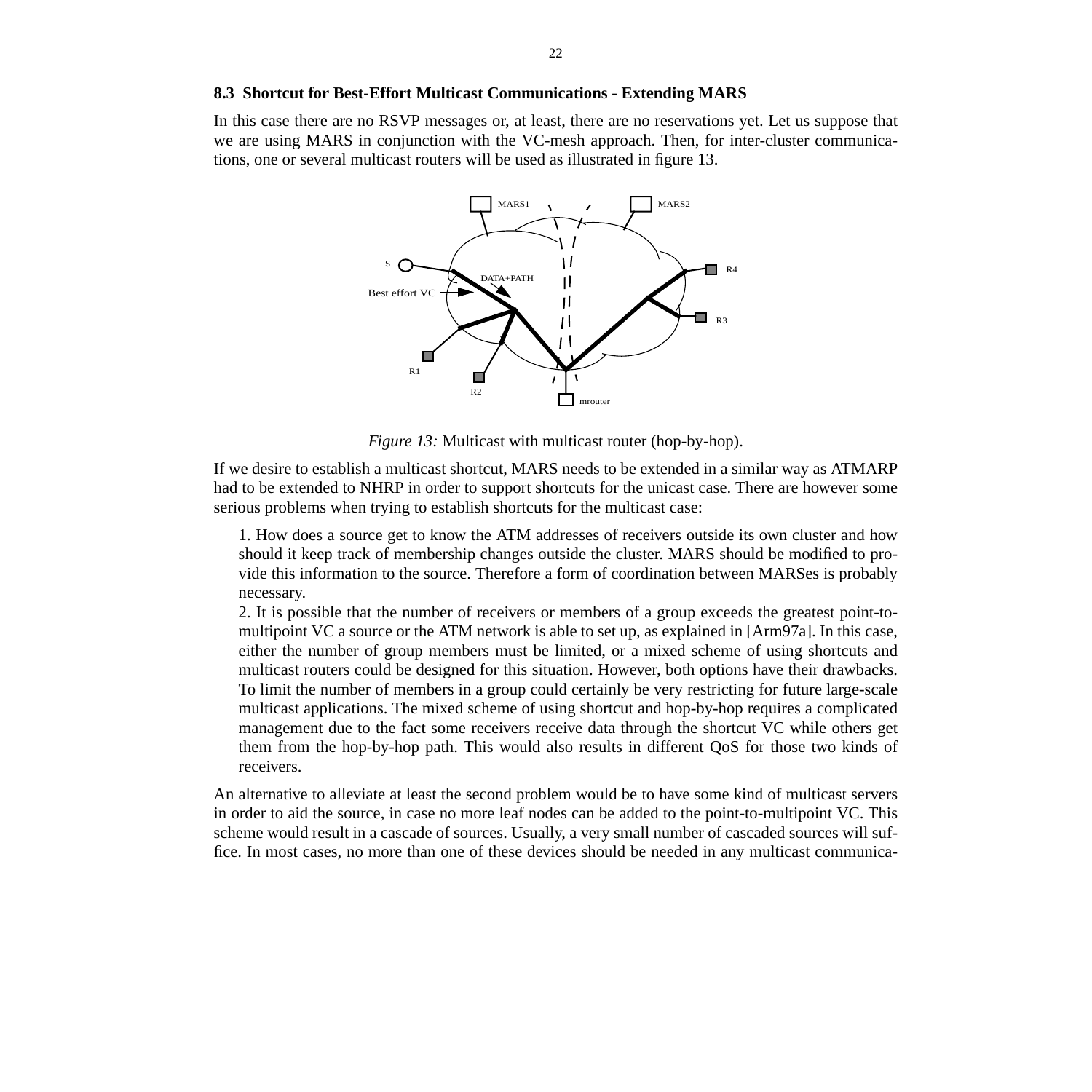### 8.3 Shortcut for Best-Effort Multicast Communications - Extending MARS

In this case there are no RSVP messages or, at least, there are no reservations yet. Let us suppose that we are using MARS in conjunction with the VC-mesh approach. Then, for inter-cluster communications, one or several multicast routers will be used as illustrated in figure 13.

*Figure 13:* Multicast with multicast router (hop-by-hop).

If we desire to establish a multicast shortcut, MARS needs to be extended in a similar way as ATMARP had to be extended to NHRP in order to support shortcuts for the unicast case. There are however some serious problems when trying to establish shortcuts for the multicast case:

1. How does a source get to know the ATM addresses of receivers outside its own cluster and how should it keep track of membership changes outside the cluster. MARS should be modified to provide this information to the source. Therefore a form of coordination between MARSes is probably necessary.
2. It is possible that the number of receivers or members of a group exceeds the greatest point-to-multipoint VC a source or the ATM network is able to set up, as explained in [Arm97a]. In this case, either the number of group members must be limited, or a mixed scheme of using shortcuts and multicast routers could be designed for this situation. However, both options have their drawbacks. To limit the number of members in a group could certainly be very restricting for future large-scale multicast applications. The mixed scheme of using shortcut and hop-by-hop requires a complicated management due to the fact some receivers receive data through the shortcut VC while others get them from the hop-by-hop path. This would also results in different QoS for those two kinds of receivers.

An alternative to alleviate at least the second problem would be to have some kind of multicast servers in order to aid the source, in case no more leaf nodes can be added to the point-to-multipoint VC. This scheme would result in a cascade of sources. Usually, a very small number of cascaded sources will suffice. In most cases, no more than one of these devices should be needed in any multicast communica-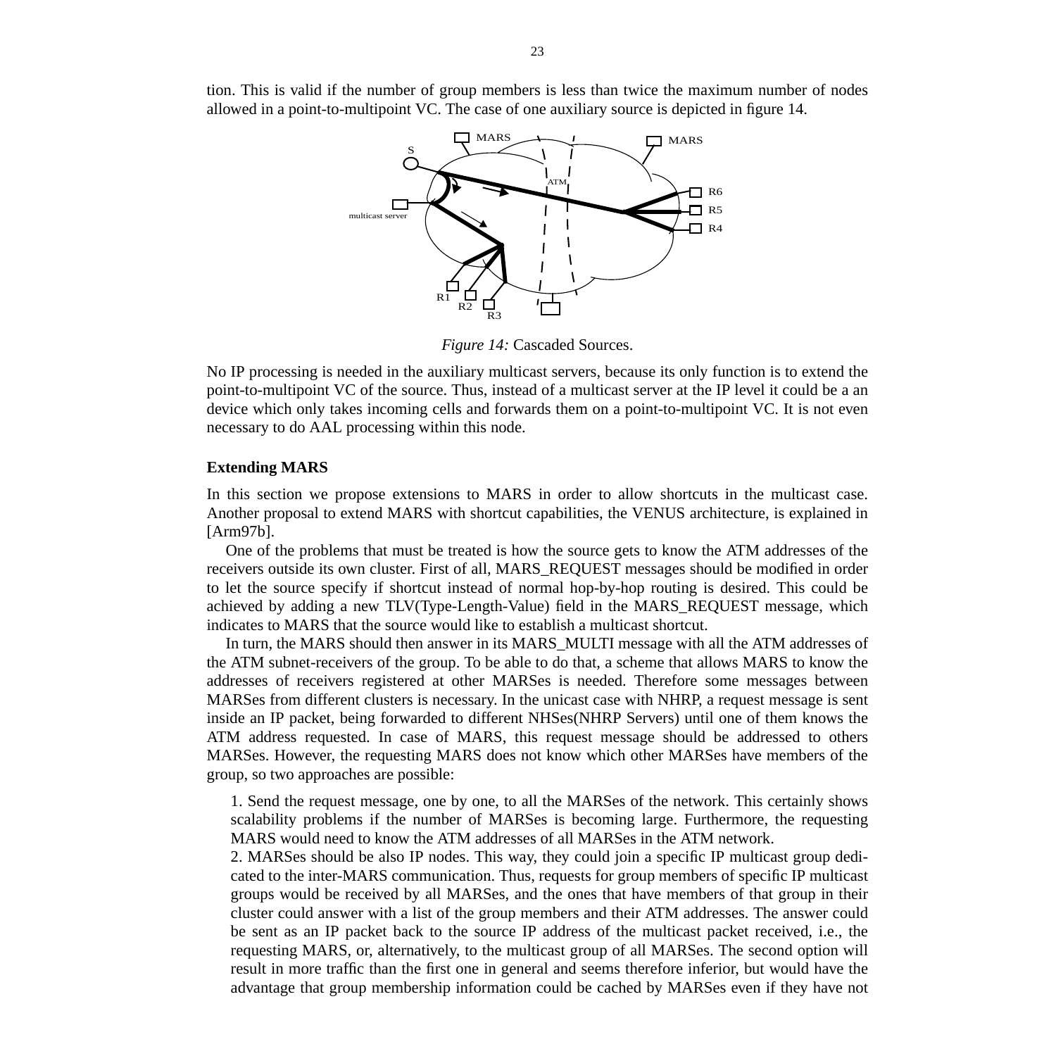tion. This is valid if the number of group members is less than twice the maximum number of nodes allowed in a point-to-multipoint VC. The case of one auxiliary source is depicted in figure 14.

*Figure 14:* Cascaded Sources.

No IP processing is needed in the auxiliary multicast servers, because its only function is to extend the point-to-multipoint VC of the source. Thus, instead of a multicast server at the IP level it could be a an device which only takes incoming cells and forwards them on a point-to-multipoint VC. It is not even necessary to do AAL processing within this node.

**Extending MARS**

In this section we propose extensions to MARS in order to allow shortcuts in the multicast case. Another proposal to extend MARS with shortcut capabilities, the VENUS architecture, is explained in [Arm97b].

One of the problems that must be treated is how the source gets to know the ATM addresses of the receivers outside its own cluster. First of all, MARS_REQUEST messages should be modified in order to let the source specify if shortcut instead of normal hop-by-hop routing is desired. This could be achieved by adding a new TLV(Type-Length-Value) field in the MARS_REQUEST message, which indicates to MARS that the source would like to establish a multicast shortcut.

In turn, the MARS should then answer in its MARS_MULTI message with all the ATM addresses of the ATM subnet-receivers of the group. To be able to do that, a scheme that allows MARS to know the addresses of receivers registered at other MARSes is needed. Therefore some messages between MARSes from different clusters is necessary. In the unicast case with NHRP, a request message is sent inside an IP packet, being forwarded to different NHSes(NHRP Servers) until one of them knows the ATM address requested. In case of MARS, this request message should be addressed to others MARSes. However, the requesting MARS does not know which other MARSes have members of the group, so two approaches are possible:

1. Send the request message, one by one, to all the MARSes of the network. This certainly shows scalability problems if the number of MARSes is becoming large. Furthermore, the requesting MARS would need to know the ATM addresses of all MARSes in the ATM network.
2. MARSes should be also IP nodes. This way, they could join a specific IP multicast group dedicated to the inter-MARS communication. Thus, requests for group members of specific IP multicast groups would be received by all MARSes, and the ones that have members of that group in their cluster could answer with a list of the group members and their ATM addresses. The answer could be sent as an IP packet back to the source IP address of the multicast packet received, i.e., the requesting MARS, or, alternatively, to the multicast group of all MARSes. The second option will result in more traffic than the first one in general and seems therefore inferior, but would have the advantage that group membership information could be cached by MARSes even if they have not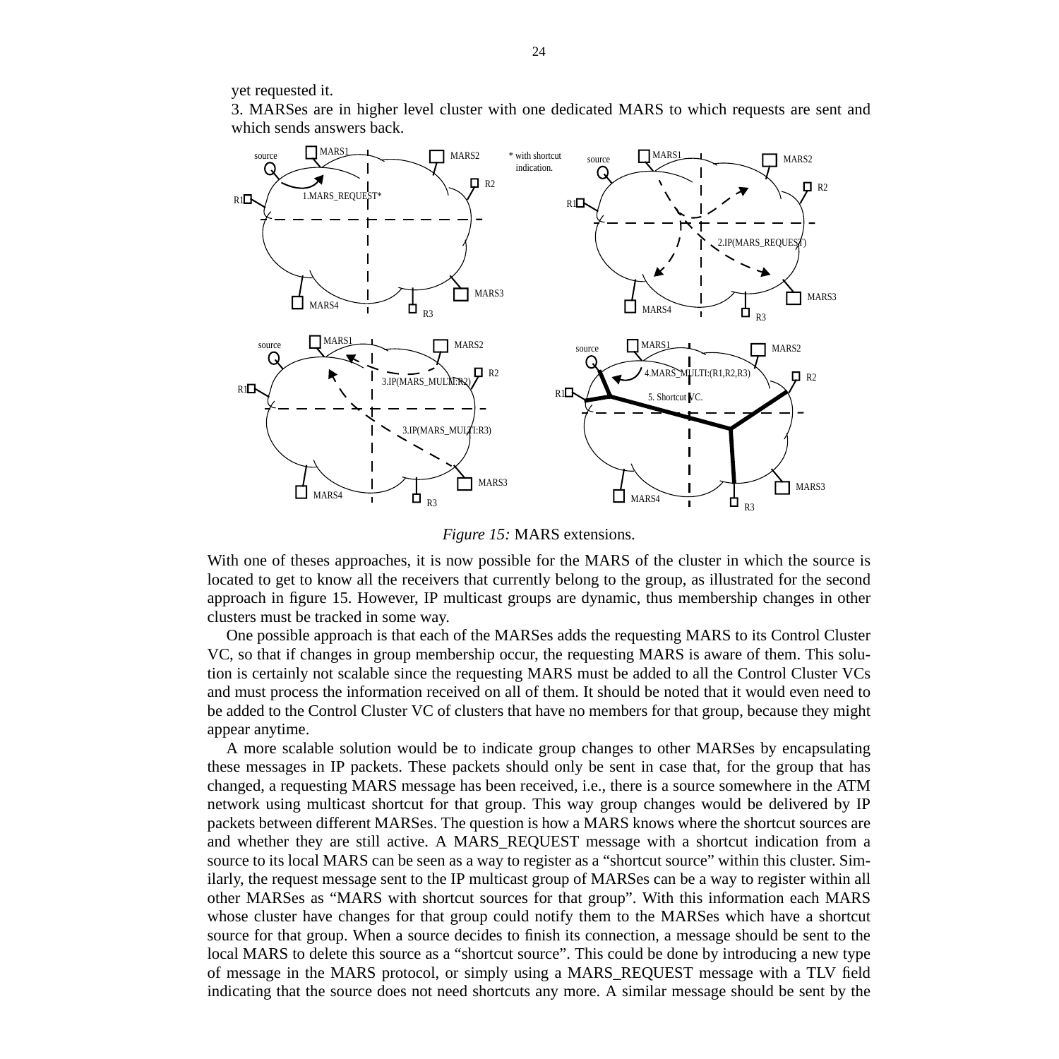yet requested it.

3. MARSes are in higher level cluster with one dedicated MARS to which requests are sent and which sends answers back.

*Figure 15:* MARS extensions.

With one of theses approaches, it is now possible for the MARS of the cluster in which the source is located to get to know all the receivers that currently belong to the group, as illustrated for the second approach in figure 15. However, IP multicast groups are dynamic, thus membership changes in other clusters must be tracked in some way.

One possible approach is that each of the MARSes adds the requesting MARS to its Control Cluster VC, so that if changes in group membership occur, the requesting MARS is aware of them. This solution is certainly not scalable since the requesting MARS must be added to all the Control Cluster VCs and must process the information received on all of them. It should be noted that it would even need to be added to the Control Cluster VC of clusters that have no members for that group, because they might appear anytime.

A more scalable solution would be to indicate group changes to other MARSes by encapsulating these messages in IP packets. These packets should only be sent in case that, for the group that has changed, a requesting MARS message has been received, i.e., there is a source somewhere in the ATM network using multicast shortcut for that group. This way group changes would be delivered by IP packets between different MARSes. The question is how a MARS knows where the shortcut sources are and whether they are still active. A MARS_REQUEST message with a shortcut indication from a source to its local MARS can be seen as a way to register as a “shortcut source” within this cluster. Similarly, the request message sent to the IP multicast group of MARSes can be a way to register within all other MARSes as “MARS with shortcut sources for that group”. With this information each MARS whose cluster have changes for that group could notify them to the MARSes which have a shortcut source for that group. When a source decides to finish its connection, a message should be sent to the local MARS to delete this source as a “shortcut source”. This could be done by introducing a new type of message in the MARS protocol, or simply using a MARS_REQUEST message with a TLV field indicating that the source does not need shortcuts any more. A similar message should be sent by the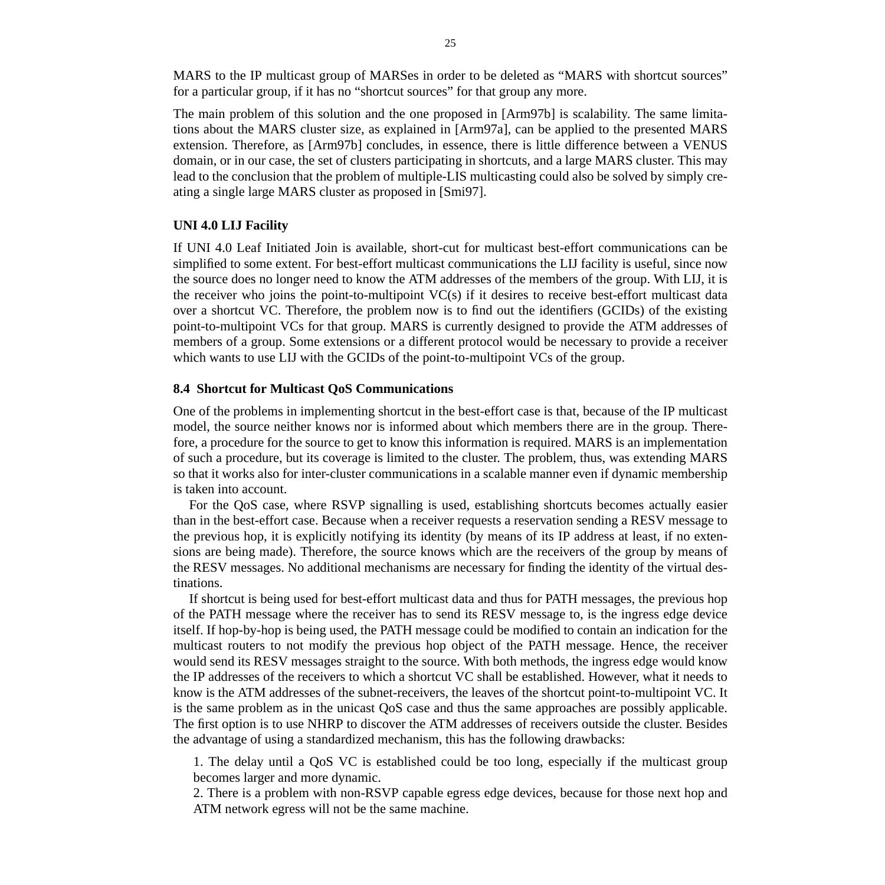MARS to the IP multicast group of MARSes in order to be deleted as “MARS with shortcut sources” for a particular group, if it has no “shortcut sources” for that group any more.

The main problem of this solution and the one proposed in [Arm97b] is scalability. The same limitations about the MARS cluster size, as explained in [Arm97a], can be applied to the presented MARS extension. Therefore, as [Arm97b] concludes, in essence, there is little difference between a VENUS domain, or in our case, the set of clusters participating in shortcuts, and a large MARS cluster. This may lead to the conclusion that the problem of multiple-LIS multicasting could also be solved by simply creating a single large MARS cluster as proposed in [Smi97].

#### UNI 4.0 LIJ Facility

If UNI 4.0 Leaf Initiated Join is available, short-cut for multicast best-effort communications can be simplified to some extent. For best-effort multicast communications the LIJ facility is useful, since now the source does no longer need to know the ATM addresses of the members of the group. With LIJ, it is the receiver who joins the point-to-multipoint VC(s) if it desires to receive best-effort multicast data over a shortcut VC. Therefore, the problem now is to find out the identifiers (GCIDs) of the existing point-to-multipoint VCs for that group. MARS is currently designed to provide the ATM addresses of members of a group. Some extensions or a different protocol would be necessary to provide a receiver which wants to use LIJ with the GCIDs of the point-to-multipoint VCs of the group.

### 8.4 Shortcut for Multicast QoS Communications

One of the problems in implementing shortcut in the best-effort case is that, because of the IP multicast model, the source neither knows nor is informed about which members there are in the group. Therefore, a procedure for the source to get to know this information is required. MARS is an implementation of such a procedure, but its coverage is limited to the cluster. The problem, thus, was extending MARS so that it works also for inter-cluster communications in a scalable manner even if dynamic membership is taken into account.

For the QoS case, where RSVP signalling is used, establishing shortcuts becomes actually easier than in the best-effort case. Because when a receiver requests a reservation sending a RESV message to the previous hop, it is explicitly notifying its identity (by means of its IP address at least, if no extensions are being made). Therefore, the source knows which are the receivers of the group by means of the RESV messages. No additional mechanisms are necessary for finding the identity of the virtual destinations.

If shortcut is being used for best-effort multicast data and thus for PATH messages, the previous hop of the PATH message where the receiver has to send its RESV message to, is the ingress edge device itself. If hop-by-hop is being used, the PATH message could be modified to contain an indication for the multicast routers to not modify the previous hop object of the PATH message. Hence, the receiver would send its RESV messages straight to the source. With both methods, the ingress edge would know the IP addresses of the receivers to which a shortcut VC shall be established. However, what it needs to know is the ATM addresses of the subnet-receivers, the leaves of the shortcut point-to-multipoint VC. It is the same problem as in the unicast QoS case and thus the same approaches are possibly applicable. The first option is to use NHRP to discover the ATM addresses of receivers outside the cluster. Besides the advantage of using a standardized mechanism, this has the following drawbacks:

1. The delay until a QoS VC is established could be too long, especially if the multicast group becomes larger and more dynamic.
2. There is a problem with non-RSVP capable egress edge devices, because for those next hop and ATM network egress will not be the same machine.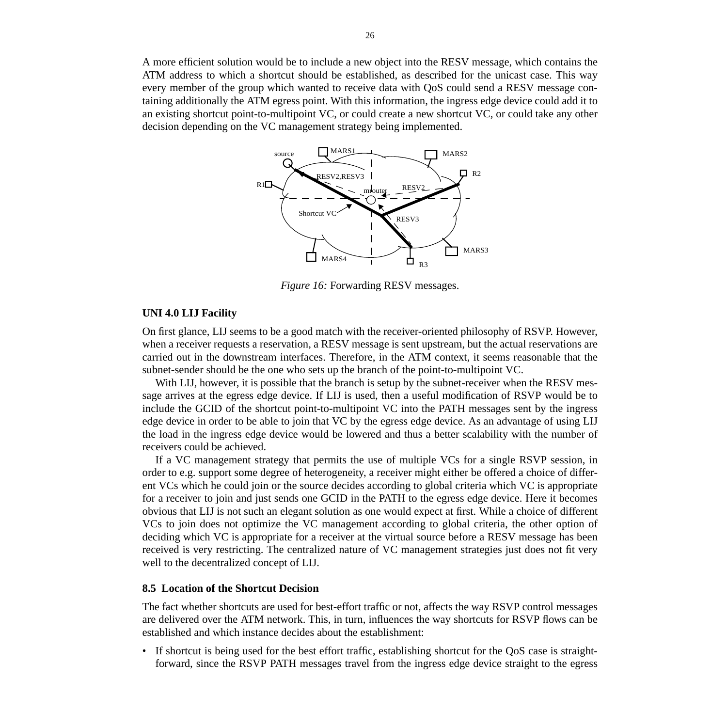A more efficient solution would be to include a new object into the RESV message, which contains the ATM address to which a shortcut should be established, as described for the unicast case. This way every member of the group which wanted to receive data with QoS could send a RESV message containing additionally the ATM egress point. With this information, the ingress edge device could add it to an existing shortcut point-to-multipoint VC, or could create a new shortcut VC, or could take any other decision depending on the VC management strategy being implemented.

*Figure 16:* Forwarding RESV messages.

**UNI 4.0 LIJ Facility**

On first glance, LIJ seems to be a good match with the receiver-oriented philosophy of RSVP. However, when a receiver requests a reservation, a RESV message is sent upstream, but the actual reservations are carried out in the downstream interfaces. Therefore, in the ATM context, it seems reasonable that the subnet-sender should be the one who sets up the branch of the point-to-multipoint VC.

With LIJ, however, it is possible that the branch is setup by the subnet-receiver when the RESV message arrives at the egress edge device. If LIJ is used, then a useful modification of RSVP would be to include the GCID of the shortcut point-to-multipoint VC into the PATH messages sent by the ingress edge device in order to be able to join that VC by the egress edge device. As an advantage of using LIJ the load in the ingress edge device would be lowered and thus a better scalability with the number of receivers could be achieved.

If a VC management strategy that permits the use of multiple VCs for a single RSVP session, in order to e.g. support some degree of heterogeneity, a receiver might either be offered a choice of different VCs which he could join or the source decides according to global criteria which VC is appropriate for a receiver to join and just sends one GCID in the PATH to the egress edge device. Here it becomes obvious that LIJ is not such an elegant solution as one would expect at first. While a choice of different VCs to join does not optimize the VC management according to global criteria, the other option of deciding which VC is appropriate for a receiver at the virtual source before a RESV message has been received is very restricting. The centralized nature of VC management strategies just does not fit very well to the decentralized concept of LIJ.

### 8.5 Location of the Shortcut Decision

The fact whether shortcuts are used for best-effort traffic or not, affects the way RSVP control messages are delivered over the ATM network. This, in turn, influences the way shortcuts for RSVP flows can be established and which instance decides about the establishment:

- If shortcut is being used for the best effort traffic, establishing shortcut for the QoS case is straightforward, since the RSVP PATH messages travel from the ingress edge device straight to the egress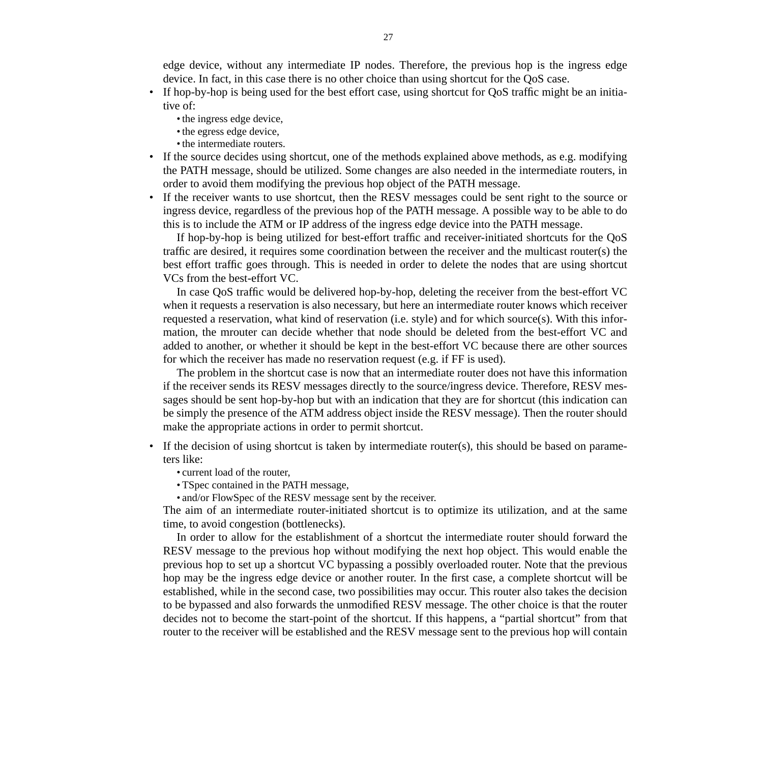edge device, without any intermediate IP nodes. Therefore, the previous hop is the ingress edge device. In fact, in this case there is no other choice than using shortcut for the QoS case.

- If hop-by-hop is being used for the best effort case, using shortcut for QoS traffic might be an initiative of:
  - the ingress edge device,
  - the egress edge device,
  - the intermediate routers.
- If the source decides using shortcut, one of the methods explained above methods, as e.g. modifying the PATH message, should be utilized. Some changes are also needed in the intermediate routers, in order to avoid them modifying the previous hop object of the PATH message.
- If the receiver wants to use shortcut, then the RESV messages could be sent right to the source or ingress device, regardless of the previous hop of the PATH message. A possible way to be able to do this is to include the ATM or IP address of the ingress edge device into the PATH message.

  If hop-by-hop is being utilized for best-effort traffic and receiver-initiated shortcuts for the QoS traffic are desired, it requires some coordination between the receiver and the multicast router(s) the best effort traffic goes through. This is needed in order to delete the nodes that are using shortcut VCs from the best-effort VC.

  In case QoS traffic would be delivered hop-by-hop, deleting the receiver from the best-effort VC when it requests a reservation is also necessary, but here an intermediate router knows which receiver requested a reservation, what kind of reservation (i.e. style) and for which source(s). With this information, the mrouter can decide whether that node should be deleted from the best-effort VC and added to another, or whether it should be kept in the best-effort VC because there are other sources for which the receiver has made no reservation request (e.g. if FF is used).

  The problem in the shortcut case is now that an intermediate router does not have this information if the receiver sends its RESV messages directly to the source/ingress device. Therefore, RESV messages should be sent hop-by-hop but with an indication that they are for shortcut (this indication can be simply the presence of the ATM address object inside the RESV message). Then the router should make the appropriate actions in order to permit shortcut.

- If the decision of using shortcut is taken by intermediate router(s), this should be based on parameters like:
  - current load of the router,
  - TSpec contained in the PATH message,
  - and/or FlowSpec of the RESV message sent by the receiver.

  The aim of an intermediate router-initiated shortcut is to optimize its utilization, and at the same time, to avoid congestion (bottlenecks).

  In order to allow for the establishment of a shortcut the intermediate router should forward the RESV message to the previous hop without modifying the next hop object. This would enable the previous hop to set up a shortcut VC bypassing a possibly overloaded router. Note that the previous hop may be the ingress edge device or another router. In the first case, a complete shortcut will be established, while in the second case, two possibilities may occur. This router also takes the decision to be bypassed and also forwards the unmodified RESV message. The other choice is that the router decides not to become the start-point of the shortcut. If this happens, a "partial shortcut" from that router to the receiver will be established and the RESV message sent to the previous hop will contain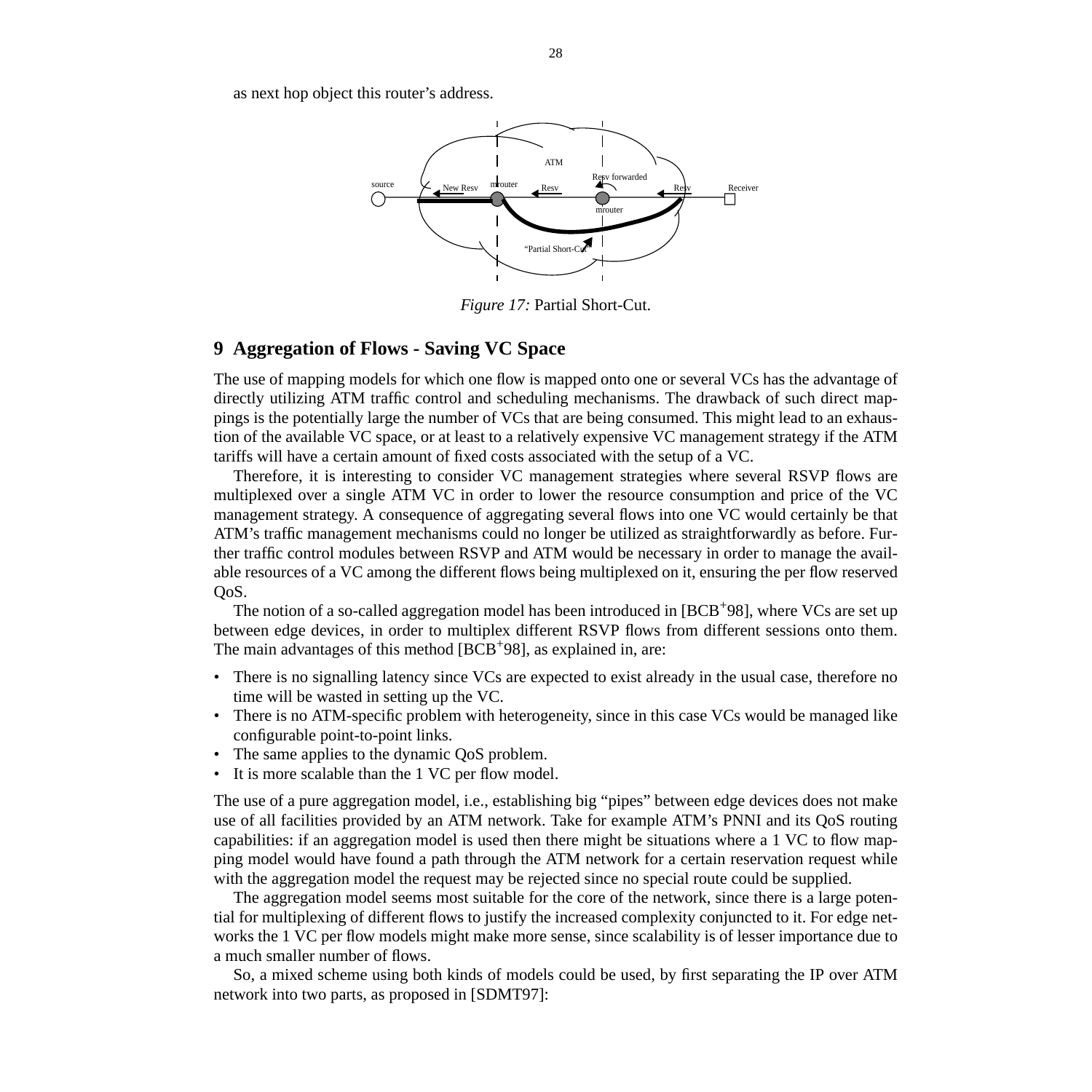as next hop object this router's address.

*Figure 17:* Partial Short-Cut.

## 9 Aggregation of Flows - Saving VC Space

The use of mapping models for which one flow is mapped onto one or several VCs has the advantage of directly utilizing ATM traffic control and scheduling mechanisms. The drawback of such direct mappings is the potentially large the number of VCs that are being consumed. This might lead to an exhaustion of the available VC space, or at least to a relatively expensive VC management strategy if the ATM tariffs will have a certain amount of fixed costs associated with the setup of a VC.

Therefore, it is interesting to consider VC management strategies where several RSVP flows are multiplexed over a single ATM VC in order to lower the resource consumption and price of the VC management strategy. A consequence of aggregating several flows into one VC would certainly be that ATM's traffic management mechanisms could no longer be utilized as straightforwardly as before. Further traffic control modules between RSVP and ATM would be necessary in order to manage the available resources of a VC among the different flows being multiplexed on it, ensuring the per flow reserved QoS.

The notion of a so-called aggregation model has been introduced in [BCB+98], where VCs are set up between edge devices, in order to multiplex different RSVP flows from different sessions onto them. The main advantages of this method [BCB+98], as explained in, are:

- There is no signalling latency since VCs are expected to exist already in the usual case, therefore no time will be wasted in setting up the VC.
- There is no ATM-specific problem with heterogeneity, since in this case VCs would be managed like configurable point-to-point links.
- The same applies to the dynamic QoS problem.
- It is more scalable than the 1 VC per flow model.

The use of a pure aggregation model, i.e., establishing big "pipes" between edge devices does not make use of all facilities provided by an ATM network. Take for example ATM's PNNI and its QoS routing capabilities: if an aggregation model is used then there might be situations where a 1 VC to flow mapping model would have found a path through the ATM network for a certain reservation request while with the aggregation model the request may be rejected since no special route could be supplied.

The aggregation model seems most suitable for the core of the network, since there is a large potential for multiplexing of different flows to justify the increased complexity conjuncted to it. For edge networks the 1 VC per flow models might make more sense, since scalability is of lesser importance due to a much smaller number of flows.

So, a mixed scheme using both kinds of models could be used, by first separating the IP over ATM network into two parts, as proposed in [SDMT97]: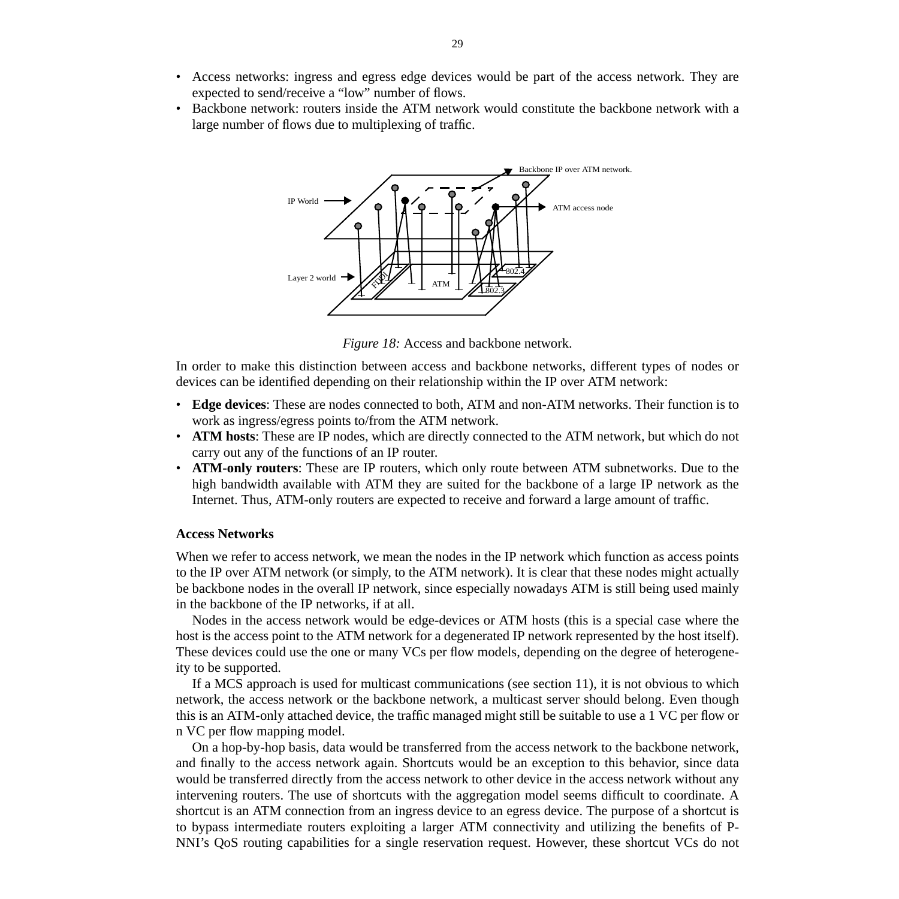- Access networks: ingress and egress edge devices would be part of the access network. They are expected to send/receive a "low" number of flows.
- Backbone network: routers inside the ATM network would constitute the backbone network with a large number of flows due to multiplexing of traffic.

*Figure 18:* Access and backbone network.

In order to make this distinction between access and backbone networks, different types of nodes or devices can be identified depending on their relationship within the IP over ATM network:

- **Edge devices**: These are nodes connected to both, ATM and non-ATM networks. Their function is to work as ingress/egress points to/from the ATM network.
- **ATM hosts**: These are IP nodes, which are directly connected to the ATM network, but which do not carry out any of the functions of an IP router.
- **ATM-only routers**: These are IP routers, which only route between ATM subnetworks. Due to the high bandwidth available with ATM they are suited for the backbone of a large IP network as the Internet. Thus, ATM-only routers are expected to receive and forward a large amount of traffic.

**Access Networks**

When we refer to access network, we mean the nodes in the IP network which function as access points to the IP over ATM network (or simply, to the ATM network). It is clear that these nodes might actually be backbone nodes in the overall IP network, since especially nowadays ATM is still being used mainly in the backbone of the IP networks, if at all.

Nodes in the access network would be edge-devices or ATM hosts (this is a special case where the host is the access point to the ATM network for a degenerated IP network represented by the host itself). These devices could use the one or many VCs per flow models, depending on the degree of heterogeneity to be supported.

If a MCS approach is used for multicast communications (see section 11), it is not obvious to which network, the access network or the backbone network, a multicast server should belong. Even though this is an ATM-only attached device, the traffic managed might still be suitable to use a 1 VC per flow or n VC per flow mapping model.

On a hop-by-hop basis, data would be transferred from the access network to the backbone network, and finally to the access network again. Shortcuts would be an exception to this behavior, since data would be transferred directly from the access network to other device in the access network without any intervening routers. The use of shortcuts with the aggregation model seems difficult to coordinate. A shortcut is an ATM connection from an ingress device to an egress device. The purpose of a shortcut is to bypass intermediate routers exploiting a larger ATM connectivity and utilizing the benefits of P-NNI's QoS routing capabilities for a single reservation request. However, these shortcut VCs do not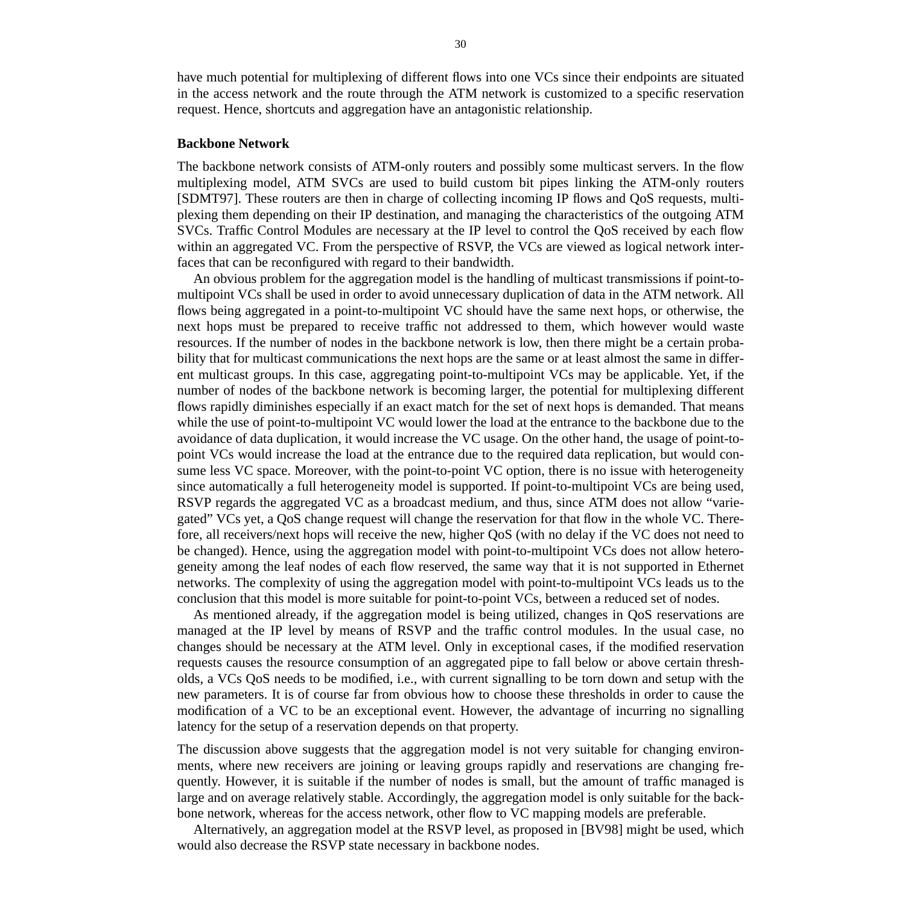have much potential for multiplexing of different flows into one VCs since their endpoints are situated in the access network and the route through the ATM network is customized to a specific reservation request. Hence, shortcuts and aggregation have an antagonistic relationship.

**Backbone Network**

The backbone network consists of ATM-only routers and possibly some multicast servers. In the flow multiplexing model, ATM SVCs are used to build custom bit pipes linking the ATM-only routers [SDMT97]. These routers are then in charge of collecting incoming IP flows and QoS requests, multiplexing them depending on their IP destination, and managing the characteristics of the outgoing ATM SVCs. Traffic Control Modules are necessary at the IP level to control the QoS received by each flow within an aggregated VC. From the perspective of RSVP, the VCs are viewed as logical network interfaces that can be reconfigured with regard to their bandwidth.

An obvious problem for the aggregation model is the handling of multicast transmissions if point-to-multipoint VCs shall be used in order to avoid unnecessary duplication of data in the ATM network. All flows being aggregated in a point-to-multipoint VC should have the same next hops, or otherwise, the next hops must be prepared to receive traffic not addressed to them, which however would waste resources. If the number of nodes in the backbone network is low, then there might be a certain probability that for multicast communications the next hops are the same or at least almost the same in different multicast groups. In this case, aggregating point-to-multipoint VCs may be applicable. Yet, if the number of nodes of the backbone network is becoming larger, the potential for multiplexing different flows rapidly diminishes especially if an exact match for the set of next hops is demanded. That means while the use of point-to-multipoint VC would lower the load at the entrance to the backbone due to the avoidance of data duplication, it would increase the VC usage. On the other hand, the usage of point-to-point VCs would increase the load at the entrance due to the required data replication, but would consume less VC space. Moreover, with the point-to-point VC option, there is no issue with heterogeneity since automatically a full heterogeneity model is supported. If point-to-multipoint VCs are being used, RSVP regards the aggregated VC as a broadcast medium, and thus, since ATM does not allow “variegated” VCs yet, a QoS change request will change the reservation for that flow in the whole VC. Therefore, all receivers/next hops will receive the new, higher QoS (with no delay if the VC does not need to be changed). Hence, using the aggregation model with point-to-multipoint VCs does not allow heterogeneity among the leaf nodes of each flow reserved, the same way that it is not supported in Ethernet networks. The complexity of using the aggregation model with point-to-multipoint VCs leads us to the conclusion that this model is more suitable for point-to-point VCs, between a reduced set of nodes.

As mentioned already, if the aggregation model is being utilized, changes in QoS reservations are managed at the IP level by means of RSVP and the traffic control modules. In the usual case, no changes should be necessary at the ATM level. Only in exceptional cases, if the modified reservation requests causes the resource consumption of an aggregated pipe to fall below or above certain thresholds, a VCs QoS needs to be modified, i.e., with current signalling to be torn down and setup with the new parameters. It is of course far from obvious how to choose these thresholds in order to cause the modification of a VC to be an exceptional event. However, the advantage of incurring no signalling latency for the setup of a reservation depends on that property.

The discussion above suggests that the aggregation model is not very suitable for changing environments, where new receivers are joining or leaving groups rapidly and reservations are changing frequently. However, it is suitable if the number of nodes is small, but the amount of traffic managed is large and on average relatively stable. Accordingly, the aggregation model is only suitable for the backbone network, whereas for the access network, other flow to VC mapping models are preferable.

Alternatively, an aggregation model at the RSVP level, as proposed in [BV98] might be used, which would also decrease the RSVP state necessary in backbone nodes.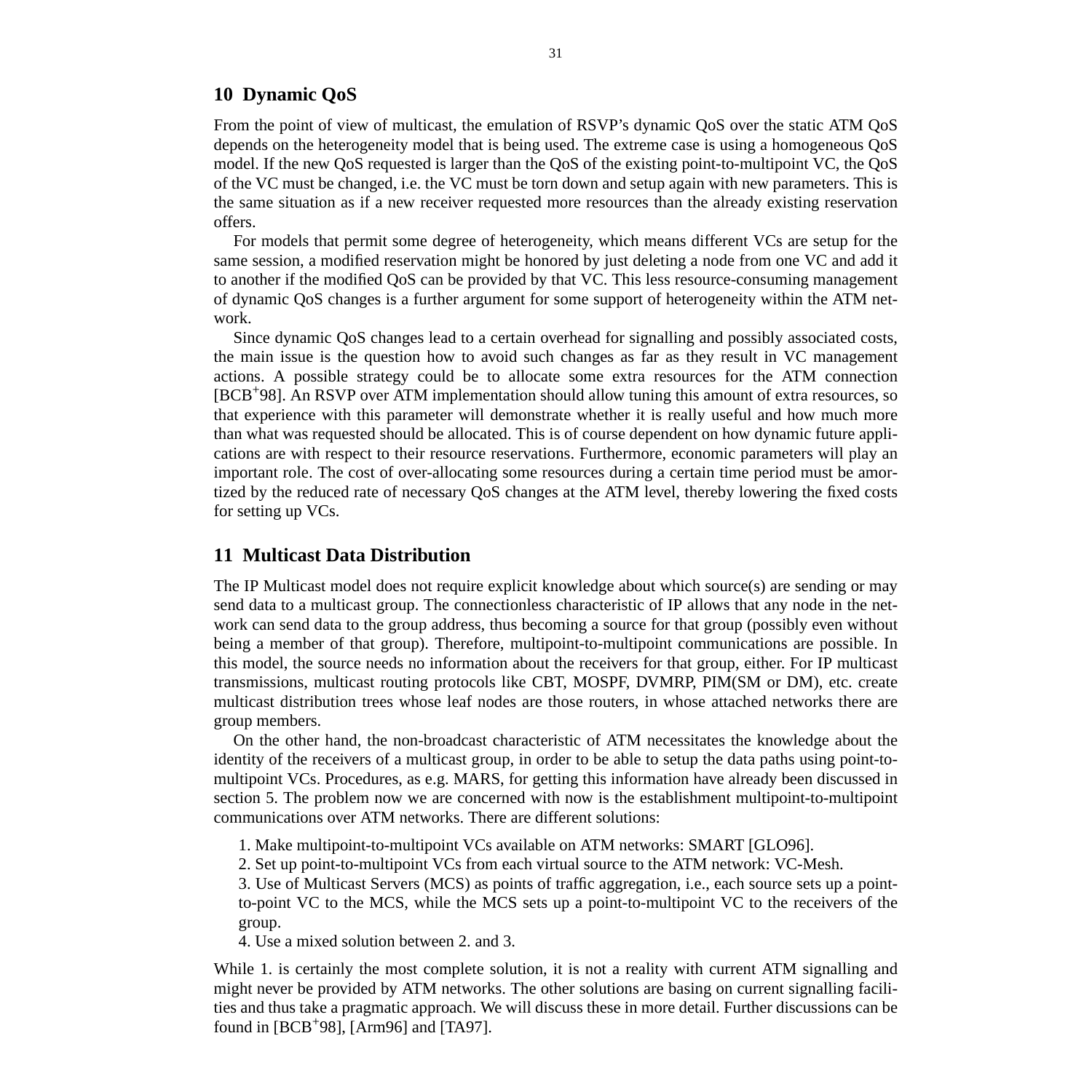## 10 Dynamic QoS

From the point of view of multicast, the emulation of RSVP's dynamic QoS over the static ATM QoS depends on the heterogeneity model that is being used. The extreme case is using a homogeneous QoS model. If the new QoS requested is larger than the QoS of the existing point-to-multipoint VC, the QoS of the VC must be changed, i.e. the VC must be torn down and setup again with new parameters. This is the same situation as if a new receiver requested more resources than the already existing reservation offers.

For models that permit some degree of heterogeneity, which means different VCs are setup for the same session, a modified reservation might be honored by just deleting a node from one VC and add it to another if the modified QoS can be provided by that VC. This less resource-consuming management of dynamic QoS changes is a further argument for some support of heterogeneity within the ATM network.

Since dynamic QoS changes lead to a certain overhead for signalling and possibly associated costs, the main issue is the question how to avoid such changes as far as they result in VC management actions. A possible strategy could be to allocate some extra resources for the ATM connection [BCB+98]. An RSVP over ATM implementation should allow tuning this amount of extra resources, so that experience with this parameter will demonstrate whether it is really useful and how much more than what was requested should be allocated. This is of course dependent on how dynamic future applications are with respect to their resource reservations. Furthermore, economic parameters will play an important role. The cost of over-allocating some resources during a certain time period must be amortized by the reduced rate of necessary QoS changes at the ATM level, thereby lowering the fixed costs for setting up VCs.

## 11 Multicast Data Distribution

The IP Multicast model does not require explicit knowledge about which source(s) are sending or may send data to a multicast group. The connectionless characteristic of IP allows that any node in the network can send data to the group address, thus becoming a source for that group (possibly even without being a member of that group). Therefore, multipoint-to-multipoint communications are possible. In this model, the source needs no information about the receivers for that group, either. For IP multicast transmissions, multicast routing protocols like CBT, MOSPF, DVMRP, PIM(SM or DM), etc. create multicast distribution trees whose leaf nodes are those routers, in whose attached networks there are group members.

On the other hand, the non-broadcast characteristic of ATM necessitates the knowledge about the identity of the receivers of a multicast group, in order to be able to setup the data paths using point-to-multipoint VCs. Procedures, as e.g. MARS, for getting this information have already been discussed in section 5. The problem now we are concerned with now is the establishment multipoint-to-multipoint communications over ATM networks. There are different solutions:

1. Make multipoint-to-multipoint VCs available on ATM networks: SMART [GLO96].
2. Set up point-to-multipoint VCs from each virtual source to the ATM network: VC-Mesh.
3. Use of Multicast Servers (MCS) as points of traffic aggregation, i.e., each source sets up a point-to-point VC to the MCS, while the MCS sets up a point-to-multipoint VC to the receivers of the group.
4. Use a mixed solution between 2. and 3.

While 1. is certainly the most complete solution, it is not a reality with current ATM signalling and might never be provided by ATM networks. The other solutions are basing on current signalling facilities and thus take a pragmatic approach. We will discuss these in more detail. Further discussions can be found in [BCB+98], [Arm96] and [TA97].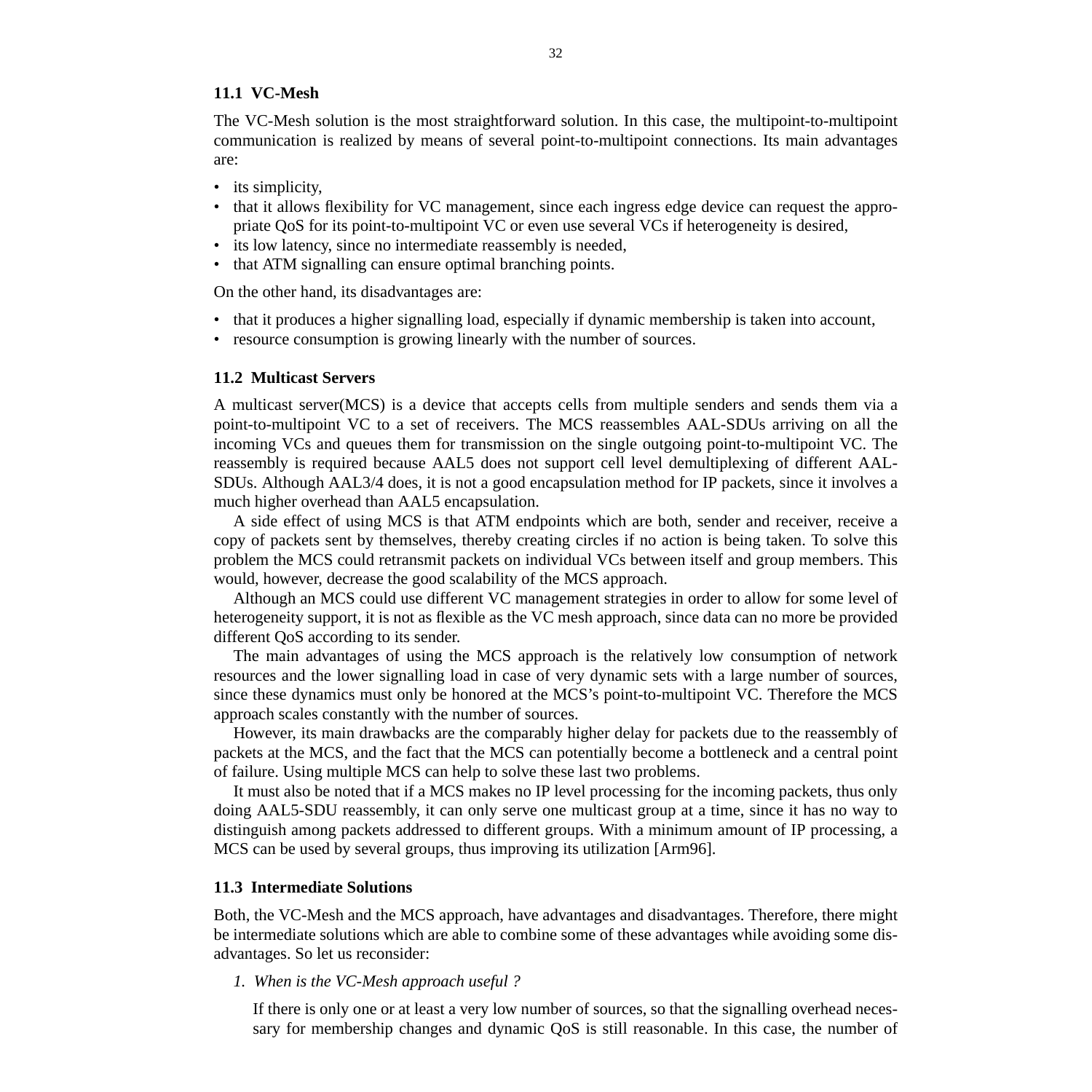### 11.1 VC-Mesh

The VC-Mesh solution is the most straightforward solution. In this case, the multipoint-to-multipoint communication is realized by means of several point-to-multipoint connections. Its main advantages are:

- its simplicity,
- that it allows flexibility for VC management, since each ingress edge device can request the appropriate QoS for its point-to-multipoint VC or even use several VCs if heterogeneity is desired,
- its low latency, since no intermediate reassembly is needed,
- that ATM signalling can ensure optimal branching points.

On the other hand, its disadvantages are:

- that it produces a higher signalling load, especially if dynamic membership is taken into account,
- resource consumption is growing linearly with the number of sources.

### 11.2 Multicast Servers

A multicast server(MCS) is a device that accepts cells from multiple senders and sends them via a point-to-multipoint VC to a set of receivers. The MCS reassembles AAL-SDUs arriving on all the incoming VCs and queues them for transmission on the single outgoing point-to-multipoint VC. The reassembly is required because AAL5 does not support cell level demultiplexing of different AAL-SDUs. Although AAL3/4 does, it is not a good encapsulation method for IP packets, since it involves a much higher overhead than AAL5 encapsulation.

A side effect of using MCS is that ATM endpoints which are both, sender and receiver, receive a copy of packets sent by themselves, thereby creating circles if no action is being taken. To solve this problem the MCS could retransmit packets on individual VCs between itself and group members. This would, however, decrease the good scalability of the MCS approach.

Although an MCS could use different VC management strategies in order to allow for some level of heterogeneity support, it is not as flexible as the VC mesh approach, since data can no more be provided different QoS according to its sender.

The main advantages of using the MCS approach is the relatively low consumption of network resources and the lower signalling load in case of very dynamic sets with a large number of sources, since these dynamics must only be honored at the MCS's point-to-multipoint VC. Therefore the MCS approach scales constantly with the number of sources.

However, its main drawbacks are the comparably higher delay for packets due to the reassembly of packets at the MCS, and the fact that the MCS can potentially become a bottleneck and a central point of failure. Using multiple MCS can help to solve these last two problems.

It must also be noted that if a MCS makes no IP level processing for the incoming packets, thus only doing AAL5-SDU reassembly, it can only serve one multicast group at a time, since it has no way to distinguish among packets addressed to different groups. With a minimum amount of IP processing, a MCS can be used by several groups, thus improving its utilization [Arm96].

### 11.3 Intermediate Solutions

Both, the VC-Mesh and the MCS approach, have advantages and disadvantages. Therefore, there might be intermediate solutions which are able to combine some of these advantages while avoiding some disadvantages. So let us reconsider:

1. *When is the VC-Mesh approach useful ?*

   If there is only one or at least a very low number of sources, so that the signalling overhead necessary for membership changes and dynamic QoS is still reasonable. In this case, the number of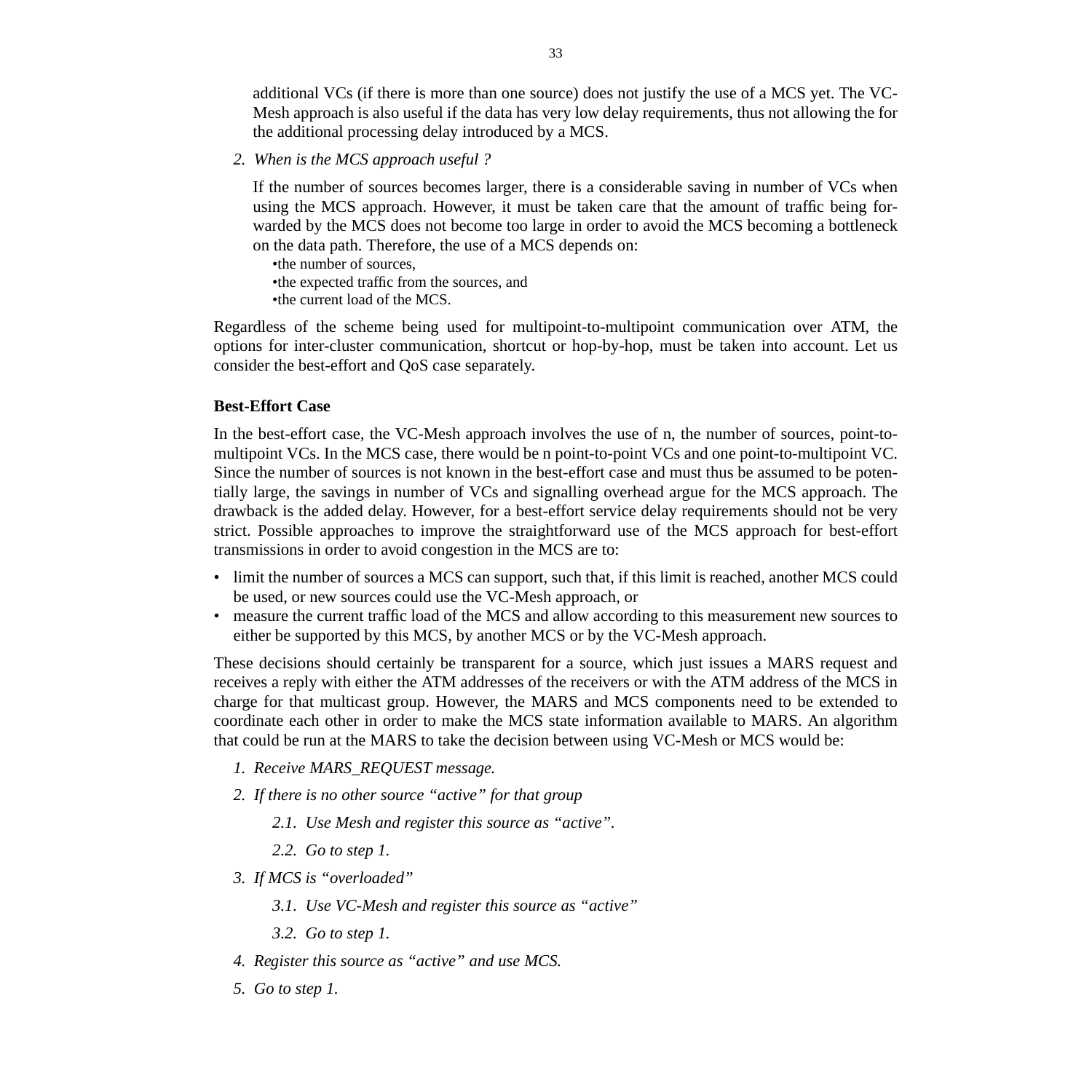additional VCs (if there is more than one source) does not justify the use of a MCS yet. The VC-Mesh approach is also useful if the data has very low delay requirements, thus not allowing the for the additional processing delay introduced by a MCS.

2. *When is the MCS approach useful ?*

   If the number of sources becomes larger, there is a considerable saving in number of VCs when using the MCS approach. However, it must be taken care that the amount of traffic being forwarded by the MCS does not become too large in order to avoid the MCS becoming a bottleneck on the data path. Therefore, the use of a MCS depends on:

   - the number of sources,
   - the expected traffic from the sources, and
   - the current load of the MCS.

Regardless of the scheme being used for multipoint-to-multipoint communication over ATM, the options for inter-cluster communication, shortcut or hop-by-hop, must be taken into account. Let us consider the best-effort and QoS case separately.

**Best-Effort Case**

In the best-effort case, the VC-Mesh approach involves the use of n, the number of sources, point-to-multipoint VCs. In the MCS case, there would be n point-to-point VCs and one point-to-multipoint VC. Since the number of sources is not known in the best-effort case and must thus be assumed to be potentially large, the savings in number of VCs and signalling overhead argue for the MCS approach. The drawback is the added delay. However, for a best-effort service delay requirements should not be very strict. Possible approaches to improve the straightforward use of the MCS approach for best-effort transmissions in order to avoid congestion in the MCS are to:

- limit the number of sources a MCS can support, such that, if this limit is reached, another MCS could be used, or new sources could use the VC-Mesh approach, or
- measure the current traffic load of the MCS and allow according to this measurement new sources to either be supported by this MCS, by another MCS or by the VC-Mesh approach.

These decisions should certainly be transparent for a source, which just issues a MARS request and receives a reply with either the ATM addresses of the receivers or with the ATM address of the MCS in charge for that multicast group. However, the MARS and MCS components need to be extended to coordinate each other in order to make the MCS state information available to MARS. An algorithm that could be run at the MARS to take the decision between using VC-Mesh or MCS would be:

1. *Receive MARS_REQUEST message.*
2. *If there is no other source "active" for that group*
   - 2.1. *Use Mesh and register this source as "active".*
   - 2.2. *Go to step 1.*
3. *If MCS is "overloaded"*
   - 3.1. *Use VC-Mesh and register this source as "active"*
   - 3.2. *Go to step 1.*
4. *Register this source as "active" and use MCS.*
5. *Go to step 1.*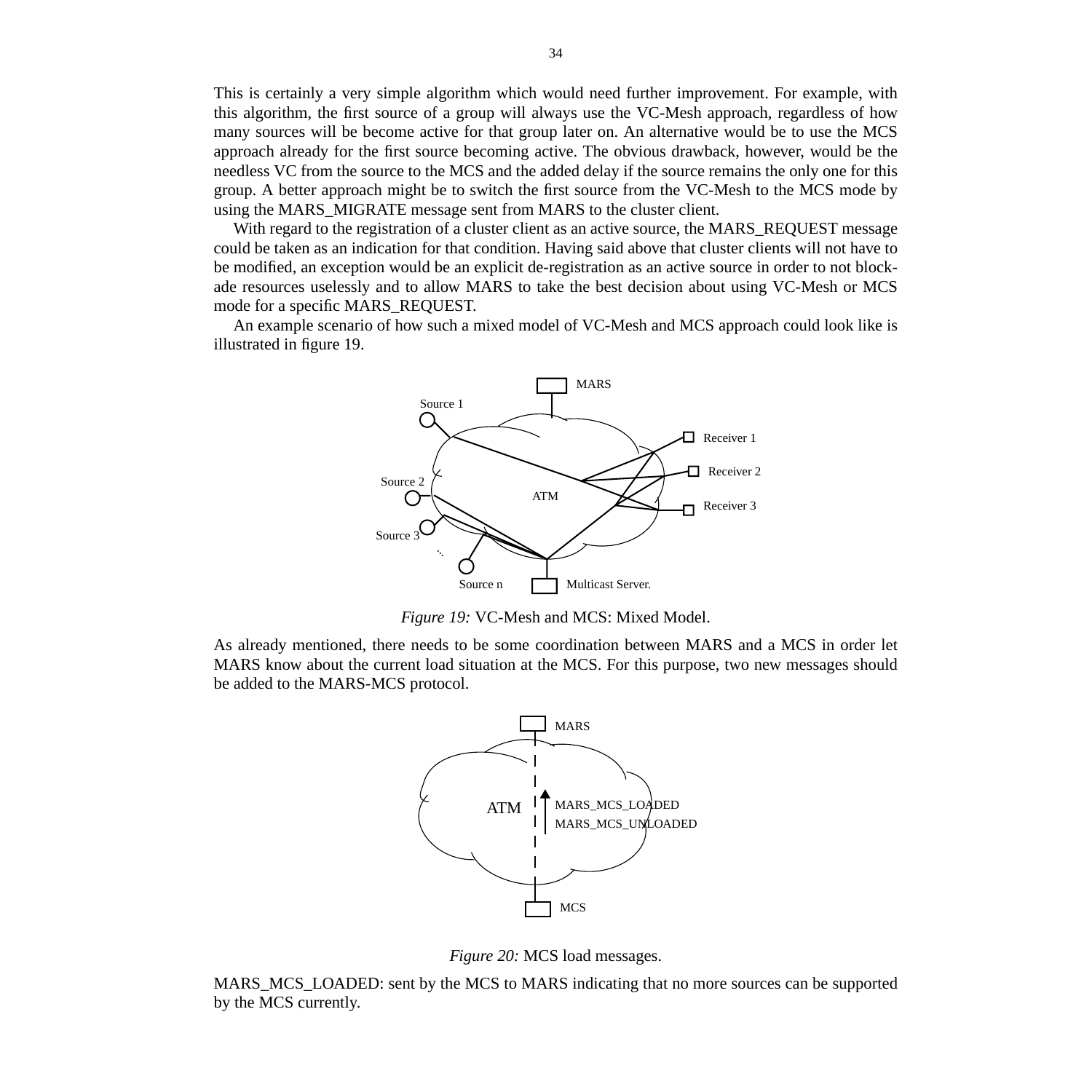This is certainly a very simple algorithm which would need further improvement. For example, with this algorithm, the first source of a group will always use the VC-Mesh approach, regardless of how many sources will be become active for that group later on. An alternative would be to use the MCS approach already for the first source becoming active. The obvious drawback, however, would be the needless VC from the source to the MCS and the added delay if the source remains the only one for this group. A better approach might be to switch the first source from the VC-Mesh to the MCS mode by using the MARS_MIGRATE message sent from MARS to the cluster client.

With regard to the registration of a cluster client as an active source, the MARS_REQUEST message could be taken as an indication for that condition. Having said above that cluster clients will not have to be modified, an exception would be an explicit de-registration as an active source in order to not blockade resources uselessly and to allow MARS to take the best decision about using VC-Mesh or MCS mode for a specific MARS_REQUEST.

An example scenario of how such a mixed model of VC-Mesh and MCS approach could look like is illustrated in figure 19.

*Figure 19:* VC-Mesh and MCS: Mixed Model.

As already mentioned, there needs to be some coordination between MARS and a MCS in order let MARS know about the current load situation at the MCS. For this purpose, two new messages should be added to the MARS-MCS protocol.

*Figure 20:* MCS load messages.

MARS_MCS_LOADED: sent by the MCS to MARS indicating that no more sources can be supported by the MCS currently.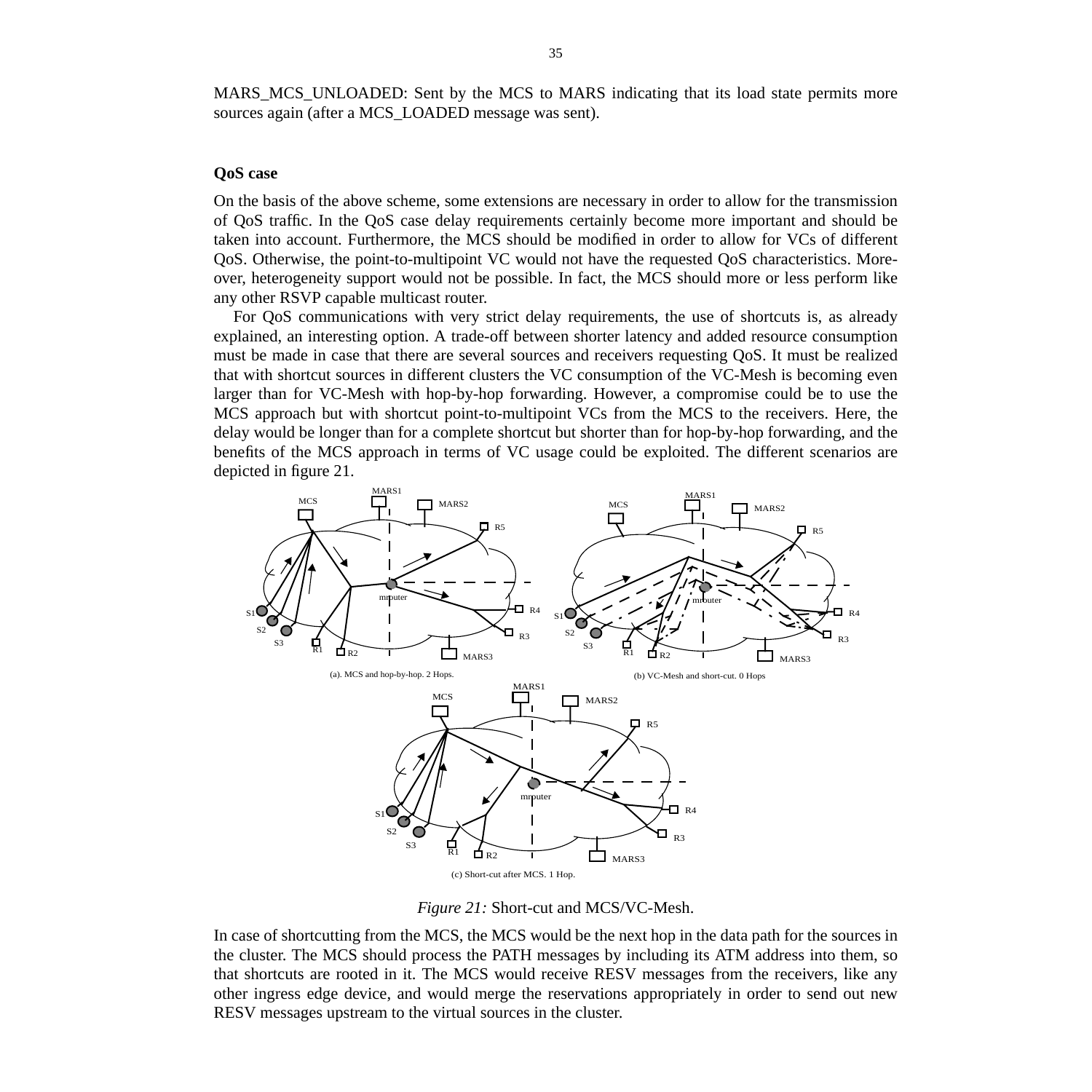MARS_MCS_UNLOADED: Sent by the MCS to MARS indicating that its load state permits more sources again (after a MCS_LOADED message was sent).

**QoS case**

On the basis of the above scheme, some extensions are necessary in order to allow for the transmission of QoS traffic. In the QoS case delay requirements certainly become more important and should be taken into account. Furthermore, the MCS should be modified in order to allow for VCs of different QoS. Otherwise, the point-to-multipoint VC would not have the requested QoS characteristics. Moreover, heterogeneity support would not be possible. In fact, the MCS should more or less perform like any other RSVP capable multicast router.

For QoS communications with very strict delay requirements, the use of shortcuts is, as already explained, an interesting option. A trade-off between shorter latency and added resource consumption must be made in case that there are several sources and receivers requesting QoS. It must be realized that with shortcut sources in different clusters the VC consumption of the VC-Mesh is becoming even larger than for VC-Mesh with hop-by-hop forwarding. However, a compromise could be to use the MCS approach but with shortcut point-to-multipoint VCs from the MCS to the receivers. Here, the delay would be longer than for a complete shortcut but shorter than for hop-by-hop forwarding, and the benefits of the MCS approach in terms of VC usage could be exploited. The different scenarios are depicted in figure 21.

(a). MCS and hop-by-hop. 2 Hops.

(b) VC-Mesh and short-cut. 0 Hops

(c) Short-cut after MCS. 1 Hop.

*Figure 21:* Short-cut and MCS/VC-Mesh.

In case of shortcutting from the MCS, the MCS would be the next hop in the data path for the sources in the cluster. The MCS should process the PATH messages by including its ATM address into them, so that shortcuts are rooted in it. The MCS would receive RESV messages from the receivers, like any other ingress edge device, and would merge the reservations appropriately in order to send out new RESV messages upstream to the virtual sources in the cluster.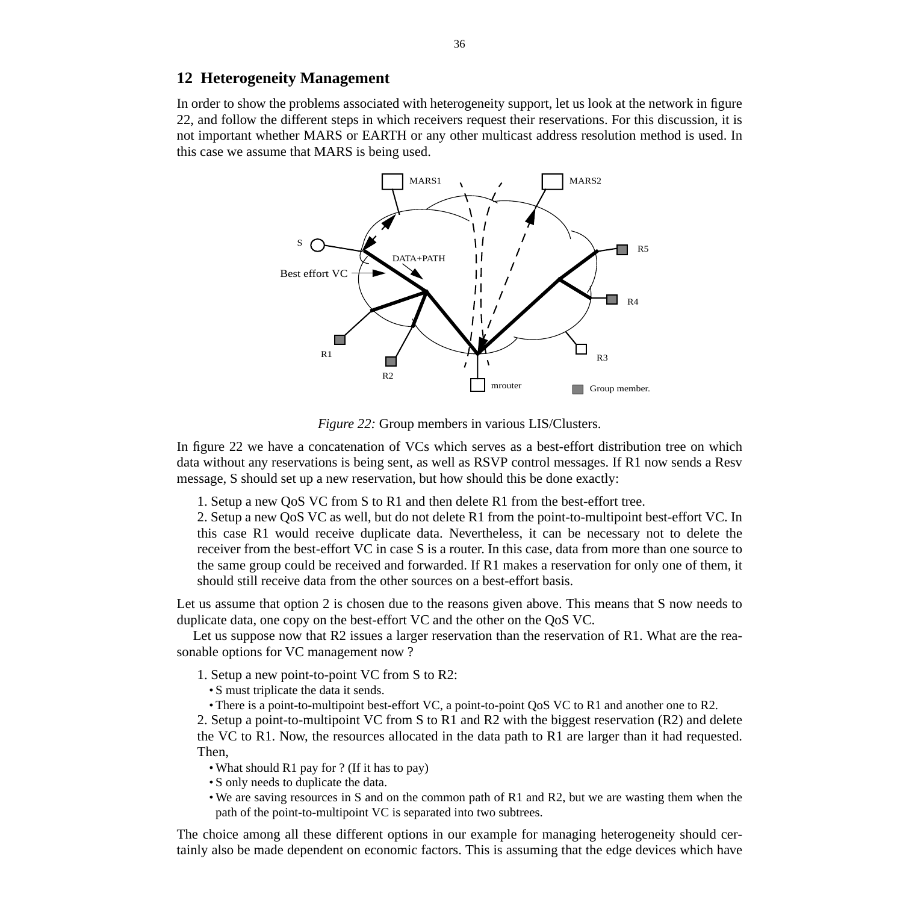## 12 Heterogeneity Management

In order to show the problems associated with heterogeneity support, let us look at the network in figure 22, and follow the different steps in which receivers request their reservations. For this discussion, it is not important whether MARS or EARTH or any other multicast address resolution method is used. In this case we assume that MARS is being used.

*Figure 22:* Group members in various LIS/Clusters.

In figure 22 we have a concatenation of VCs which serves as a best-effort distribution tree on which data without any reservations is being sent, as well as RSVP control messages. If R1 now sends a Resv message, S should set up a new reservation, but how should this be done exactly:

1. Setup a new QoS VC from S to R1 and then delete R1 from the best-effort tree.
2. Setup a new QoS VC as well, but do not delete R1 from the point-to-multipoint best-effort VC. In this case R1 would receive duplicate data. Nevertheless, it can be necessary not to delete the receiver from the best-effort VC in case S is a router. In this case, data from more than one source to the same group could be received and forwarded. If R1 makes a reservation for only one of them, it should still receive data from the other sources on a best-effort basis.

Let us assume that option 2 is chosen due to the reasons given above. This means that S now needs to duplicate data, one copy on the best-effort VC and the other on the QoS VC.

Let us suppose now that R2 issues a larger reservation than the reservation of R1. What are the reasonable options for VC management now ?

1. Setup a new point-to-point VC from S to R2:
   - S must triplicate the data it sends.
   - There is a point-to-multipoint best-effort VC, a point-to-point QoS VC to R1 and another one to R2.
2. Setup a point-to-multipoint VC from S to R1 and R2 with the biggest reservation (R2) and delete the VC to R1. Now, the resources allocated in the data path to R1 are larger than it had requested. Then,
   - What should R1 pay for ? (If it has to pay)
   - S only needs to duplicate the data.
   - We are saving resources in S and on the common path of R1 and R2, but we are wasting them when the path of the point-to-multipoint VC is separated into two subtrees.

The choice among all these different options in our example for managing heterogeneity should certainly also be made dependent on economic factors. This is assuming that the edge devices which have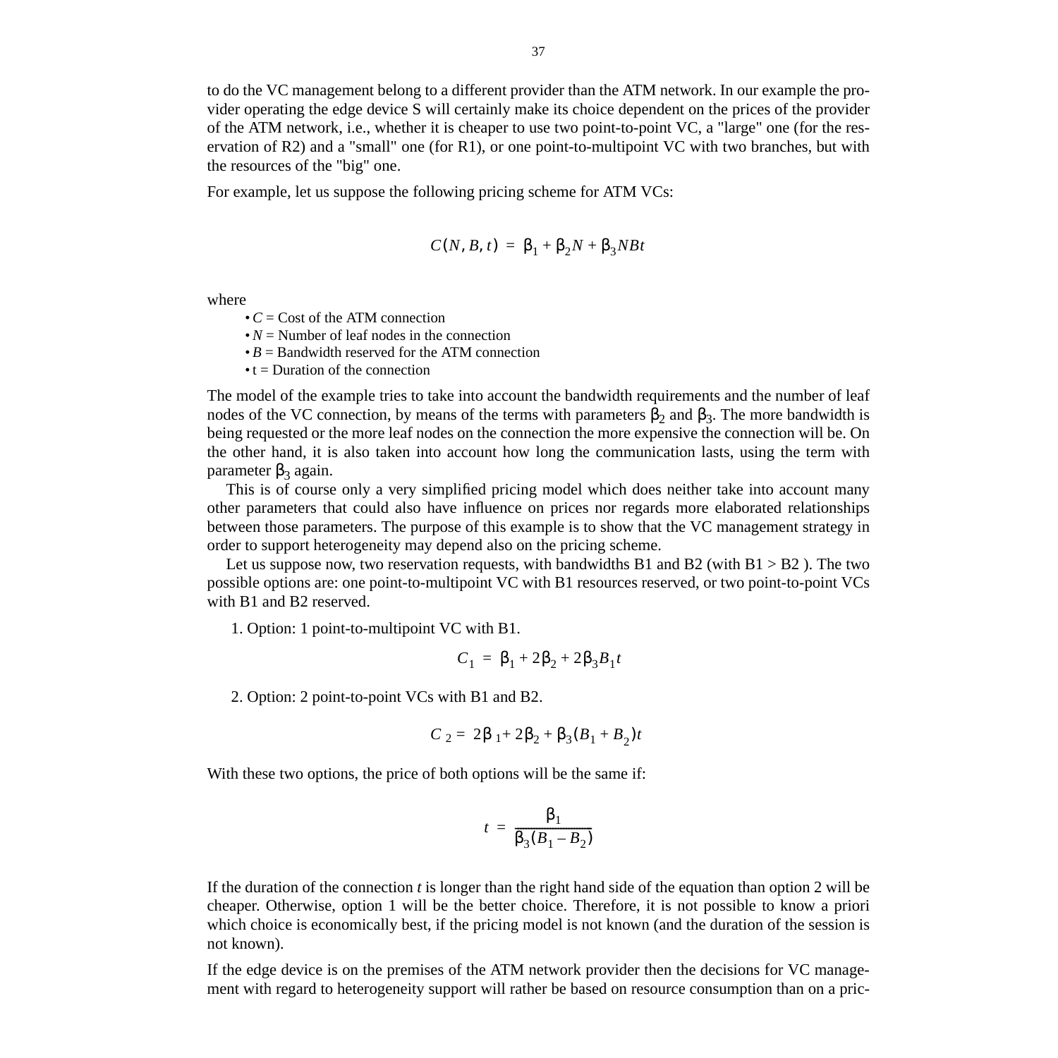to do the VC management belong to a different provider than the ATM network. In our example the provider operating the edge device S will certainly make its choice dependent on the prices of the provider of the ATM network, i.e., whether it is cheaper to use two point-to-point VC, a "large" one (for the reservation of R2) and a "small" one (for R1), or one point-to-multipoint VC with two branches, but with the resources of the "big" one.

For example, let us suppose the following pricing scheme for ATM VCs:

$$C(N, B, t) = \beta_1 + \beta_2 N + \beta_3 NBt$$

where

- $C$ = Cost of the ATM connection
- $N$ = Number of leaf nodes in the connection
- $B$ = Bandwidth reserved for the ATM connection
- t = Duration of the connection

The model of the example tries to take into account the bandwidth requirements and the number of leaf nodes of the VC connection, by means of the terms with parameters $\beta_2$ and $\beta_3$. The more bandwidth is being requested or the more leaf nodes on the connection the more expensive the connection will be. On the other hand, it is also taken into account how long the communication lasts, using the term with parameter $\beta_3$ again.

This is of course only a very simplified pricing model which does neither take into account many other parameters that could also have influence on prices nor regards more elaborated relationships between those parameters. The purpose of this example is to show that the VC management strategy in order to support heterogeneity may depend also on the pricing scheme.

Let us suppose now, two reservation requests, with bandwidths B1 and B2 (with B1 > B2 ). The two possible options are: one point-to-multipoint VC with B1 resources reserved, or two point-to-point VCs with B1 and B2 reserved.

1. Option: 1 point-to-multipoint VC with B1.

$$C_1 = \beta_1 + 2\beta_2 + 2\beta_3 B_1 t$$

2. Option: 2 point-to-point VCs with B1 and B2.

$$C_2 = 2\beta_1 + 2\beta_2 + \beta_3 (B_1 + B_2) t$$

With these two options, the price of both options will be the same if:

$$t = \frac{\beta_1}{\beta_3 (B_1 - B_2)}$$

If the duration of the connection $t$ is longer than the right hand side of the equation than option 2 will be cheaper. Otherwise, option 1 will be the better choice. Therefore, it is not possible to know a priori which choice is economically best, if the pricing model is not known (and the duration of the session is not known).

If the edge device is on the premises of the ATM network provider then the decisions for VC management with regard to heterogeneity support will rather be based on resource consumption than on a pric-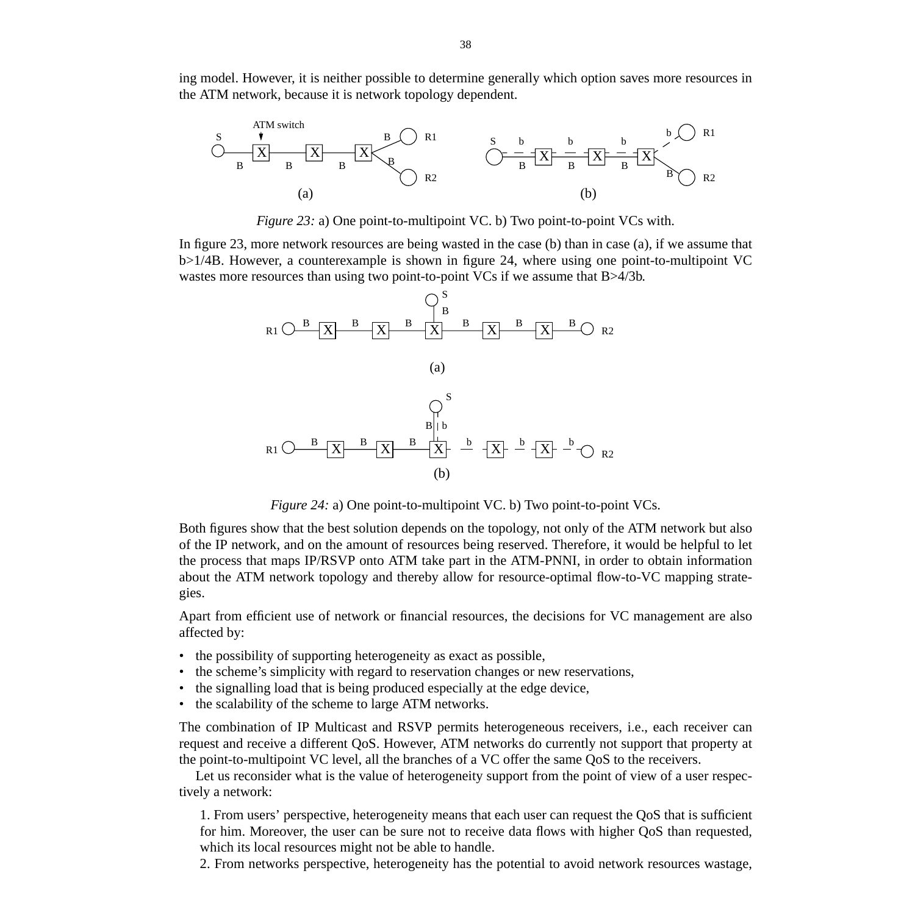ing model. However, it is neither possible to determine generally which option saves more resources in the ATM network, because it is network topology dependent.

*Figure 23:* a) One point-to-multipoint VC. b) Two point-to-point VCs with.

In figure 23, more network resources are being wasted in the case (b) than in case (a), if we assume that b>1/4B. However, a counterexample is shown in figure 24, where using one point-to-multipoint VC wastes more resources than using two point-to-point VCs if we assume that B>4/3b.

*Figure 24:* a) One point-to-multipoint VC. b) Two point-to-point VCs.

Both figures show that the best solution depends on the topology, not only of the ATM network but also of the IP network, and on the amount of resources being reserved. Therefore, it would be helpful to let the process that maps IP/RSVP onto ATM take part in the ATM-PNNI, in order to obtain information about the ATM network topology and thereby allow for resource-optimal flow-to-VC mapping strategies.

Apart from efficient use of network or financial resources, the decisions for VC management are also affected by:

- the possibility of supporting heterogeneity as exact as possible,
- the scheme's simplicity with regard to reservation changes or new reservations,
- the signalling load that is being produced especially at the edge device,
- the scalability of the scheme to large ATM networks.

The combination of IP Multicast and RSVP permits heterogeneous receivers, i.e., each receiver can request and receive a different QoS. However, ATM networks do currently not support that property at the point-to-multipoint VC level, all the branches of a VC offer the same QoS to the receivers.

Let us reconsider what is the value of heterogeneity support from the point of view of a user respectively a network:

1. From users' perspective, heterogeneity means that each user can request the QoS that is sufficient for him. Moreover, the user can be sure not to receive data flows with higher QoS than requested, which its local resources might not be able to handle.
2. From networks perspective, heterogeneity has the potential to avoid network resources wastage,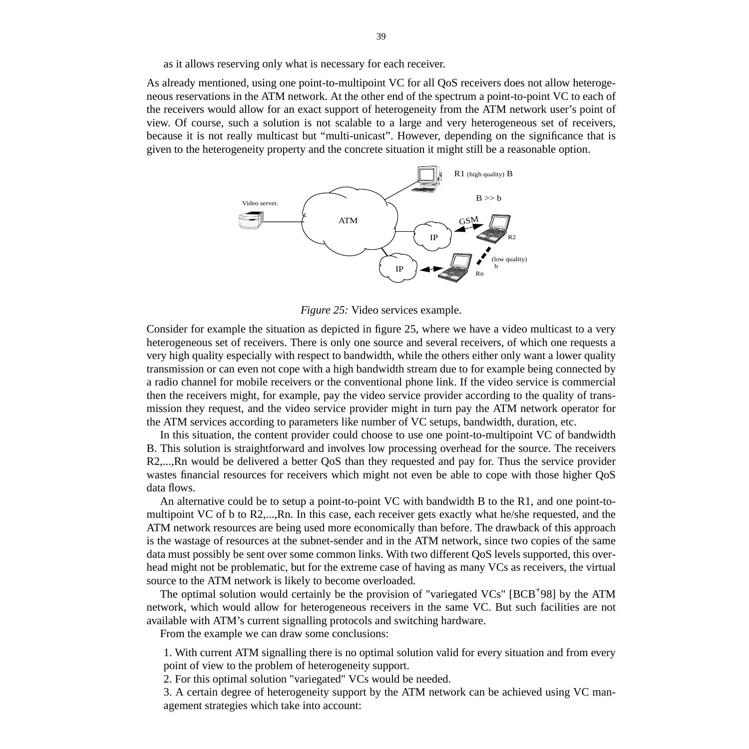as it allows reserving only what is necessary for each receiver.

As already mentioned, using one point-to-multipoint VC for all QoS receivers does not allow heterogeneous reservations in the ATM network. At the other end of the spectrum a point-to-point VC to each of the receivers would allow for an exact support of heterogeneity from the ATM network user's point of view. Of course, such a solution is not scalable to a large and very heterogeneous set of receivers, because it is not really multicast but "multi-unicast". However, depending on the significance that is given to the heterogeneity property and the concrete situation it might still be a reasonable option.

*Figure 25:* Video services example.

Consider for example the situation as depicted in figure 25, where we have a video multicast to a very heterogeneous set of receivers. There is only one source and several receivers, of which one requests a very high quality especially with respect to bandwidth, while the others either only want a lower quality transmission or can even not cope with a high bandwidth stream due to for example being connected by a radio channel for mobile receivers or the conventional phone link. If the video service is commercial then the receivers might, for example, pay the video service provider according to the quality of transmission they request, and the video service provider might in turn pay the ATM network operator for the ATM services according to parameters like number of VC setups, bandwidth, duration, etc.

In this situation, the content provider could choose to use one point-to-multipoint VC of bandwidth B. This solution is straightforward and involves low processing overhead for the source. The receivers R2,...,Rn would be delivered a better QoS than they requested and pay for. Thus the service provider wastes financial resources for receivers which might not even be able to cope with those higher QoS data flows.

An alternative could be to setup a point-to-point VC with bandwidth B to the R1, and one point-to-multipoint VC of b to R2,...,Rn. In this case, each receiver gets exactly what he/she requested, and the ATM network resources are being used more economically than before. The drawback of this approach is the wastage of resources at the subnet-sender and in the ATM network, since two copies of the same data must possibly be sent over some common links. With two different QoS levels supported, this overhead might not be problematic, but for the extreme case of having as many VCs as receivers, the virtual source to the ATM network is likely to become overloaded.

The optimal solution would certainly be the provision of "variegated VCs" [BCB+98] by the ATM network, which would allow for heterogeneous receivers in the same VC. But such facilities are not available with ATM's current signalling protocols and switching hardware.

From the example we can draw some conclusions:

1. With current ATM signalling there is no optimal solution valid for every situation and from every point of view to the problem of heterogeneity support.
2. For this optimal solution "variegated" VCs would be needed.
3. A certain degree of heterogeneity support by the ATM network can be achieved using VC management strategies which take into account: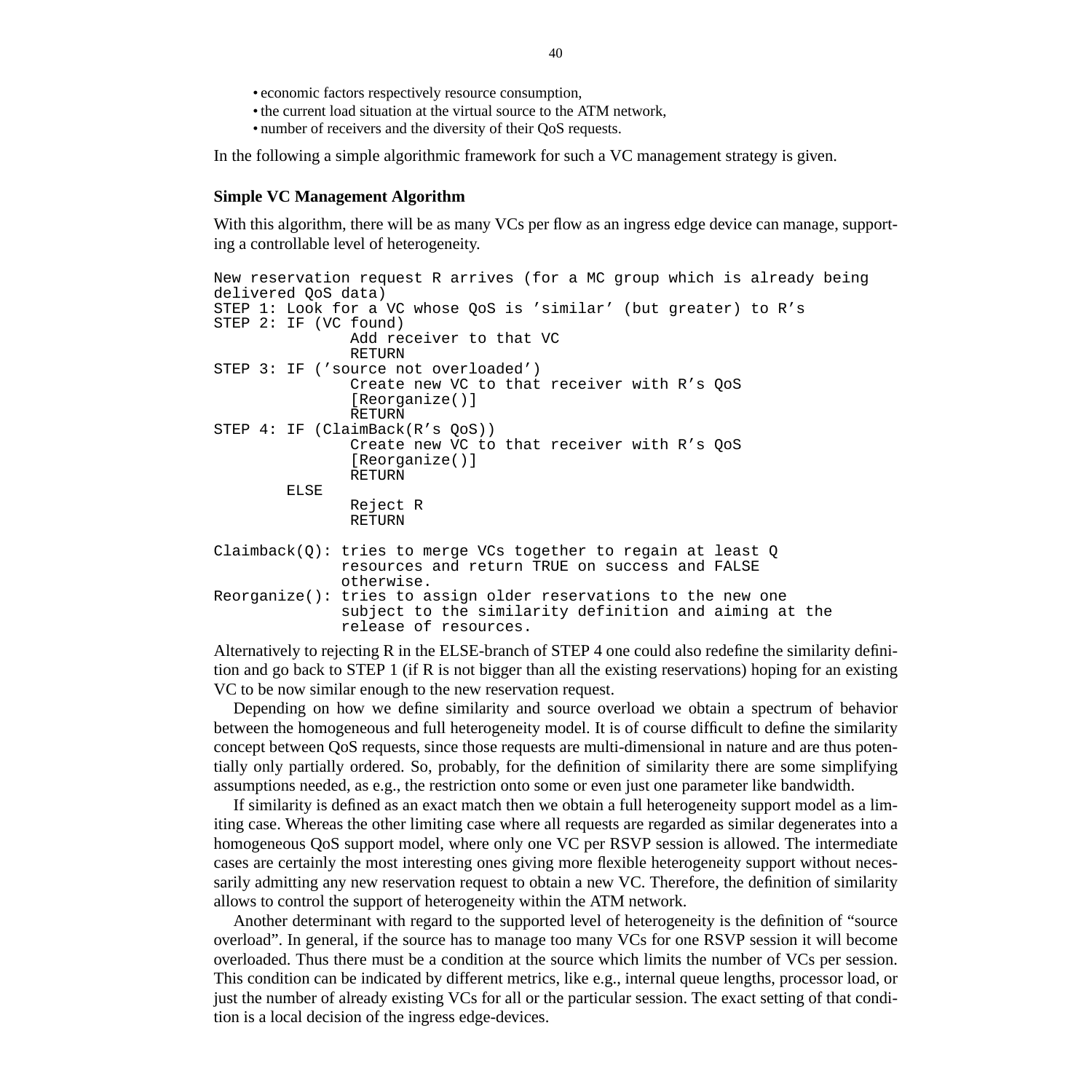- economic factors respectively resource consumption,
- the current load situation at the virtual source to the ATM network,
- number of receivers and the diversity of their QoS requests.

In the following a simple algorithmic framework for such a VC management strategy is given.

**Simple VC Management Algorithm**

With this algorithm, there will be as many VCs per flow as an ingress edge device can manage, supporting a controllable level of heterogeneity.

```
New reservation request R arrives (for a MC group which is already being
delivered QoS data)
STEP 1: Look for a VC whose QoS is 'similar' (but greater) to R's
STEP 2: IF (VC found)
              Add receiver to that VC
              RETURN
STEP 3: IF ('source not overloaded')
              Create new VC to that receiver with R's QoS
              [Reorganize()]
              RETURN
STEP 4: IF (ClaimBack(R's QoS))
              Create new VC to that receiver with R's QoS
              [Reorganize()]
              RETURN
        ELSE
              Reject R
              RETURN

Claimback(Q): tries to merge VCs together to regain at least Q
              resources and return TRUE on success and FALSE
              otherwise.
Reorganize(): tries to assign older reservations to the new one
              subject to the similarity definition and aiming at the
              release of resources.
```

Alternatively to rejecting R in the ELSE-branch of STEP 4 one could also redefine the similarity definition and go back to STEP 1 (if R is not bigger than all the existing reservations) hoping for an existing VC to be now similar enough to the new reservation request.

Depending on how we define similarity and source overload we obtain a spectrum of behavior between the homogeneous and full heterogeneity model. It is of course difficult to define the similarity concept between QoS requests, since those requests are multi-dimensional in nature and are thus potentially only partially ordered. So, probably, for the definition of similarity there are some simplifying assumptions needed, as e.g., the restriction onto some or even just one parameter like bandwidth.

If similarity is defined as an exact match then we obtain a full heterogeneity support model as a limiting case. Whereas the other limiting case where all requests are regarded as similar degenerates into a homogeneous QoS support model, where only one VC per RSVP session is allowed. The intermediate cases are certainly the most interesting ones giving more flexible heterogeneity support without necessarily admitting any new reservation request to obtain a new VC. Therefore, the definition of similarity allows to control the support of heterogeneity within the ATM network.

Another determinant with regard to the supported level of heterogeneity is the definition of "source overload". In general, if the source has to manage too many VCs for one RSVP session it will become overloaded. Thus there must be a condition at the source which limits the number of VCs per session. This condition can be indicated by different metrics, like e.g., internal queue lengths, processor load, or just the number of already existing VCs for all or the particular session. The exact setting of that condition is a local decision of the ingress edge-devices.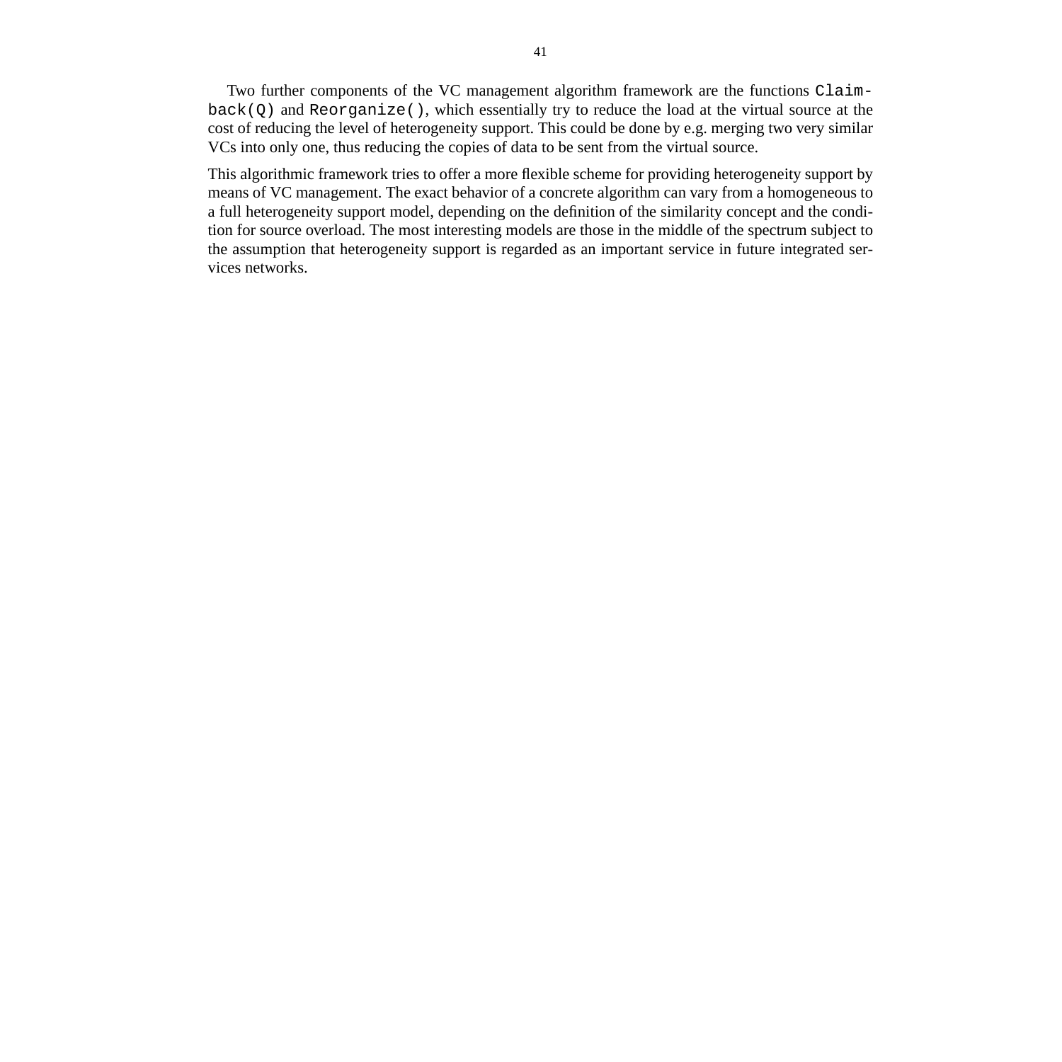Two further components of the VC management algorithm framework are the functions `Claim-back(Q)` and `Reorganize()`, which essentially try to reduce the load at the virtual source at the cost of reducing the level of heterogeneity support. This could be done by e.g. merging two very similar VCs into only one, thus reducing the copies of data to be sent from the virtual source.

This algorithmic framework tries to offer a more flexible scheme for providing heterogeneity support by means of VC management. The exact behavior of a concrete algorithm can vary from a homogeneous to a full heterogeneity support model, depending on the definition of the similarity concept and the condition for source overload. The most interesting models are those in the middle of the spectrum subject to the assumption that heterogeneity support is regarded as an important service in future integrated services networks.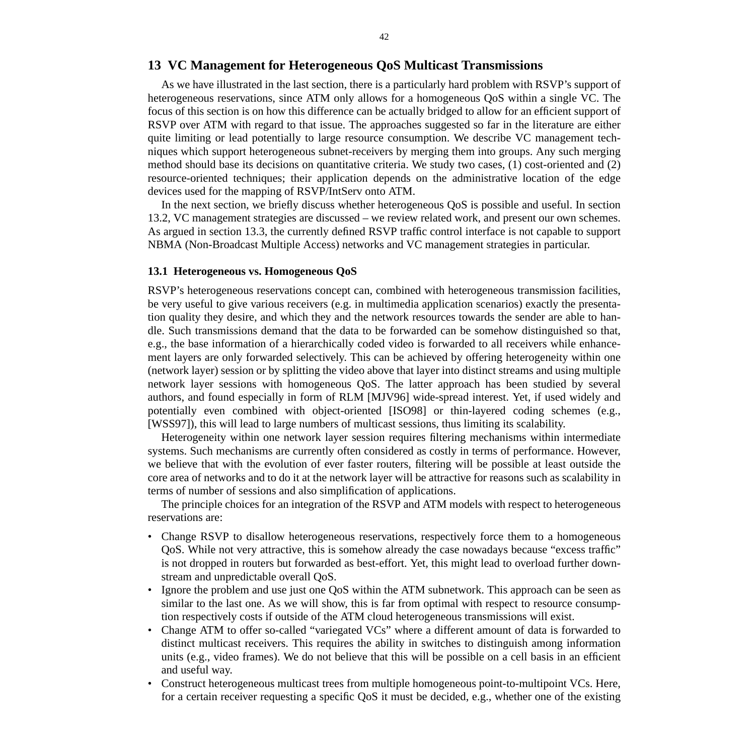## 13 VC Management for Heterogeneous QoS Multicast Transmissions

As we have illustrated in the last section, there is a particularly hard problem with RSVP's support of heterogeneous reservations, since ATM only allows for a homogeneous QoS within a single VC. The focus of this section is on how this difference can be actually bridged to allow for an efficient support of RSVP over ATM with regard to that issue. The approaches suggested so far in the literature are either quite limiting or lead potentially to large resource consumption. We describe VC management techniques which support heterogeneous subnet-receivers by merging them into groups. Any such merging method should base its decisions on quantitative criteria. We study two cases, (1) cost-oriented and (2) resource-oriented techniques; their application depends on the administrative location of the edge devices used for the mapping of RSVP/IntServ onto ATM.

In the next section, we briefly discuss whether heterogeneous QoS is possible and useful. In section 13.2, VC management strategies are discussed – we review related work, and present our own schemes. As argued in section 13.3, the currently defined RSVP traffic control interface is not capable to support NBMA (Non-Broadcast Multiple Access) networks and VC management strategies in particular.

### 13.1 Heterogeneous vs. Homogeneous QoS

RSVP's heterogeneous reservations concept can, combined with heterogeneous transmission facilities, be very useful to give various receivers (e.g. in multimedia application scenarios) exactly the presentation quality they desire, and which they and the network resources towards the sender are able to handle. Such transmissions demand that the data to be forwarded can be somehow distinguished so that, e.g., the base information of a hierarchically coded video is forwarded to all receivers while enhancement layers are only forwarded selectively. This can be achieved by offering heterogeneity within one (network layer) session or by splitting the video above that layer into distinct streams and using multiple network layer sessions with homogeneous QoS. The latter approach has been studied by several authors, and found especially in form of RLM [MJV96] wide-spread interest. Yet, if used widely and potentially even combined with object-oriented [ISO98] or thin-layered coding schemes (e.g., [WSS97]), this will lead to large numbers of multicast sessions, thus limiting its scalability.

Heterogeneity within one network layer session requires filtering mechanisms within intermediate systems. Such mechanisms are currently often considered as costly in terms of performance. However, we believe that with the evolution of ever faster routers, filtering will be possible at least outside the core area of networks and to do it at the network layer will be attractive for reasons such as scalability in terms of number of sessions and also simplification of applications.

The principle choices for an integration of the RSVP and ATM models with respect to heterogeneous reservations are:

- Change RSVP to disallow heterogeneous reservations, respectively force them to a homogeneous QoS. While not very attractive, this is somehow already the case nowadays because "excess traffic" is not dropped in routers but forwarded as best-effort. Yet, this might lead to overload further downstream and unpredictable overall QoS.
- Ignore the problem and use just one QoS within the ATM subnetwork. This approach can be seen as similar to the last one. As we will show, this is far from optimal with respect to resource consumption respectively costs if outside of the ATM cloud heterogeneous transmissions will exist.
- Change ATM to offer so-called "variegated VCs" where a different amount of data is forwarded to distinct multicast receivers. This requires the ability in switches to distinguish among information units (e.g., video frames). We do not believe that this will be possible on a cell basis in an efficient and useful way.
- Construct heterogeneous multicast trees from multiple homogeneous point-to-multipoint VCs. Here, for a certain receiver requesting a specific QoS it must be decided, e.g., whether one of the existing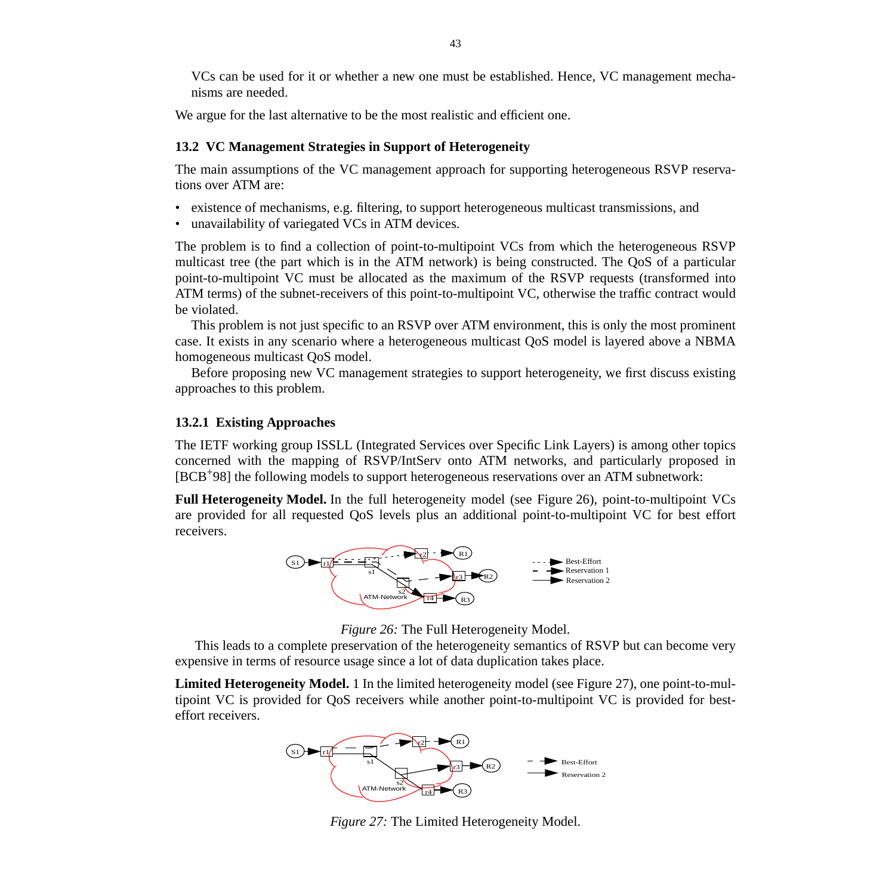VCs can be used for it or whether a new one must be established. Hence, VC management mechanisms are needed.

We argue for the last alternative to be the most realistic and efficient one.

### 13.2 VC Management Strategies in Support of Heterogeneity

The main assumptions of the VC management approach for supporting heterogeneous RSVP reservations over ATM are:

- existence of mechanisms, e.g. filtering, to support heterogeneous multicast transmissions, and
- unavailability of variegated VCs in ATM devices.

The problem is to find a collection of point-to-multipoint VCs from which the heterogeneous RSVP multicast tree (the part which is in the ATM network) is being constructed. The QoS of a particular point-to-multipoint VC must be allocated as the maximum of the RSVP requests (transformed into ATM terms) of the subnet-receivers of this point-to-multipoint VC, otherwise the traffic contract would be violated.

This problem is not just specific to an RSVP over ATM environment, this is only the most prominent case. It exists in any scenario where a heterogeneous multicast QoS model is layered above a NBMA homogeneous multicast QoS model.

Before proposing new VC management strategies to support heterogeneity, we first discuss existing approaches to this problem.

#### 13.2.1 Existing Approaches

The IETF working group ISSLL (Integrated Services over Specific Link Layers) is among other topics concerned with the mapping of RSVP/IntServ onto ATM networks, and particularly proposed in [BCB+98] the following models to support heterogeneous reservations over an ATM subnetwork:

**Full Heterogeneity Model.** In the full heterogeneity model (see Figure 26), point-to-multipoint VCs are provided for all requested QoS levels plus an additional point-to-multipoint VC for best effort receivers.

*Figure 26:* The Full Heterogeneity Model.

This leads to a complete preservation of the heterogeneity semantics of RSVP but can become very expensive in terms of resource usage since a lot of data duplication takes place.

**Limited Heterogeneity Model.** 1 In the limited heterogeneity model (see Figure 27), one point-to-multipoint VC is provided for QoS receivers while another point-to-multipoint VC is provided for best-effort receivers.

*Figure 27:* The Limited Heterogeneity Model.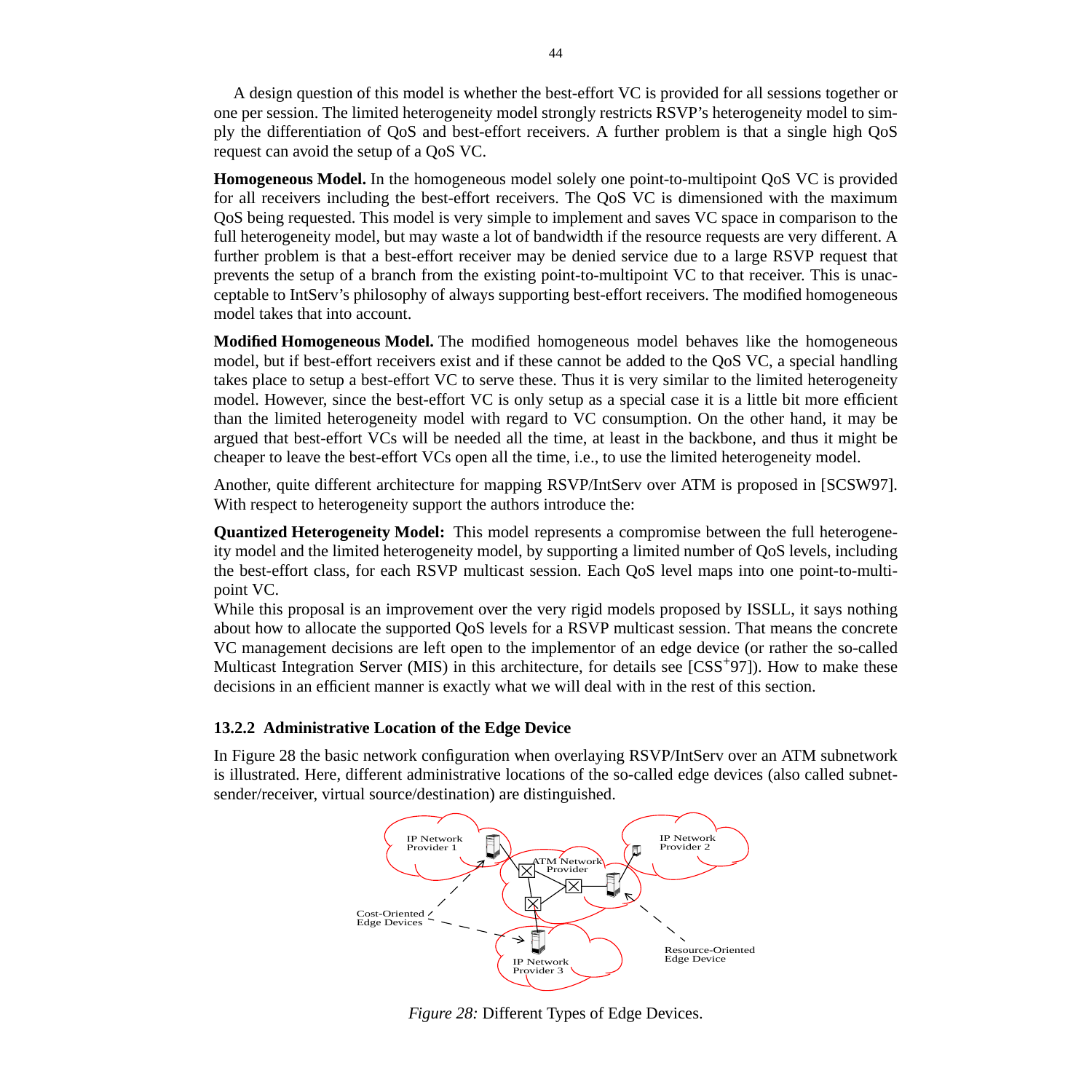A design question of this model is whether the best-effort VC is provided for all sessions together or one per session. The limited heterogeneity model strongly restricts RSVP's heterogeneity model to simply the differentiation of QoS and best-effort receivers. A further problem is that a single high QoS request can avoid the setup of a QoS VC.

**Homogeneous Model.** In the homogeneous model solely one point-to-multipoint QoS VC is provided for all receivers including the best-effort receivers. The QoS VC is dimensioned with the maximum QoS being requested. This model is very simple to implement and saves VC space in comparison to the full heterogeneity model, but may waste a lot of bandwidth if the resource requests are very different. A further problem is that a best-effort receiver may be denied service due to a large RSVP request that prevents the setup of a branch from the existing point-to-multipoint VC to that receiver. This is unacceptable to IntServ's philosophy of always supporting best-effort receivers. The modified homogeneous model takes that into account.

**Modified Homogeneous Model.** The modified homogeneous model behaves like the homogeneous model, but if best-effort receivers exist and if these cannot be added to the QoS VC, a special handling takes place to setup a best-effort VC to serve these. Thus it is very similar to the limited heterogeneity model. However, since the best-effort VC is only setup as a special case it is a little bit more efficient than the limited heterogeneity model with regard to VC consumption. On the other hand, it may be argued that best-effort VCs will be needed all the time, at least in the backbone, and thus it might be cheaper to leave the best-effort VCs open all the time, i.e., to use the limited heterogeneity model.

Another, quite different architecture for mapping RSVP/IntServ over ATM is proposed in [SCSW97]. With respect to heterogeneity support the authors introduce the:

**Quantized Heterogeneity Model:** This model represents a compromise between the full heterogeneity model and the limited heterogeneity model, by supporting a limited number of QoS levels, including the best-effort class, for each RSVP multicast session. Each QoS level maps into one point-to-multipoint VC.
While this proposal is an improvement over the very rigid models proposed by ISSLL, it says nothing about how to allocate the supported QoS levels for a RSVP multicast session. That means the concrete VC management decisions are left open to the implementor of an edge device (or rather the so-called Multicast Integration Server (MIS) in this architecture, for details see [CSS+97]). How to make these decisions in an efficient manner is exactly what we will deal with in the rest of this section.

### 13.2.2 Administrative Location of the Edge Device

In Figure 28 the basic network configuration when overlaying RSVP/IntServ over an ATM subnetwork is illustrated. Here, different administrative locations of the so-called edge devices (also called subnet-sender/receiver, virtual source/destination) are distinguished.

*Figure 28:* Different Types of Edge Devices.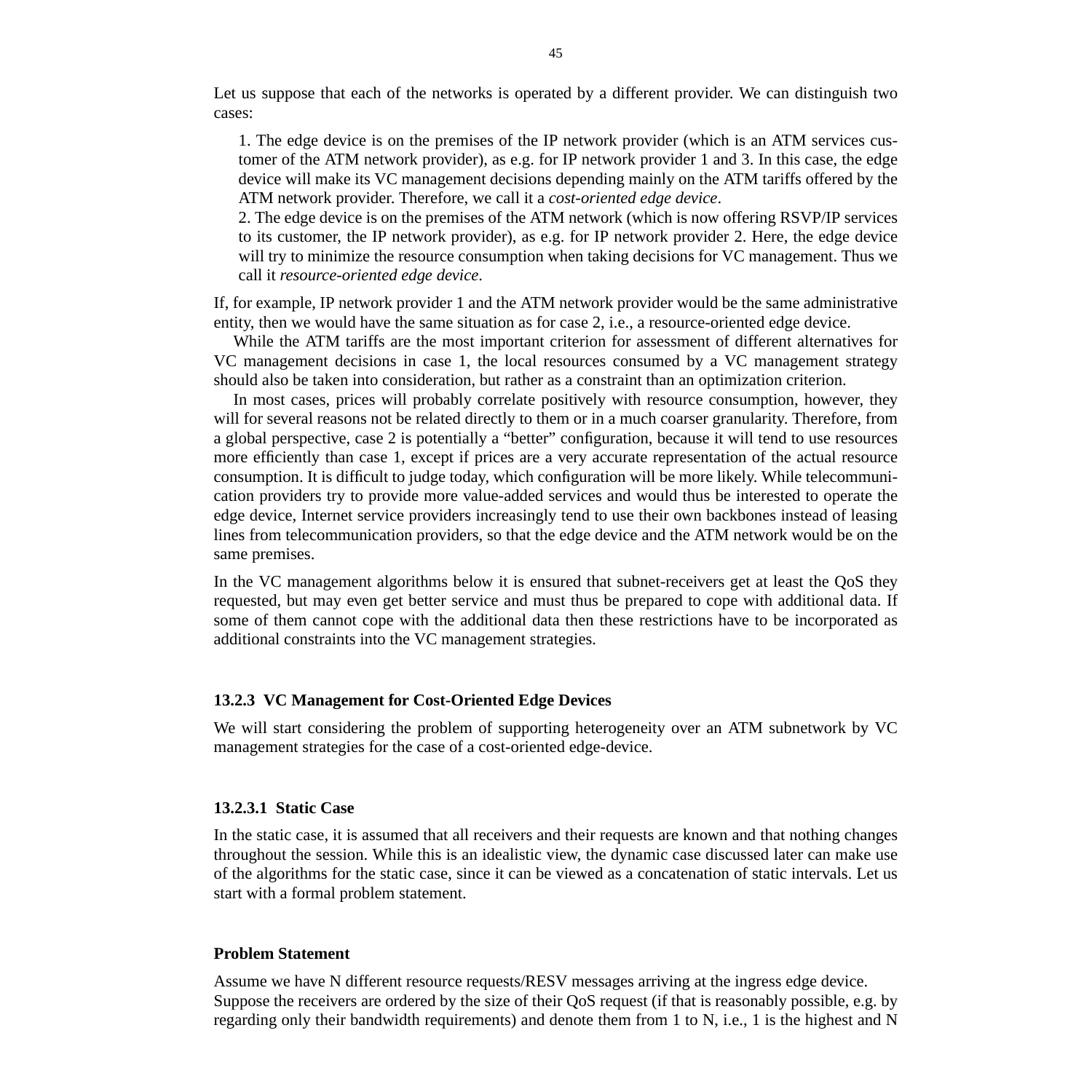Let us suppose that each of the networks is operated by a different provider. We can distinguish two cases:

1. The edge device is on the premises of the IP network provider (which is an ATM services customer of the ATM network provider), as e.g. for IP network provider 1 and 3. In this case, the edge device will make its VC management decisions depending mainly on the ATM tariffs offered by the ATM network provider. Therefore, we call it a *cost-oriented edge device*.
2. The edge device is on the premises of the ATM network (which is now offering RSVP/IP services to its customer, the IP network provider), as e.g. for IP network provider 2. Here, the edge device will try to minimize the resource consumption when taking decisions for VC management. Thus we call it *resource-oriented edge device*.

If, for example, IP network provider 1 and the ATM network provider would be the same administrative entity, then we would have the same situation as for case 2, i.e., a resource-oriented edge device.

While the ATM tariffs are the most important criterion for assessment of different alternatives for VC management decisions in case 1, the local resources consumed by a VC management strategy should also be taken into consideration, but rather as a constraint than an optimization criterion.

In most cases, prices will probably correlate positively with resource consumption, however, they will for several reasons not be related directly to them or in a much coarser granularity. Therefore, from a global perspective, case 2 is potentially a “better” configuration, because it will tend to use resources more efficiently than case 1, except if prices are a very accurate representation of the actual resource consumption. It is difficult to judge today, which configuration will be more likely. While telecommunication providers try to provide more value-added services and would thus be interested to operate the edge device, Internet service providers increasingly tend to use their own backbones instead of leasing lines from telecommunication providers, so that the edge device and the ATM network would be on the same premises.

In the VC management algorithms below it is ensured that subnet-receivers get at least the QoS they requested, but may even get better service and must thus be prepared to cope with additional data. If some of them cannot cope with the additional data then these restrictions have to be incorporated as additional constraints into the VC management strategies.

### 13.2.3 VC Management for Cost-Oriented Edge Devices

We will start considering the problem of supporting heterogeneity over an ATM subnetwork by VC management strategies for the case of a cost-oriented edge-device.

#### 13.2.3.1 Static Case

In the static case, it is assumed that all receivers and their requests are known and that nothing changes throughout the session. While this is an idealistic view, the dynamic case discussed later can make use of the algorithms for the static case, since it can be viewed as a concatenation of static intervals. Let us start with a formal problem statement.

**Problem Statement**

Assume we have N different resource requests/RESV messages arriving at the ingress edge device. Suppose the receivers are ordered by the size of their QoS request (if that is reasonably possible, e.g. by regarding only their bandwidth requirements) and denote them from 1 to N, i.e., 1 is the highest and N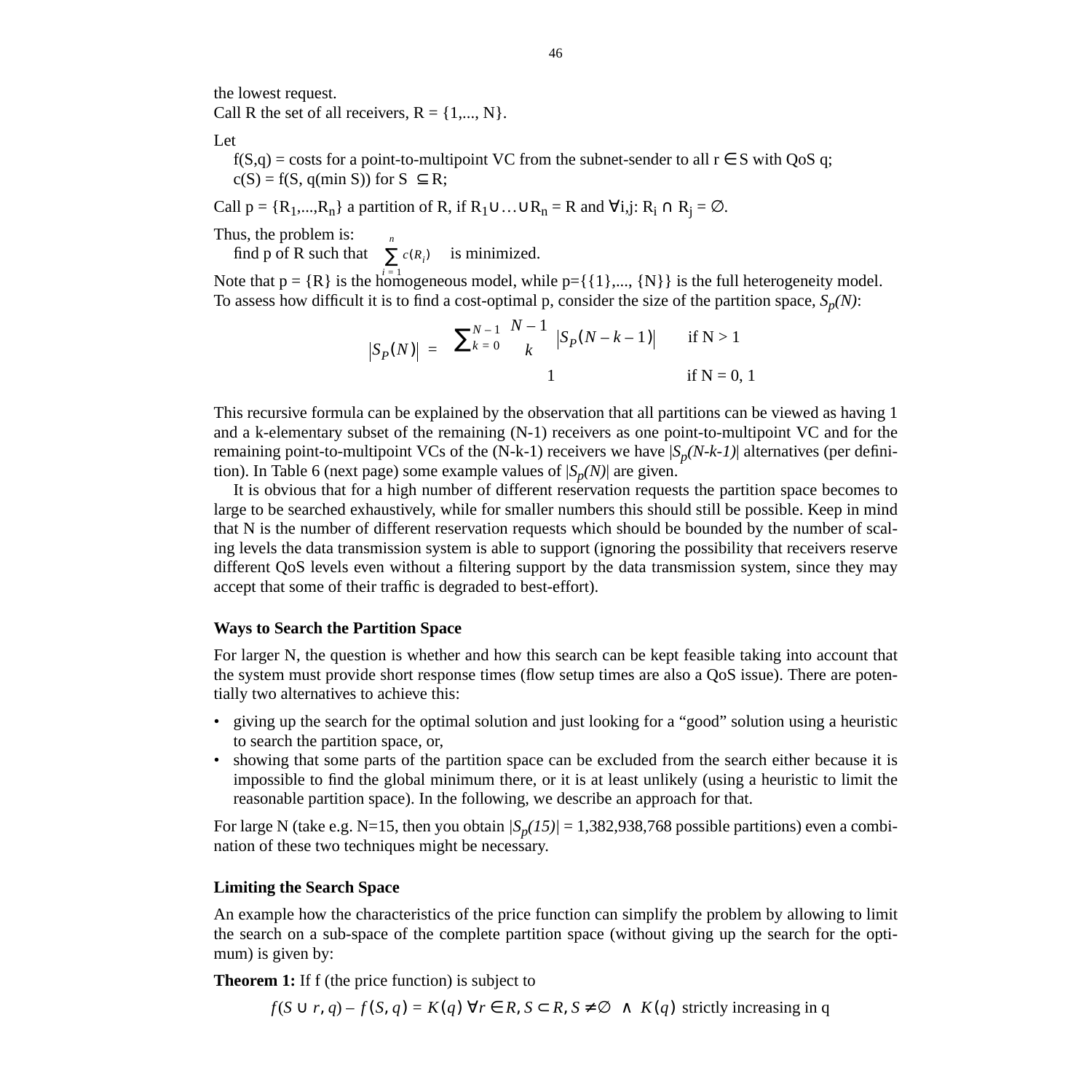the lowest request.
Call R the set of all receivers, R = {1,..., N}.

Let

f(S,q) = costs for a point-to-multipoint VC from the subnet-sender to all $r \in S$ with QoS q;
c(S) = f(S, q(min S)) for $S \subseteq R$;

Call p = {$R_1$,...,$R_n$} a partition of R, if $R_1 \cup \ldots \cup R_n = R$ and $\forall i,j$: $R_i \cap R_j = \emptyset$.

Thus, the problem is:
find p of R such that $\sum_{i=1}^{n} c(R_i)$ is minimized.

Note that p = {R} is the homogeneous model, while p={{1},..., {N}} is the full heterogeneity model.
To assess how difficult it is to find a cost-optimal p, consider the size of the partition space, $S_p(N)$:

$$|S_P(N)| = \begin{cases} \sum_{k=0}^{N-1} \binom{N-1}{k} |S_P(N-k-1)| & \text{if N > 1} \\ 1 & \text{if N = 0, 1} \end{cases}$$

This recursive formula can be explained by the observation that all partitions can be viewed as having 1 and a k-elementary subset of the remaining (N-1) receivers as one point-to-multipoint VC and for the remaining point-to-multipoint VCs of the (N-k-1) receivers we have $|S_p(N\text{-}k\text{-}1)|$ alternatives (per definition). In Table 6 (next page) some example values of $|S_p(N)|$ are given.

It is obvious that for a high number of different reservation requests the partition space becomes to large to be searched exhaustively, while for smaller numbers this should still be possible. Keep in mind that N is the number of different reservation requests which should be bounded by the number of scaling levels the data transmission system is able to support (ignoring the possibility that receivers reserve different QoS levels even without a filtering support by the data transmission system, since they may accept that some of their traffic is degraded to best-effort).

**Ways to Search the Partition Space**

For larger N, the question is whether and how this search can be kept feasible taking into account that the system must provide short response times (flow setup times are also a QoS issue). There are potentially two alternatives to achieve this:

- giving up the search for the optimal solution and just looking for a “good” solution using a heuristic to search the partition space, or,
- showing that some parts of the partition space can be excluded from the search either because it is impossible to find the global minimum there, or it is at least unlikely (using a heuristic to limit the reasonable partition space). In the following, we describe an approach for that.

For large N (take e.g. N=15, then you obtain $|S_p(15)|$ = 1,382,938,768 possible partitions) even a combination of these two techniques might be necessary.

**Limiting the Search Space**

An example how the characteristics of the price function can simplify the problem by allowing to limit the search on a sub-space of the complete partition space (without giving up the search for the optimum) is given by:

**Theorem 1:** If f (the price function) is subject to

$$f(S \cup r, q) - f(S, q) = K(q)\ \forall r \in R, S \subset R, S \neq \emptyset \ \wedge\ K(q) \text{ strictly increasing in q}$$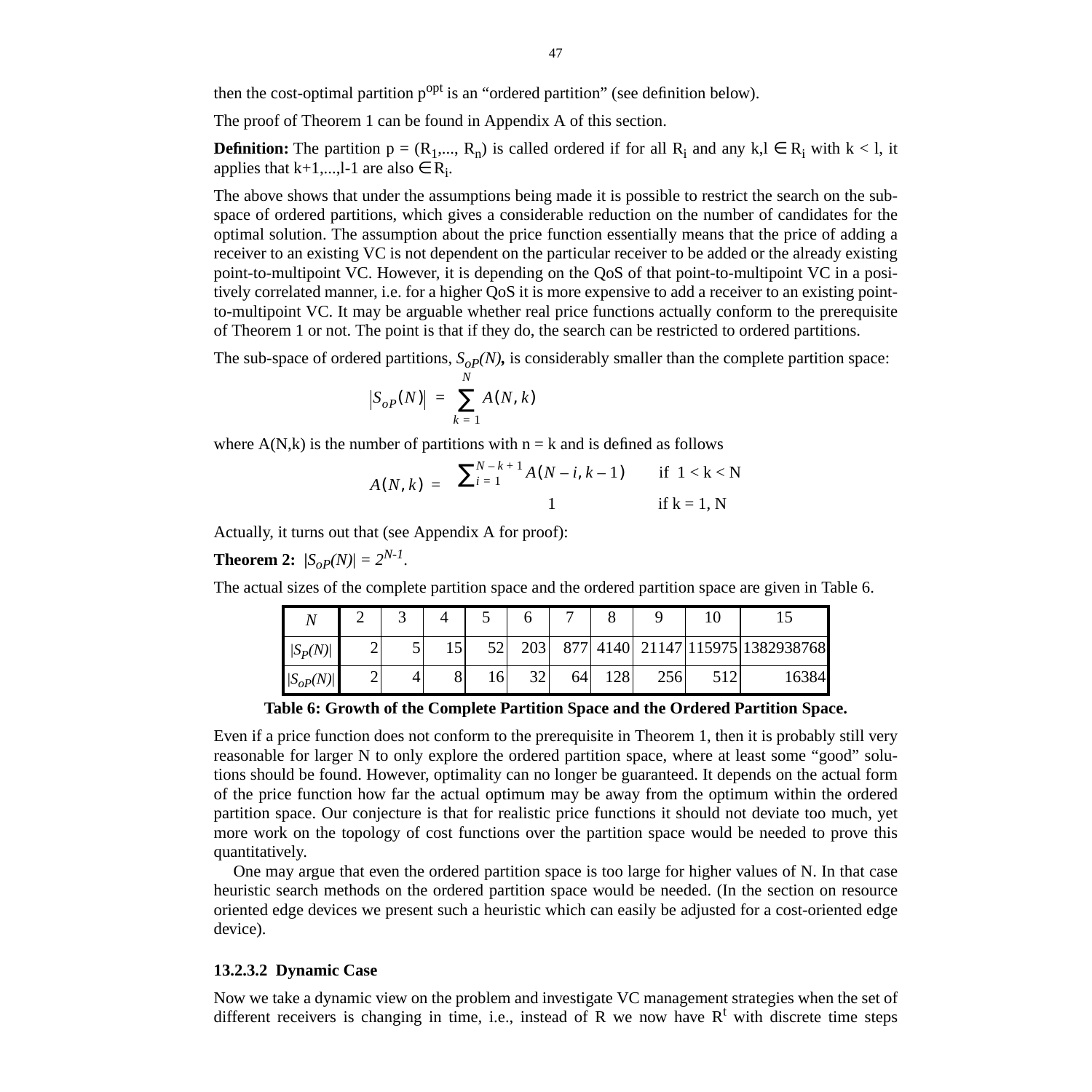then the cost-optimal partition $p^{opt}$ is an “ordered partition” (see definition below).

The proof of Theorem 1 can be found in Appendix A of this section.

**Definition:** The partition $p = (R_1,..., R_n)$ is called ordered if for all $R_i$ and any $k,l \in R_i$ with $k < l$, it applies that $k+1,...,l-1$ are also $\in R_i$.

The above shows that under the assumptions being made it is possible to restrict the search on the sub-space of ordered partitions, which gives a considerable reduction on the number of candidates for the optimal solution. The assumption about the price function essentially means that the price of adding a receiver to an existing VC is not dependent on the particular receiver to be added or the already existing point-to-multipoint VC. However, it is depending on the QoS of that point-to-multipoint VC in a positively correlated manner, i.e. for a higher QoS it is more expensive to add a receiver to an existing point-to-multipoint VC. It may be arguable whether real price functions actually conform to the prerequisite of Theorem 1 or not. The point is that if they do, the search can be restricted to ordered partitions.

The sub-space of ordered partitions, $S_{oP}(N)$**,** is considerably smaller than the complete partition space:

$$|S_{oP}(N)| = \sum_{k=1}^{N} A(N,k)$$

where A(N,k) is the number of partitions with n = k and is defined as follows

$$A(N,k) = \begin{cases} \sum_{i=1}^{N-k+1} A(N-i, k-1) & \text{if } 1 < k < N \\ 1 & \text{if } k = 1, N \end{cases}$$

Actually, it turns out that (see Appendix A for proof):

**Theorem 2:** $|S_{oP}(N)| = 2^{N-1}$.

The actual sizes of the complete partition space and the ordered partition space are given in Table 6.

| $N$ | 2 | 3 | 4 | 5 | 6 | 7 | 8 | 9 | 10 | 15 |
|---|---|---|---|---|---|---|---|---|---|---|
| $\|S_P(N)\|$ | 2 | 5 | 15 | 52 | 203 | 877 | 4140 | 21147 | 115975 | 1382938768 |
| $\|S_{oP}(N)\|$ | 2 | 4 | 8 | 16 | 32 | 64 | 128 | 256 | 512 | 16384 |

**Table 6: Growth of the Complete Partition Space and the Ordered Partition Space.**

Even if a price function does not conform to the prerequisite in Theorem 1, then it is probably still very reasonable for larger N to only explore the ordered partition space, where at least some “good” solutions should be found. However, optimality can no longer be guaranteed. It depends on the actual form of the price function how far the actual optimum may be away from the optimum within the ordered partition space. Our conjecture is that for realistic price functions it should not deviate too much, yet more work on the topology of cost functions over the partition space would be needed to prove this quantitatively.

One may argue that even the ordered partition space is too large for higher values of N. In that case heuristic search methods on the ordered partition space would be needed. (In the section on resource oriented edge devices we present such a heuristic which can easily be adjusted for a cost-oriented edge device).

#### 13.2.3.2 Dynamic Case

Now we take a dynamic view on the problem and investigate VC management strategies when the set of different receivers is changing in time, i.e., instead of R we now have $R^t$ with discrete time steps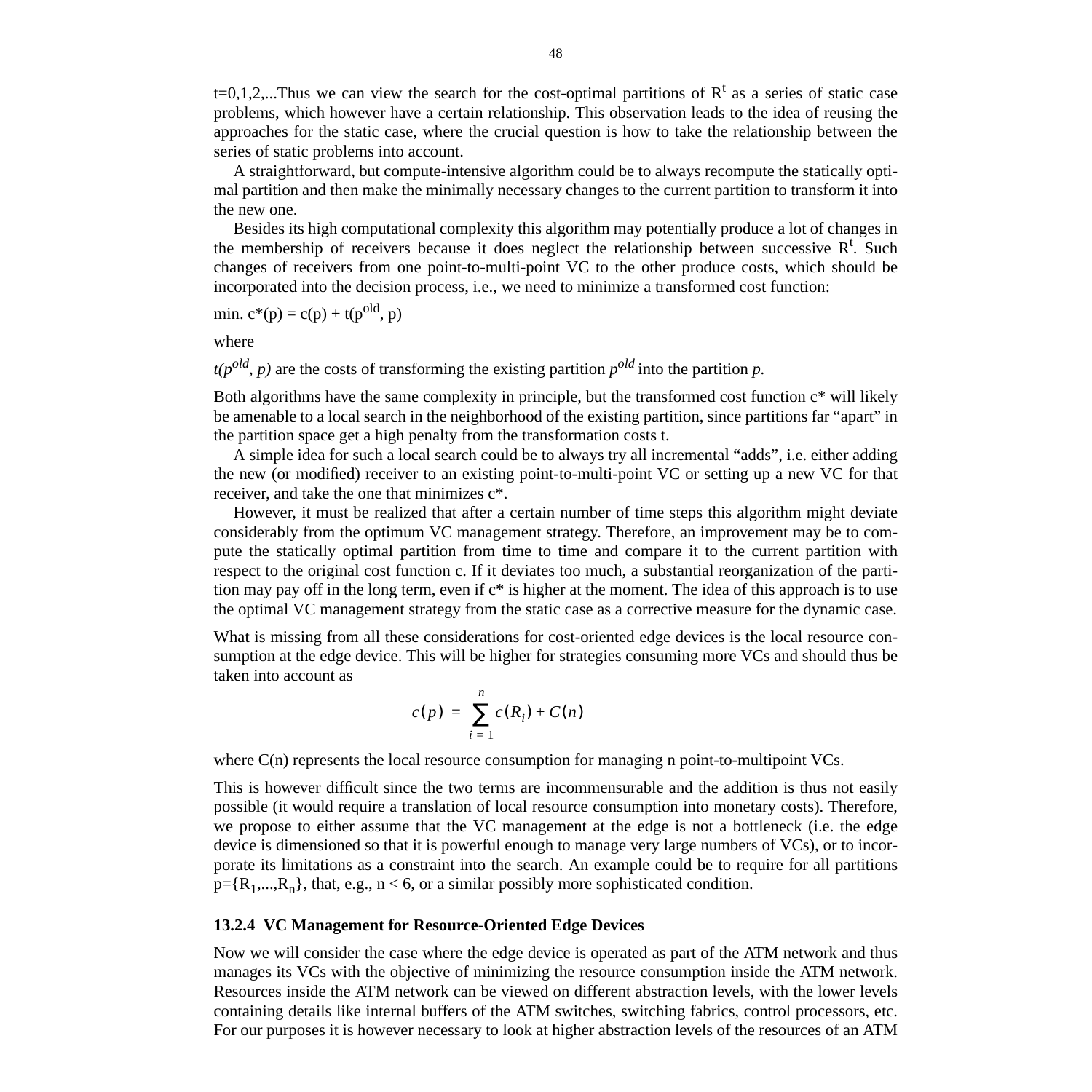$t=0,1,2,\ldots$ Thus we can view the search for the cost-optimal partitions of $R^t$ as a series of static case problems, which however have a certain relationship. This observation leads to the idea of reusing the approaches for the static case, where the crucial question is how to take the relationship between the series of static problems into account.

A straightforward, but compute-intensive algorithm could be to always recompute the statically optimal partition and then make the minimally necessary changes to the current partition to transform it into the new one.

Besides its high computational complexity this algorithm may potentially produce a lot of changes in the membership of receivers because it does neglect the relationship between successive $R^t$. Such changes of receivers from one point-to-multi-point VC to the other produce costs, which should be incorporated into the decision process, i.e., we need to minimize a transformed cost function:

min. $c^*(p) = c(p) + t(p^{old}, p)$

where

$t(p^{old}, p)$ are the costs of transforming the existing partition $p^{old}$ into the partition $p$.

Both algorithms have the same complexity in principle, but the transformed cost function c* will likely be amenable to a local search in the neighborhood of the existing partition, since partitions far "apart" in the partition space get a high penalty from the transformation costs t.

A simple idea for such a local search could be to always try all incremental "adds", i.e. either adding the new (or modified) receiver to an existing point-to-multi-point VC or setting up a new VC for that receiver, and take the one that minimizes c*.

However, it must be realized that after a certain number of time steps this algorithm might deviate considerably from the optimum VC management strategy. Therefore, an improvement may be to compute the statically optimal partition from time to time and compare it to the current partition with respect to the original cost function c. If it deviates too much, a substantial reorganization of the partition may pay off in the long term, even if c* is higher at the moment. The idea of this approach is to use the optimal VC management strategy from the static case as a corrective measure for the dynamic case.

What is missing from all these considerations for cost-oriented edge devices is the local resource consumption at the edge device. This will be higher for strategies consuming more VCs and should thus be taken into account as

$$\bar{c}(p) = \sum_{i=1}^{n} c(R_i) + C(n)$$

where C(n) represents the local resource consumption for managing n point-to-multipoint VCs.

This is however difficult since the two terms are incommensurable and the addition is thus not easily possible (it would require a translation of local resource consumption into monetary costs). Therefore, we propose to either assume that the VC management at the edge is not a bottleneck (i.e. the edge device is dimensioned so that it is powerful enough to manage very large numbers of VCs), or to incorporate its limitations as a constraint into the search. An example could be to require for all partitions $p=\{R_1,\ldots,R_n\}$, that, e.g., $n < 6$, or a similar possibly more sophisticated condition.

### 13.2.4 VC Management for Resource-Oriented Edge Devices

Now we will consider the case where the edge device is operated as part of the ATM network and thus manages its VCs with the objective of minimizing the resource consumption inside the ATM network. Resources inside the ATM network can be viewed on different abstraction levels, with the lower levels containing details like internal buffers of the ATM switches, switching fabrics, control processors, etc. For our purposes it is however necessary to look at higher abstraction levels of the resources of an ATM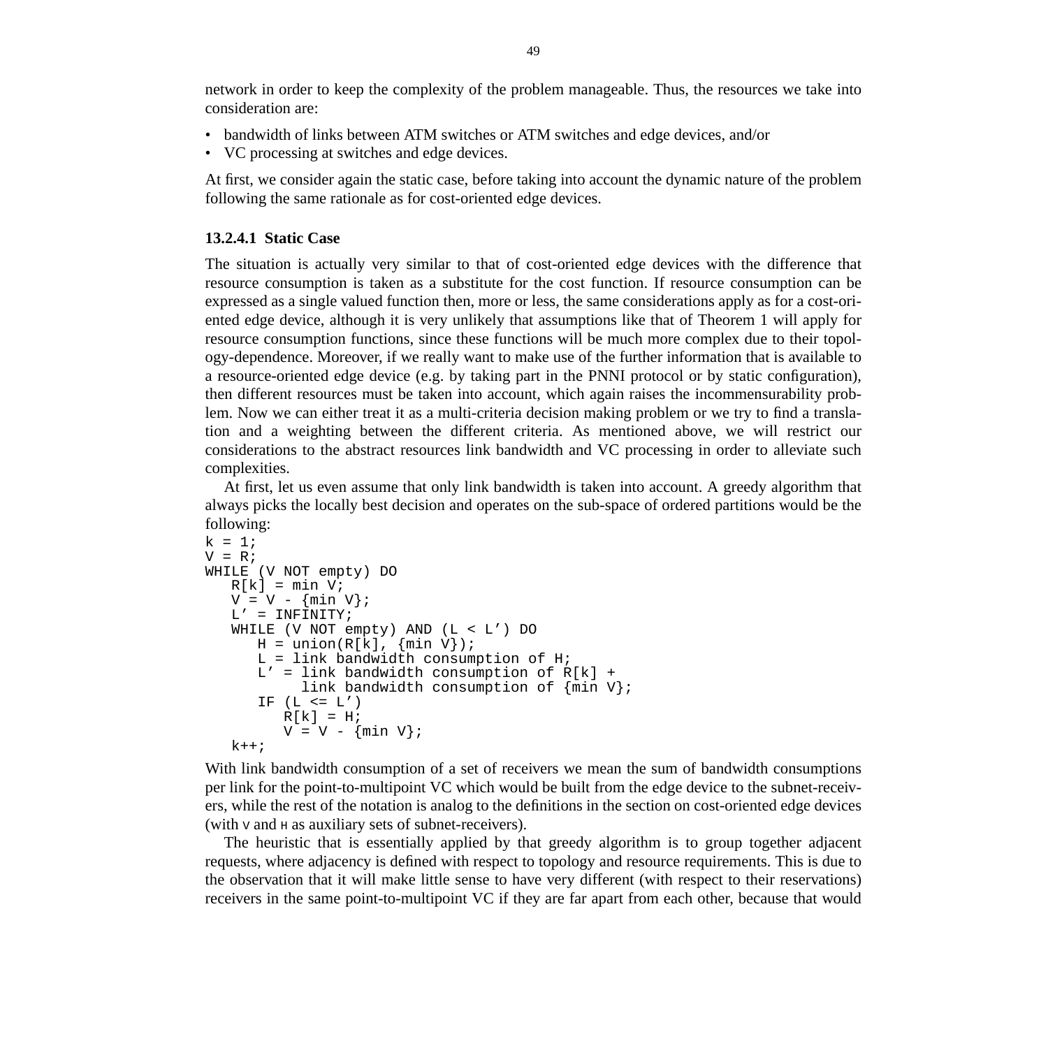network in order to keep the complexity of the problem manageable. Thus, the resources we take into consideration are:

- bandwidth of links between ATM switches or ATM switches and edge devices, and/or
- VC processing at switches and edge devices.

At first, we consider again the static case, before taking into account the dynamic nature of the problem following the same rationale as for cost-oriented edge devices.

#### 13.2.4.1 Static Case

The situation is actually very similar to that of cost-oriented edge devices with the difference that resource consumption is taken as a substitute for the cost function. If resource consumption can be expressed as a single valued function then, more or less, the same considerations apply as for a cost-oriented edge device, although it is very unlikely that assumptions like that of Theorem 1 will apply for resource consumption functions, since these functions will be much more complex due to their topology-dependence. Moreover, if we really want to make use of the further information that is available to a resource-oriented edge device (e.g. by taking part in the PNNI protocol or by static configuration), then different resources must be taken into account, which again raises the incommensurability problem. Now we can either treat it as a multi-criteria decision making problem or we try to find a translation and a weighting between the different criteria. As mentioned above, we will restrict our considerations to the abstract resources link bandwidth and VC processing in order to alleviate such complexities.

At first, let us even assume that only link bandwidth is taken into account. A greedy algorithm that always picks the locally best decision and operates on the sub-space of ordered partitions would be the following:

```
k = 1;
V = R;
WHILE (V NOT empty) DO
   R[k] = min V;
   V = V - {min V};
   L’ = INFINITY;
   WHILE (V NOT empty) AND (L < L’) DO
      H = union(R[k], {min V});
      L = link bandwidth consumption of H;
      L’ = link bandwidth consumption of R[k] +
           link bandwidth consumption of {min V};
      IF (L <= L’)
         R[k] = H;
         V = V - {min V};
   k++;
```

With link bandwidth consumption of a set of receivers we mean the sum of bandwidth consumptions per link for the point-to-multipoint VC which would be built from the edge device to the subnet-receivers, while the rest of the notation is analog to the definitions in the section on cost-oriented edge devices (with `V` and `H` as auxiliary sets of subnet-receivers).

The heuristic that is essentially applied by that greedy algorithm is to group together adjacent requests, where adjacency is defined with respect to topology and resource requirements. This is due to the observation that it will make little sense to have very different (with respect to their reservations) receivers in the same point-to-multipoint VC if they are far apart from each other, because that would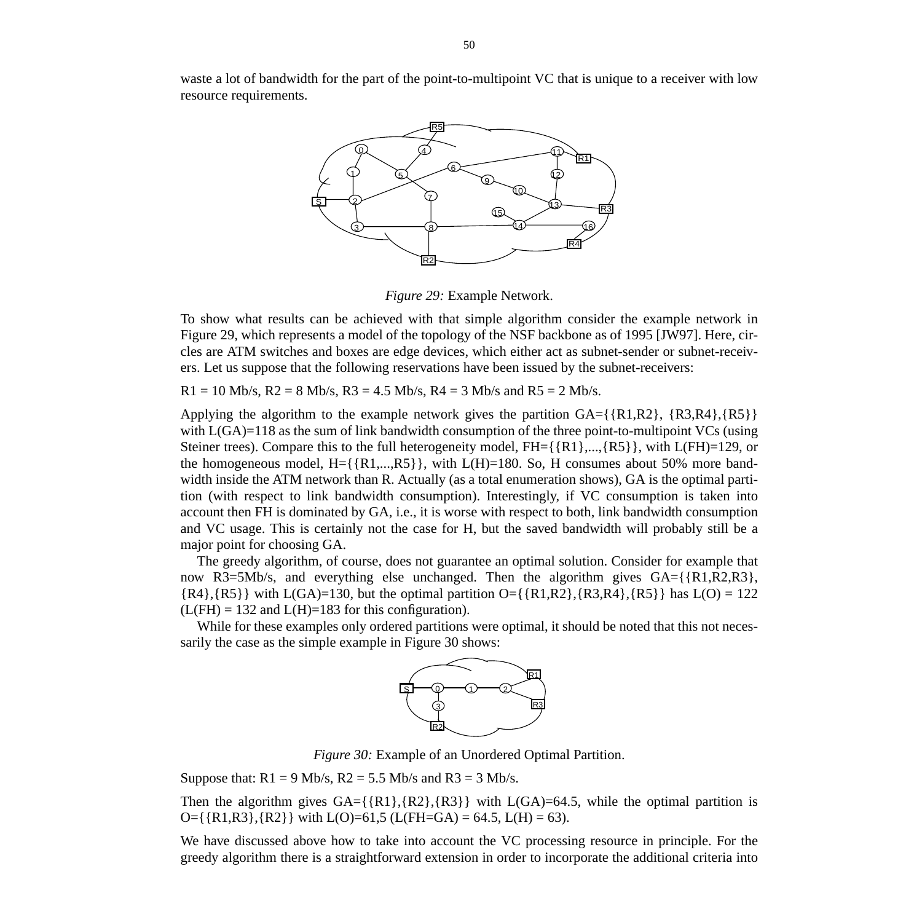waste a lot of bandwidth for the part of the point-to-multipoint VC that is unique to a receiver with low resource requirements.

*Figure 29:* Example Network.

To show what results can be achieved with that simple algorithm consider the example network in Figure 29, which represents a model of the topology of the NSF backbone as of 1995 [JW97]. Here, circles are ATM switches and boxes are edge devices, which either act as subnet-sender or subnet-receivers. Let us suppose that the following reservations have been issued by the subnet-receivers:

R1 = 10 Mb/s, R2 = 8 Mb/s, R3 = 4.5 Mb/s, R4 = 3 Mb/s and R5 = 2 Mb/s.

Applying the algorithm to the example network gives the partition GA={{R1,R2}, {R3,R4},{R5}} with L(GA)=118 as the sum of link bandwidth consumption of the three point-to-multipoint VCs (using Steiner trees). Compare this to the full heterogeneity model, FH={{R1},...,{R5}}, with L(FH)=129, or the homogeneous model, H={{R1,...,R5}}, with L(H)=180. So, H consumes about 50% more bandwidth inside the ATM network than R. Actually (as a total enumeration shows), GA is the optimal partition (with respect to link bandwidth consumption). Interestingly, if VC consumption is taken into account then FH is dominated by GA, i.e., it is worse with respect to both, link bandwidth consumption and VC usage. This is certainly not the case for H, but the saved bandwidth will probably still be a major point for choosing GA.

The greedy algorithm, of course, does not guarantee an optimal solution. Consider for example that now R3=5Mb/s, and everything else unchanged. Then the algorithm gives GA={{R1,R2,R3}, {R4},{R5}} with L(GA)=130, but the optimal partition O={{R1,R2},{R3,R4},{R5}} has L(O) = 122 (L(FH) = 132 and L(H)=183 for this configuration).

While for these examples only ordered partitions were optimal, it should be noted that this not necessarily the case as the simple example in Figure 30 shows:

*Figure 30:* Example of an Unordered Optimal Partition.

Suppose that: R1 = 9 Mb/s, R2 = 5.5 Mb/s and R3 = 3 Mb/s.

Then the algorithm gives GA={{R1},{R2},{R3}} with L(GA)=64.5, while the optimal partition is O={{R1,R3},{R2}} with L(O)=61,5 (L(FH=GA) = 64.5, L(H) = 63).

We have discussed above how to take into account the VC processing resource in principle. For the greedy algorithm there is a straightforward extension in order to incorporate the additional criteria into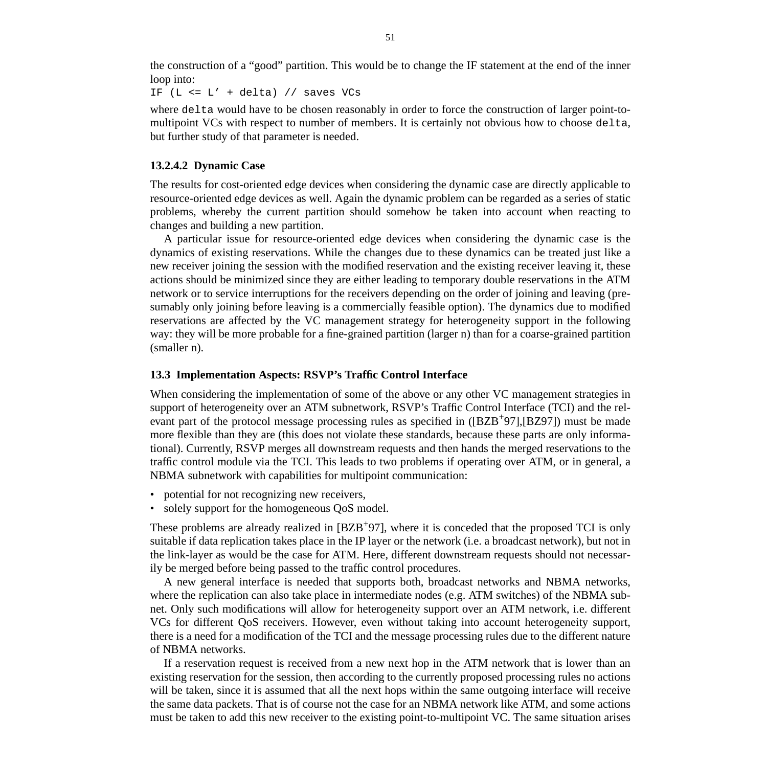the construction of a "good" partition. This would be to change the IF statement at the end of the inner loop into:

```
IF (L <= L' + delta) // saves VCs
```

where `delta` would have to be chosen reasonably in order to force the construction of larger point-to-multipoint VCs with respect to number of members. It is certainly not obvious how to choose `delta`, but further study of that parameter is needed.

#### 13.2.4.2 Dynamic Case

The results for cost-oriented edge devices when considering the dynamic case are directly applicable to resource-oriented edge devices as well. Again the dynamic problem can be regarded as a series of static problems, whereby the current partition should somehow be taken into account when reacting to changes and building a new partition.

A particular issue for resource-oriented edge devices when considering the dynamic case is the dynamics of existing reservations. While the changes due to these dynamics can be treated just like a new receiver joining the session with the modified reservation and the existing receiver leaving it, these actions should be minimized since they are either leading to temporary double reservations in the ATM network or to service interruptions for the receivers depending on the order of joining and leaving (presumably only joining before leaving is a commercially feasible option). The dynamics due to modified reservations are affected by the VC management strategy for heterogeneity support in the following way: they will be more probable for a fine-grained partition (larger n) than for a coarse-grained partition (smaller n).

### 13.3 Implementation Aspects: RSVP's Traffic Control Interface

When considering the implementation of some of the above or any other VC management strategies in support of heterogeneity over an ATM subnetwork, RSVP's Traffic Control Interface (TCI) and the relevant part of the protocol message processing rules as specified in ([BZB+97],[BZ97]) must be made more flexible than they are (this does not violate these standards, because these parts are only informational). Currently, RSVP merges all downstream requests and then hands the merged reservations to the traffic control module via the TCI. This leads to two problems if operating over ATM, or in general, a NBMA subnetwork with capabilities for multipoint communication:

- potential for not recognizing new receivers,
- solely support for the homogeneous QoS model.

These problems are already realized in [BZB+97], where it is conceded that the proposed TCI is only suitable if data replication takes place in the IP layer or the network (i.e. a broadcast network), but not in the link-layer as would be the case for ATM. Here, different downstream requests should not necessarily be merged before being passed to the traffic control procedures.

A new general interface is needed that supports both, broadcast networks and NBMA networks, where the replication can also take place in intermediate nodes (e.g. ATM switches) of the NBMA subnet. Only such modifications will allow for heterogeneity support over an ATM network, i.e. different VCs for different QoS receivers. However, even without taking into account heterogeneity support, there is a need for a modification of the TCI and the message processing rules due to the different nature of NBMA networks.

If a reservation request is received from a new next hop in the ATM network that is lower than an existing reservation for the session, then according to the currently proposed processing rules no actions will be taken, since it is assumed that all the next hops within the same outgoing interface will receive the same data packets. That is of course not the case for an NBMA network like ATM, and some actions must be taken to add this new receiver to the existing point-to-multipoint VC. The same situation arises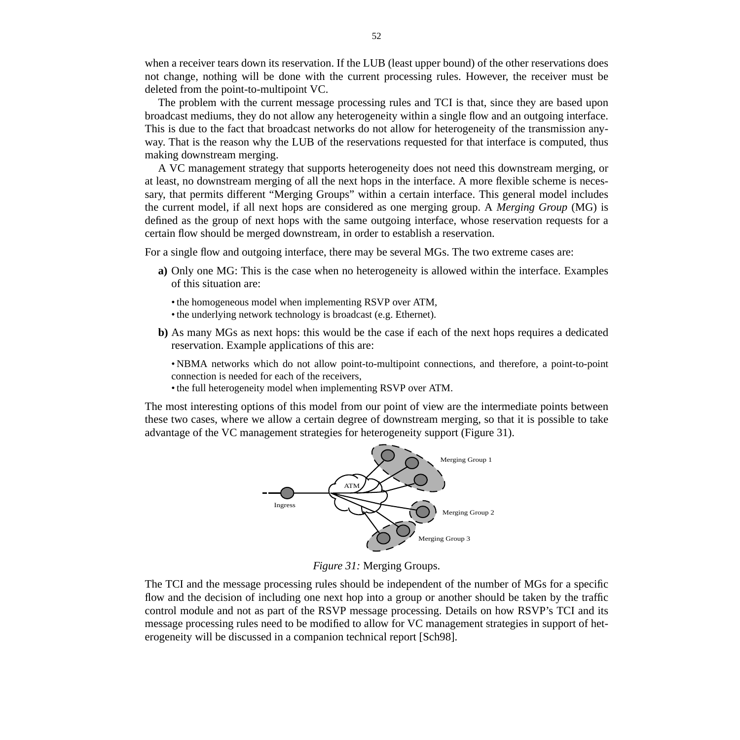when a receiver tears down its reservation. If the LUB (least upper bound) of the other reservations does not change, nothing will be done with the current processing rules. However, the receiver must be deleted from the point-to-multipoint VC.

The problem with the current message processing rules and TCI is that, since they are based upon broadcast mediums, they do not allow any heterogeneity within a single flow and an outgoing interface. This is due to the fact that broadcast networks do not allow for heterogeneity of the transmission anyway. That is the reason why the LUB of the reservations requested for that interface is computed, thus making downstream merging.

A VC management strategy that supports heterogeneity does not need this downstream merging, or at least, no downstream merging of all the next hops in the interface. A more flexible scheme is necessary, that permits different "Merging Groups" within a certain interface. This general model includes the current model, if all next hops are considered as one merging group. A *Merging Group* (MG) is defined as the group of next hops with the same outgoing interface, whose reservation requests for a certain flow should be merged downstream, in order to establish a reservation.

For a single flow and outgoing interface, there may be several MGs. The two extreme cases are:

**a)** Only one MG: This is the case when no heterogeneity is allowed within the interface. Examples of this situation are:

- the homogeneous model when implementing RSVP over ATM,
- the underlying network technology is broadcast (e.g. Ethernet).

**b)** As many MGs as next hops: this would be the case if each of the next hops requires a dedicated reservation. Example applications of this are:

- NBMA networks which do not allow point-to-multipoint connections, and therefore, a point-to-point connection is needed for each of the receivers,
- the full heterogeneity model when implementing RSVP over ATM.

The most interesting options of this model from our point of view are the intermediate points between these two cases, where we allow a certain degree of downstream merging, so that it is possible to take advantage of the VC management strategies for heterogeneity support (Figure 31).

Merging Group 1

ATM

Ingress

Merging Group 2

Merging Group 3

*Figure 31:* Merging Groups.

The TCI and the message processing rules should be independent of the number of MGs for a specific flow and the decision of including one next hop into a group or another should be taken by the traffic control module and not as part of the RSVP message processing. Details on how RSVP's TCI and its message processing rules need to be modified to allow for VC management strategies in support of heterogeneity will be discussed in a companion technical report [Sch98].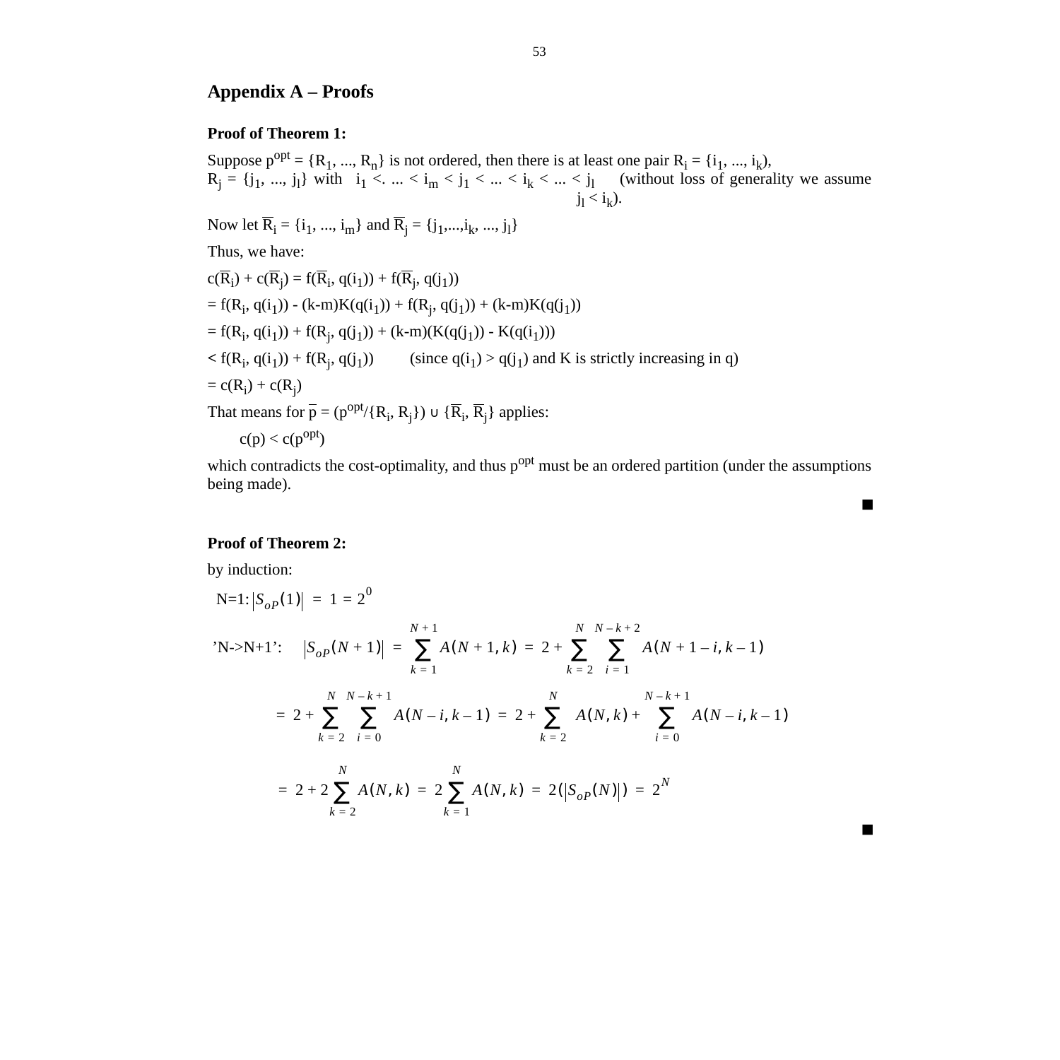## Appendix A – Proofs

**Proof of Theorem 1:**

Suppose $p^{opt} = \{R_1, ..., R_n\}$ is not ordered, then there is at least one pair $R_i = \{i_1, ..., i_k\}$, $R_j = \{j_1, ..., j_l\}$ with $i_1 <. ... < i_m < j_1 < ... < i_k < ... < j_l$ (without loss of generality we assume $j_l < i_k$).

Now let $\overline{R}_i = \{i_1, ..., i_m\}$ and $\overline{R}_j = \{j_1,...,i_k, ..., j_l\}$

Thus, we have:

$c(\overline{R}_i) + c(\overline{R}_j) = f(\overline{R}_i, q(i_1)) + f(\overline{R}_j, q(j_1))$

$= f(R_i, q(i_1)) - (k-m)K(q(i_1)) + f(R_j, q(j_1)) + (k-m)K(q(j_1))$

$= f(R_i, q(i_1)) + f(R_j, q(j_1)) + (k-m)(K(q(j_1)) - K(q(i_1)))$

$< f(R_i, q(i_1)) + f(R_j, q(j_1))$ (since $q(i_1) > q(j_1)$ and K is strictly increasing in q)

$= c(R_i) + c(R_j)$

That means for $\overline{p} = (p^{opt}/\{R_i, R_j\}) \cup \{\overline{R}_i, \overline{R}_j\}$ applies:

$c(p) < c(p^{opt})$

which contradicts the cost-optimality, and thus $p^{opt}$ must be an ordered partition (under the assumptions being made).

■

**Proof of Theorem 2:**

by induction:

N=1: $|S_{oP}(1)| = 1 = 2^0$

'N->N+1': $|S_{oP}(N+1)| = \sum_{k=1}^{N+1} A(N+1, k) = 2 + \sum_{k=2}^{N} \sum_{i=1}^{N-k+2} A(N+1-i, k-1)$

$$= 2 + \sum_{k=2}^{N} \sum_{i=0}^{N-k+1} A(N-i, k-1) = 2 + \sum_{k=2}^{N} A(N, k) + \sum_{i=0}^{N-k+1} A(N-i, k-1)$$

$$= 2 + 2\sum_{k=2}^{N} A(N, k) = 2\sum_{k=1}^{N} A(N, k) = 2(|S_{oP}(N)|) = 2^N$$

■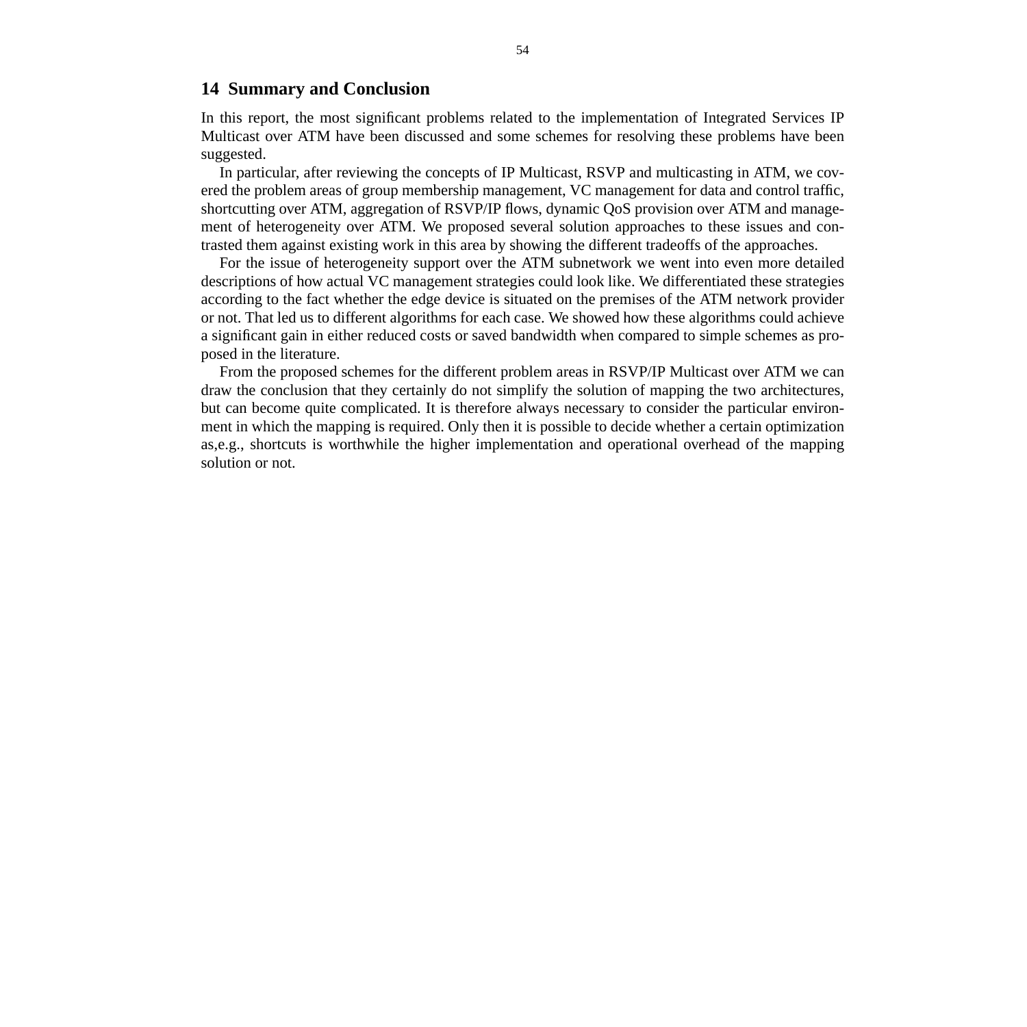## 14 Summary and Conclusion

In this report, the most significant problems related to the implementation of Integrated Services IP Multicast over ATM have been discussed and some schemes for resolving these problems have been suggested.

In particular, after reviewing the concepts of IP Multicast, RSVP and multicasting in ATM, we covered the problem areas of group membership management, VC management for data and control traffic, shortcutting over ATM, aggregation of RSVP/IP flows, dynamic QoS provision over ATM and management of heterogeneity over ATM. We proposed several solution approaches to these issues and contrasted them against existing work in this area by showing the different tradeoffs of the approaches.

For the issue of heterogeneity support over the ATM subnetwork we went into even more detailed descriptions of how actual VC management strategies could look like. We differentiated these strategies according to the fact whether the edge device is situated on the premises of the ATM network provider or not. That led us to different algorithms for each case. We showed how these algorithms could achieve a significant gain in either reduced costs or saved bandwidth when compared to simple schemes as proposed in the literature.

From the proposed schemes for the different problem areas in RSVP/IP Multicast over ATM we can draw the conclusion that they certainly do not simplify the solution of mapping the two architectures, but can become quite complicated. It is therefore always necessary to consider the particular environment in which the mapping is required. Only then it is possible to decide whether a certain optimization as,e.g., shortcuts is worthwhile the higher implementation and operational overhead of the mapping solution or not.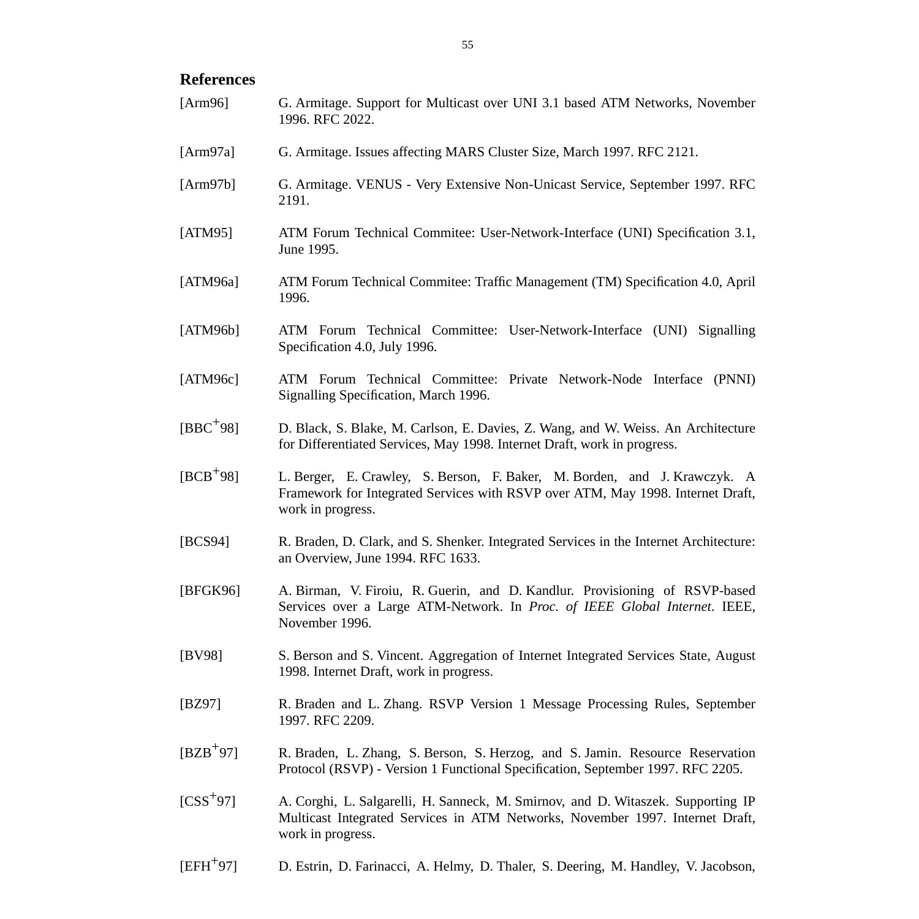## References

[Arm96] G. Armitage. Support for Multicast over UNI 3.1 based ATM Networks, November 1996. RFC 2022.

[Arm97a] G. Armitage. Issues affecting MARS Cluster Size, March 1997. RFC 2121.

[Arm97b] G. Armitage. VENUS - Very Extensive Non-Unicast Service, September 1997. RFC 2191.

[ATM95] ATM Forum Technical Commitee: User-Network-Interface (UNI) Specification 3.1, June 1995.

[ATM96a] ATM Forum Technical Commitee: Traffic Management (TM) Specification 4.0, April 1996.

[ATM96b] ATM Forum Technical Committee: User-Network-Interface (UNI) Signalling Specification 4.0, July 1996.

[ATM96c] ATM Forum Technical Committee: Private Network-Node Interface (PNNI) Signalling Specification, March 1996.

[BBC+98] D. Black, S. Blake, M. Carlson, E. Davies, Z. Wang, and W. Weiss. An Architecture for Differentiated Services, May 1998. Internet Draft, work in progress.

[BCB+98] L. Berger, E. Crawley, S. Berson, F. Baker, M. Borden, and J. Krawczyk. A Framework for Integrated Services with RSVP over ATM, May 1998. Internet Draft, work in progress.

[BCS94] R. Braden, D. Clark, and S. Shenker. Integrated Services in the Internet Architecture: an Overview, June 1994. RFC 1633.

[BFGK96] A. Birman, V. Firoiu, R. Guerin, and D. Kandlur. Provisioning of RSVP-based Services over a Large ATM-Network. In *Proc. of IEEE Global Internet*. IEEE, November 1996.

[BV98] S. Berson and S. Vincent. Aggregation of Internet Integrated Services State, August 1998. Internet Draft, work in progress.

[BZ97] R. Braden and L. Zhang. RSVP Version 1 Message Processing Rules, September 1997. RFC 2209.

[BZB+97] R. Braden, L. Zhang, S. Berson, S. Herzog, and S. Jamin. Resource Reservation Protocol (RSVP) - Version 1 Functional Specification, September 1997. RFC 2205.

[CSS+97] A. Corghi, L. Salgarelli, H. Sanneck, M. Smirnov, and D. Witaszek. Supporting IP Multicast Integrated Services in ATM Networks, November 1997. Internet Draft, work in progress.

[EFH+97] D. Estrin, D. Farinacci, A. Helmy, D. Thaler, S. Deering, M. Handley, V. Jacobson,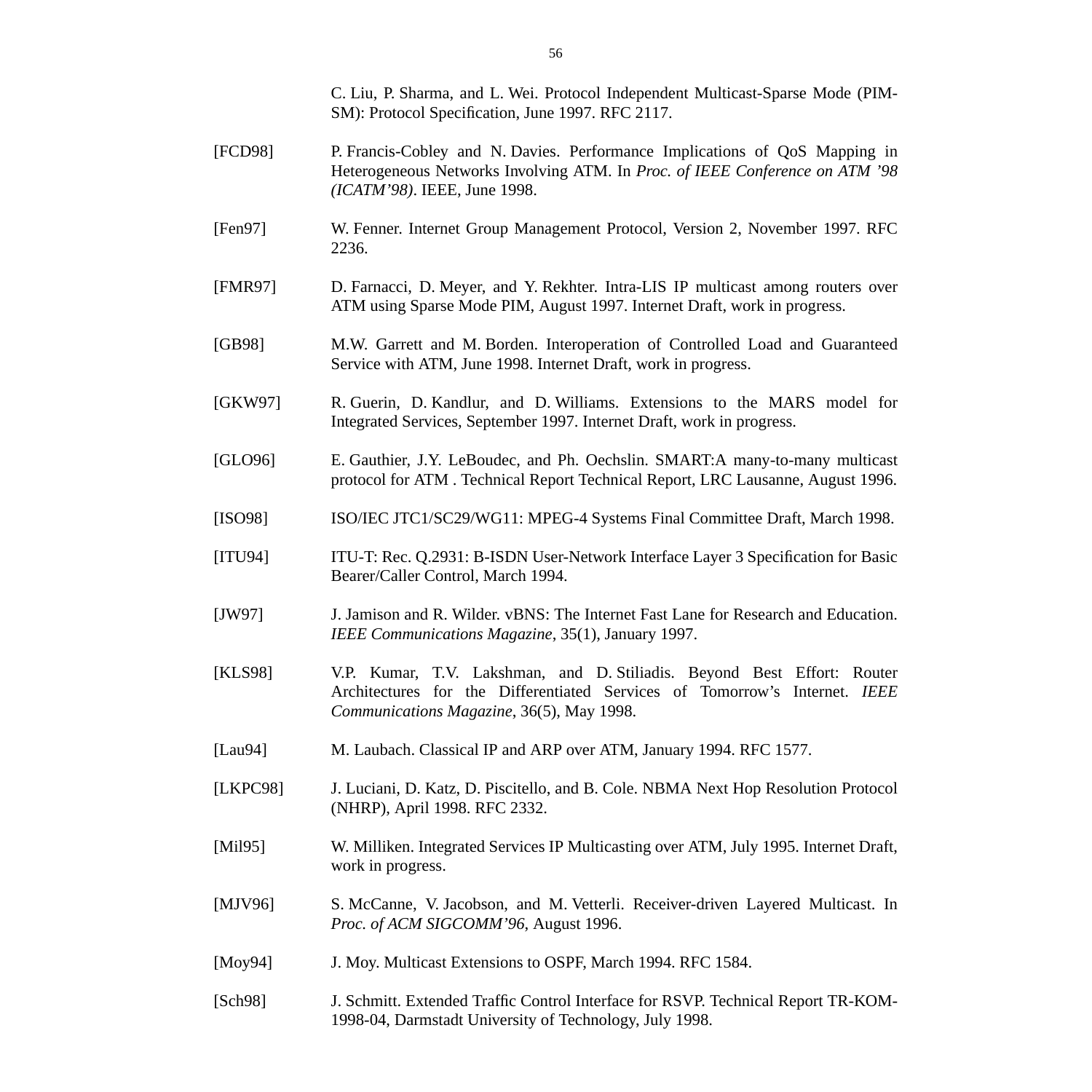C. Liu, P. Sharma, and L. Wei. Protocol Independent Multicast-Sparse Mode (PIM-SM): Protocol Specification, June 1997. RFC 2117.

[FCD98] P. Francis-Cobley and N. Davies. Performance Implications of QoS Mapping in Heterogeneous Networks Involving ATM. In *Proc. of IEEE Conference on ATM '98 (ICATM'98)*. IEEE, June 1998.

[Fen97] W. Fenner. Internet Group Management Protocol, Version 2, November 1997. RFC 2236.

[FMR97] D. Farnacci, D. Meyer, and Y. Rekhter. Intra-LIS IP multicast among routers over ATM using Sparse Mode PIM, August 1997. Internet Draft, work in progress.

[GB98] M.W. Garrett and M. Borden. Interoperation of Controlled Load and Guaranteed Service with ATM, June 1998. Internet Draft, work in progress.

[GKW97] R. Guerin, D. Kandlur, and D. Williams. Extensions to the MARS model for Integrated Services, September 1997. Internet Draft, work in progress.

[GLO96] E. Gauthier, J.Y. LeBoudec, and Ph. Oechslin. SMART:A many-to-many multicast protocol for ATM . Technical Report Technical Report, LRC Lausanne, August 1996.

[ISO98] ISO/IEC JTC1/SC29/WG11: MPEG-4 Systems Final Committee Draft, March 1998.

[ITU94] ITU-T: Rec. Q.2931: B-ISDN User-Network Interface Layer 3 Specification for Basic Bearer/Caller Control, March 1994.

[JW97] J. Jamison and R. Wilder. vBNS: The Internet Fast Lane for Research and Education. *IEEE Communications Magazine*, 35(1), January 1997.

[KLS98] V.P. Kumar, T.V. Lakshman, and D. Stiliadis. Beyond Best Effort: Router Architectures for the Differentiated Services of Tomorrow's Internet. *IEEE Communications Magazine*, 36(5), May 1998.

[Lau94] M. Laubach. Classical IP and ARP over ATM, January 1994. RFC 1577.

[LKPC98] J. Luciani, D. Katz, D. Piscitello, and B. Cole. NBMA Next Hop Resolution Protocol (NHRP), April 1998. RFC 2332.

[Mil95] W. Milliken. Integrated Services IP Multicasting over ATM, July 1995. Internet Draft, work in progress.

[MJV96] S. McCanne, V. Jacobson, and M. Vetterli. Receiver-driven Layered Multicast. In *Proc. of ACM SIGCOMM'96*, August 1996.

[Moy94] J. Moy. Multicast Extensions to OSPF, March 1994. RFC 1584.

[Sch98] J. Schmitt. Extended Traffic Control Interface for RSVP. Technical Report TR-KOM-1998-04, Darmstadt University of Technology, July 1998.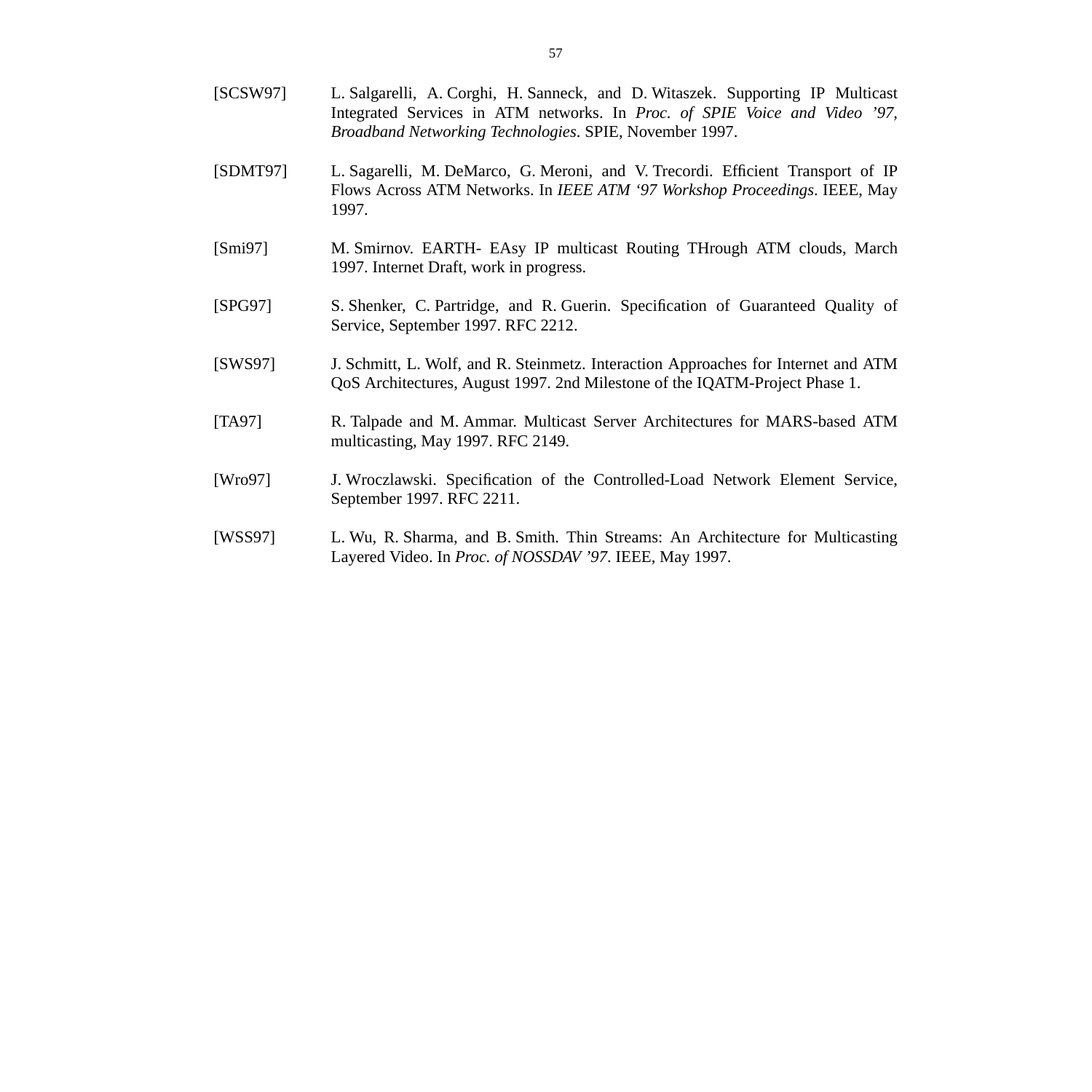[SCSW97] L. Salgarelli, A. Corghi, H. Sanneck, and D. Witaszek. Supporting IP Multicast Integrated Services in ATM networks. In *Proc. of SPIE Voice and Video '97, Broadband Networking Technologies*. SPIE, November 1997.

[SDMT97] L. Sagarelli, M. DeMarco, G. Meroni, and V. Trecordi. Efficient Transport of IP Flows Across ATM Networks. In *IEEE ATM '97 Workshop Proceedings*. IEEE, May 1997.

[Smi97] M. Smirnov. EARTH- EAsy IP multicast Routing THrough ATM clouds, March 1997. Internet Draft, work in progress.

[SPG97] S. Shenker, C. Partridge, and R. Guerin. Specification of Guaranteed Quality of Service, September 1997. RFC 2212.

[SWS97] J. Schmitt, L. Wolf, and R. Steinmetz. Interaction Approaches for Internet and ATM QoS Architectures, August 1997. 2nd Milestone of the IQATM-Project Phase 1.

[TA97] R. Talpade and M. Ammar. Multicast Server Architectures for MARS-based ATM multicasting, May 1997. RFC 2149.

[Wro97] J. Wroczlawski. Specification of the Controlled-Load Network Element Service, September 1997. RFC 2211.

[WSS97] L. Wu, R. Sharma, and B. Smith. Thin Streams: An Architecture for Multicasting Layered Video. In *Proc. of NOSSDAV '97*. IEEE, May 1997.